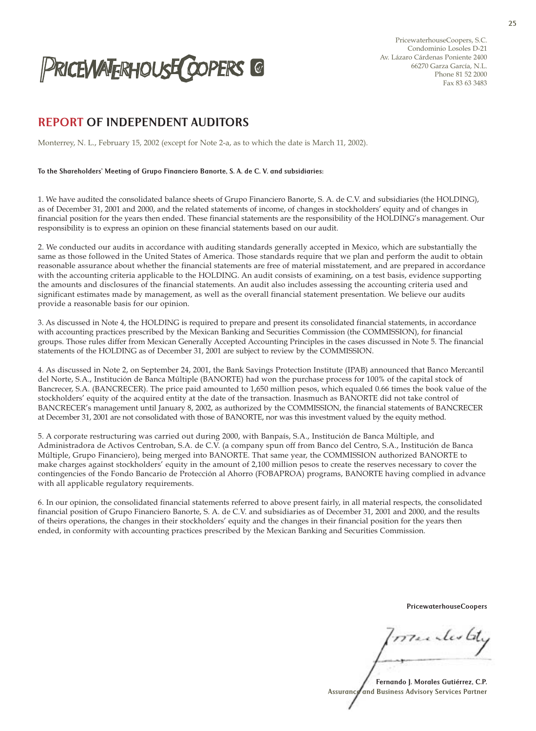PRICEWATERHOUSECOOPERS

PricewaterhouseCoopers, S.C.
Condominio Losoles D-21
Av. Lázaro Cárdenas Poniente 2400
66270 Garza García, N.L.
Phone 81 52 2000
Fax 83 63 3483

# REPORT OF INDEPENDENT AUDITORS

Monterrey, N. L., February 15, 2002 (except for Note 2-a, as to which the date is March 11, 2002).

**To the Shareholders' Meeting of Grupo Financiero Banorte, S. A. de C. V. and subsidiaries:**

1. We have audited the consolidated balance sheets of Grupo Financiero Banorte, S. A. de C.V. and subsidiaries (the HOLDING), as of December 31, 2001 and 2000, and the related statements of income, of changes in stockholders' equity and of changes in financial position for the years then ended. These financial statements are the responsibility of the HOLDING's management. Our responsibility is to express an opinion on these financial statements based on our audit.

2. We conducted our audits in accordance with auditing standards generally accepted in Mexico, which are substantially the same as those followed in the United States of America. Those standards require that we plan and perform the audit to obtain reasonable assurance about whether the financial statements are free of material misstatement, and are prepared in accordance with the accounting criteria applicable to the HOLDING. An audit consists of examining, on a test basis, evidence supporting the amounts and disclosures of the financial statements. An audit also includes assessing the accounting criteria used and significant estimates made by management, as well as the overall financial statement presentation. We believe our audits provide a reasonable basis for our opinion.

3. As discussed in Note 4, the HOLDING is required to prepare and present its consolidated financial statements, in accordance with accounting practices prescribed by the Mexican Banking and Securities Commission (the COMMISSION), for financial groups. Those rules differ from Mexican Generally Accepted Accounting Principles in the cases discussed in Note 5. The financial statements of the HOLDING as of December 31, 2001 are subject to review by the COMMISSION.

4. As discussed in Note 2, on September 24, 2001, the Bank Savings Protection Institute (IPAB) announced that Banco Mercantil del Norte, S.A., Institución de Banca Múltiple (BANORTE) had won the purchase process for 100% of the capital stock of Bancrecer, S.A. (BANCRECER). The price paid amounted to 1,650 million pesos, which equaled 0.66 times the book value of the stockholders' equity of the acquired entity at the date of the transaction. Inasmuch as BANORTE did not take control of BANCRECER's management until January 8, 2002, as authorized by the COMMISSION, the financial statements of BANCRECER at December 31, 2001 are not consolidated with those of BANORTE, nor was this investment valued by the equity method.

5. A corporate restructuring was carried out during 2000, with Banpaís, S.A., Institución de Banca Múltiple, and Administradora de Activos Centroban, S.A. de C.V. (a company spun off from Banco del Centro, S.A., Institución de Banca Múltiple, Grupo Financiero), being merged into BANORTE. That same year, the COMMISSION authorized BANORTE to make charges against stockholders' equity in the amount of 2,100 million pesos to create the reserves necessary to cover the contingencies of the Fondo Bancario de Protección al Ahorro (FOBAPROA) programs, BANORTE having complied in advance with all applicable regulatory requirements.

6. In our opinion, the consolidated financial statements referred to above present fairly, in all material respects, the consolidated financial position of Grupo Financiero Banorte, S. A. de C.V. and subsidiaries as of December 31, 2001 and 2000, and the results of theirs operations, the changes in their stockholders' equity and the changes in their financial position for the years then ended, in conformity with accounting practices prescribed by the Mexican Banking and Securities Commission.

**PricewaterhouseCoopers**

**Fernando J. Morales Gutiérrez, C.P.**
**Assurance and Business Advisory Services Partner**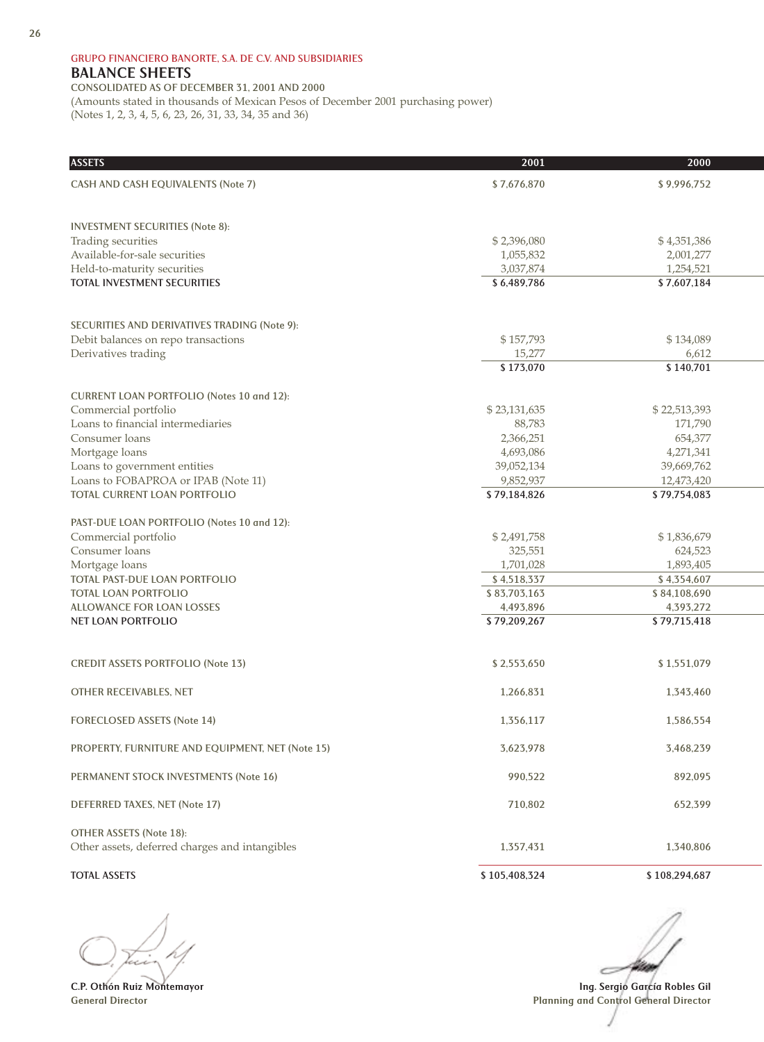GRUPO FINANCIERO BANORTE, S.A. DE C.V. AND SUBSIDIARIES

# BALANCE SHEETS

CONSOLIDATED AS OF DECEMBER 31, 2001 AND 2000

(Amounts stated in thousands of Mexican Pesos of December 2001 purchasing power)
(Notes 1, 2, 3, 4, 5, 6, 23, 26, 31, 33, 34, 35 and 36)

| ASSETS | 2001 | 2000 |
|---|---|---|
| CASH AND CASH EQUIVALENTS (Note 7) | $ 7,676,870 | $ 9,996,752 |
| | | |
| INVESTMENT SECURITIES (Note 8): | | |
| Trading securities | $ 2,396,080 | $ 4,351,386 |
| Available-for-sale securities | 1,055,832 | 2,001,277 |
| Held-to-maturity securities | 3,037,874 | 1,254,521 |
| TOTAL INVESTMENT SECURITIES | $ 6,489,786 | $ 7,607,184 |
| | | |
| SECURITIES AND DERIVATIVES TRADING (Note 9): | | |
| Debit balances on repo transactions | $ 157,793 | $ 134,089 |
| Derivatives trading | 15,277 | 6,612 |
| | $ 173,070 | $ 140,701 |
| | | |
| CURRENT LOAN PORTFOLIO (Notes 10 and 12): | | |
| Commercial portfolio | $ 23,131,635 | $ 22,513,393 |
| Loans to financial intermediaries | 88,783 | 171,790 |
| Consumer loans | 2,366,251 | 654,377 |
| Mortgage loans | 4,693,086 | 4,271,341 |
| Loans to government entities | 39,052,134 | 39,669,762 |
| Loans to FOBAPROA or IPAB (Note 11) | 9,852,937 | 12,473,420 |
| TOTAL CURRENT LOAN PORTFOLIO | $ 79,184,826 | $ 79,754,083 |
| | | |
| PAST-DUE LOAN PORTFOLIO (Notes 10 and 12): | | |
| Commercial portfolio | $ 2,491,758 | $ 1,836,679 |
| Consumer loans | 325,551 | 624,523 |
| Mortgage loans | 1,701,028 | 1,893,405 |
| TOTAL PAST-DUE LOAN PORTFOLIO | $ 4,518,337 | $ 4,354,607 |
| TOTAL LOAN PORTFOLIO | $ 83,703,163 | $ 84,108,690 |
| ALLOWANCE FOR LOAN LOSSES | 4,493,896 | 4,393,272 |
| NET LOAN PORTFOLIO | $ 79,209,267 | $ 79,715,418 |
| | | |
| CREDIT ASSETS PORTFOLIO (Note 13) | $ 2,553,650 | $ 1,551,079 |
| OTHER RECEIVABLES, NET | 1,266,831 | 1,343,460 |
| FORECLOSED ASSETS (Note 14) | 1,356,117 | 1,586,554 |
| PROPERTY, FURNITURE AND EQUIPMENT, NET (Note 15) | 3,623,978 | 3,468,239 |
| PERMANENT STOCK INVESTMENTS (Note 16) | 990,522 | 892,095 |
| DEFERRED TAXES, NET (Note 17) | 710,802 | 652,399 |
| OTHER ASSETS (Note 18): | | |
| Other assets, deferred charges and intangibles | 1,357,431 | 1,340,806 |
| | | |
| TOTAL ASSETS | $ 105,408,324 | $ 108,294,687 |

**C.P. Othón Ruiz Montemayor**
**General Director**

**Ing. Sergio García Robles Gil**
**Planning and Control General Director**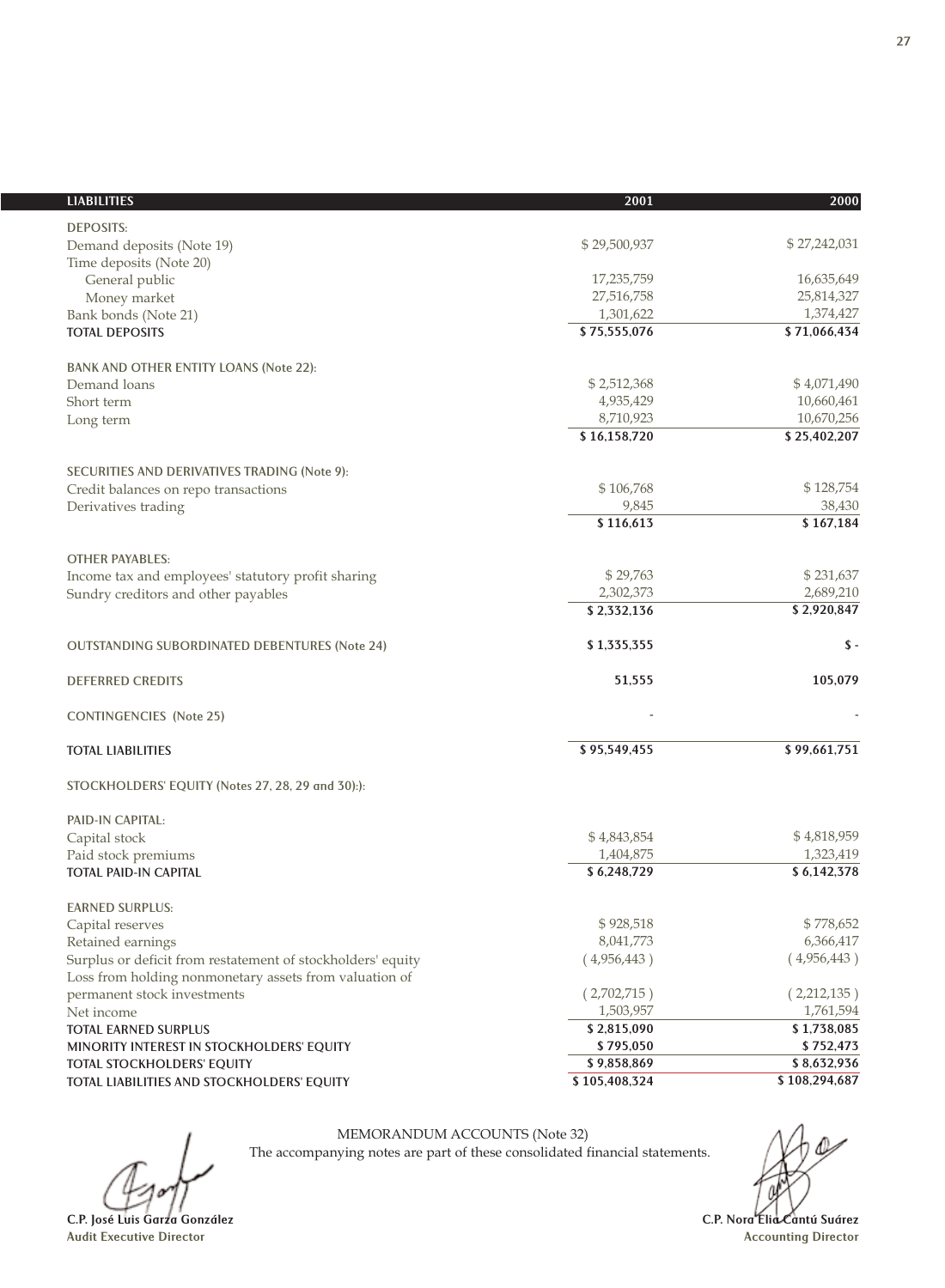| LIABILITIES | 2001 | 2000 |
|---|---|---|
| **DEPOSITS:** | | |
| Demand deposits (Note 19) | $ 29,500,937 | $ 27,242,031 |
| Time deposits (Note 20) | | |
| General public | 17,235,759 | 16,635,649 |
| Money market | 27,516,758 | 25,814,327 |
| Bank bonds (Note 21) | 1,301,622 | 1,374,427 |
| **TOTAL DEPOSITS** | **$ 75,555,076** | **$ 71,066,434** |
| | | |
| **BANK AND OTHER ENTITY LOANS (Note 22):** | | |
| Demand loans | $ 2,512,368 | $ 4,071,490 |
| Short term | 4,935,429 | 10,660,461 |
| Long term | 8,710,923 | 10,670,256 |
| | **$ 16,158,720** | **$ 25,402,207** |
| | | |
| **SECURITIES AND DERIVATIVES TRADING (Note 9):** | | |
| Credit balances on repo transactions | $ 106,768 | $ 128,754 |
| Derivatives trading | 9,845 | 38,430 |
| | **$ 116,613** | **$ 167,184** |
| | | |
| **OTHER PAYABLES:** | | |
| Income tax and employees' statutory profit sharing | $ 29,763 | $ 231,637 |
| Sundry creditors and other payables | 2,302,373 | 2,689,210 |
| | **$ 2,332,136** | **$ 2,920,847** |
| | | |
| **OUTSTANDING SUBORDINATED DEBENTURES (Note 24)** | **$ 1,335,355** | **$ -** |
| | | |
| **DEFERRED CREDITS** | **51,555** | **105,079** |
| | | |
| **CONTINGENCIES (Note 25)** | - | - |
| | | |
| **TOTAL LIABILITIES** | **$ 95,549,455** | **$ 99,661,751** |
| | | |
| **STOCKHOLDERS' EQUITY (Notes 27, 28, 29 and 30):** | | |
| | | |
| **PAID-IN CAPITAL:** | | |
| Capital stock | $ 4,843,854 | $ 4,818,959 |
| Paid stock premiums | 1,404,875 | 1,323,419 |
| **TOTAL PAID-IN CAPITAL** | **$ 6,248,729** | **$ 6,142,378** |
| | | |
| **EARNED SURPLUS:** | | |
| Capital reserves | $ 928,518 | $ 778,652 |
| Retained earnings | 8,041,773 | 6,366,417 |
| Surplus or deficit from restatement of stockholders' equity | ( 4,956,443 ) | ( 4,956,443 ) |
| Loss from holding nonmonetary assets from valuation of permanent stock investments | ( 2,702,715 ) | ( 2,212,135 ) |
| Net income | 1,503,957 | 1,761,594 |
| **TOTAL EARNED SURPLUS** | **$ 2,815,090** | **$ 1,738,085** |
| **MINORITY INTEREST IN STOCKHOLDERS' EQUITY** | **$ 795,050** | **$ 752,473** |
| **TOTAL STOCKHOLDERS' EQUITY** | **$ 9,858,869** | **$ 8,632,936** |
| **TOTAL LIABILITIES AND STOCKHOLDERS' EQUITY** | **$ 105,408,324** | **$ 108,294,687** |

MEMORANDUM ACCOUNTS (Note 32)

The accompanying notes are part of these consolidated financial statements.

**C.P. José Luis Garza González**
**Audit Executive Director**

**C.P. Nora Elia Cantú Suárez**
**Accounting Director**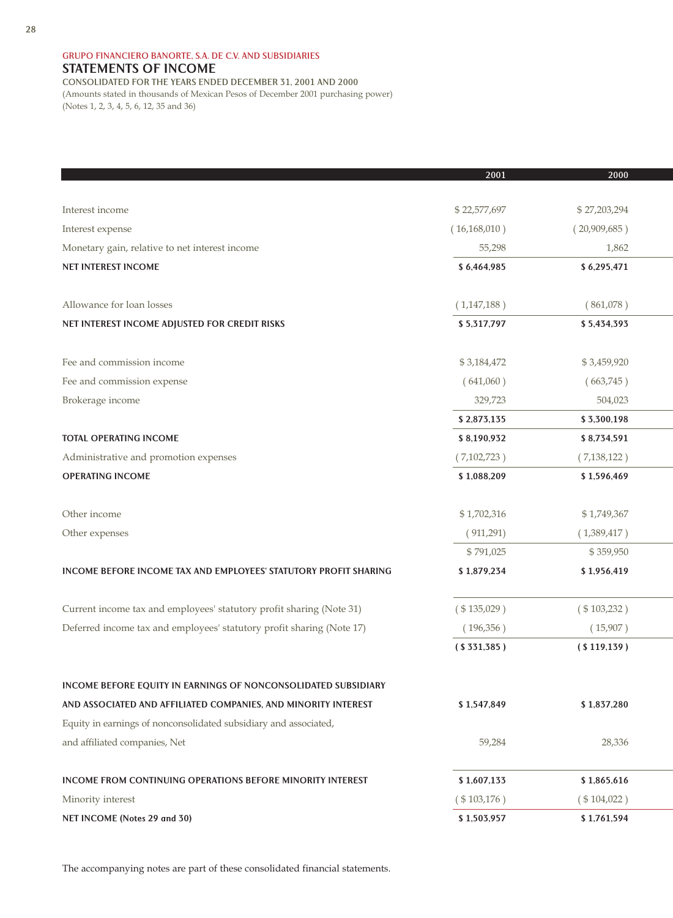GRUPO FINANCIERO BANORTE, S.A. DE C.V. AND SUBSIDIARIES

# STATEMENTS OF INCOME

**CONSOLIDATED FOR THE YEARS ENDED DECEMBER 31, 2001 AND 2000**

(Amounts stated in thousands of Mexican Pesos of December 2001 purchasing power)
(Notes 1, 2, 3, 4, 5, 6, 12, 35 and 36)

| | 2001 | 2000 |
|---|---|---|
| Interest income | $ 22,577,697 | $ 27,203,294 |
| Interest expense | ( 16,168,010 ) | ( 20,909,685 ) |
| Monetary gain, relative to net interest income | 55,298 | 1,862 |
| **NET INTEREST INCOME** | **$ 6,464,985** | **$ 6,295,471** |
| Allowance for loan losses | ( 1,147,188 ) | ( 861,078 ) |
| **NET INTEREST INCOME ADJUSTED FOR CREDIT RISKS** | **$ 5,317,797** | **$ 5,434,393** |
| Fee and commission income | $ 3,184,472 | $ 3,459,920 |
| Fee and commission expense | ( 641,060 ) | ( 663,745 ) |
| Brokerage income | 329,723 | 504,023 |
| | **$ 2,873,135** | **$ 3,300,198** |
| **TOTAL OPERATING INCOME** | **$ 8,190,932** | **$ 8,734,591** |
| Administrative and promotion expenses | ( 7,102,723 ) | ( 7,138,122 ) |
| **OPERATING INCOME** | **$ 1,088,209** | **$ 1,596,469** |
| Other income | $ 1,702,316 | $ 1,749,367 |
| Other expenses | ( 911,291) | ( 1,389,417 ) |
| | $ 791,025 | $ 359,950 |
| **INCOME BEFORE INCOME TAX AND EMPLOYEES' STATUTORY PROFIT SHARING** | **$ 1,879,234** | **$ 1,956,419** |
| Current income tax and employees' statutory profit sharing (Note 31) | ( $ 135,029 ) | ( $ 103,232 ) |
| Deferred income tax and employees' statutory profit sharing (Note 17) | ( 196,356 ) | ( 15,907 ) |
| | **( $ 331,385 )** | **( $ 119,139 )** |
| **INCOME BEFORE EQUITY IN EARNINGS OF NONCONSOLIDATED SUBSIDIARY AND ASSOCIATED AND AFFILIATED COMPANIES, AND MINORITY INTEREST** | **$ 1,547,849** | **$ 1,837,280** |
| Equity in earnings of nonconsolidated subsidiary and associated, and affiliated companies, Net | 59,284 | 28,336 |
| **INCOME FROM CONTINUING OPERATIONS BEFORE MINORITY INTEREST** | **$ 1,607,133** | **$ 1,865,616** |
| Minority interest | ( $ 103,176 ) | ( $ 104,022 ) |
| **NET INCOME (Notes 29 and 30)** | **$ 1,503,957** | **$ 1,761,594** |

The accompanying notes are part of these consolidated financial statements.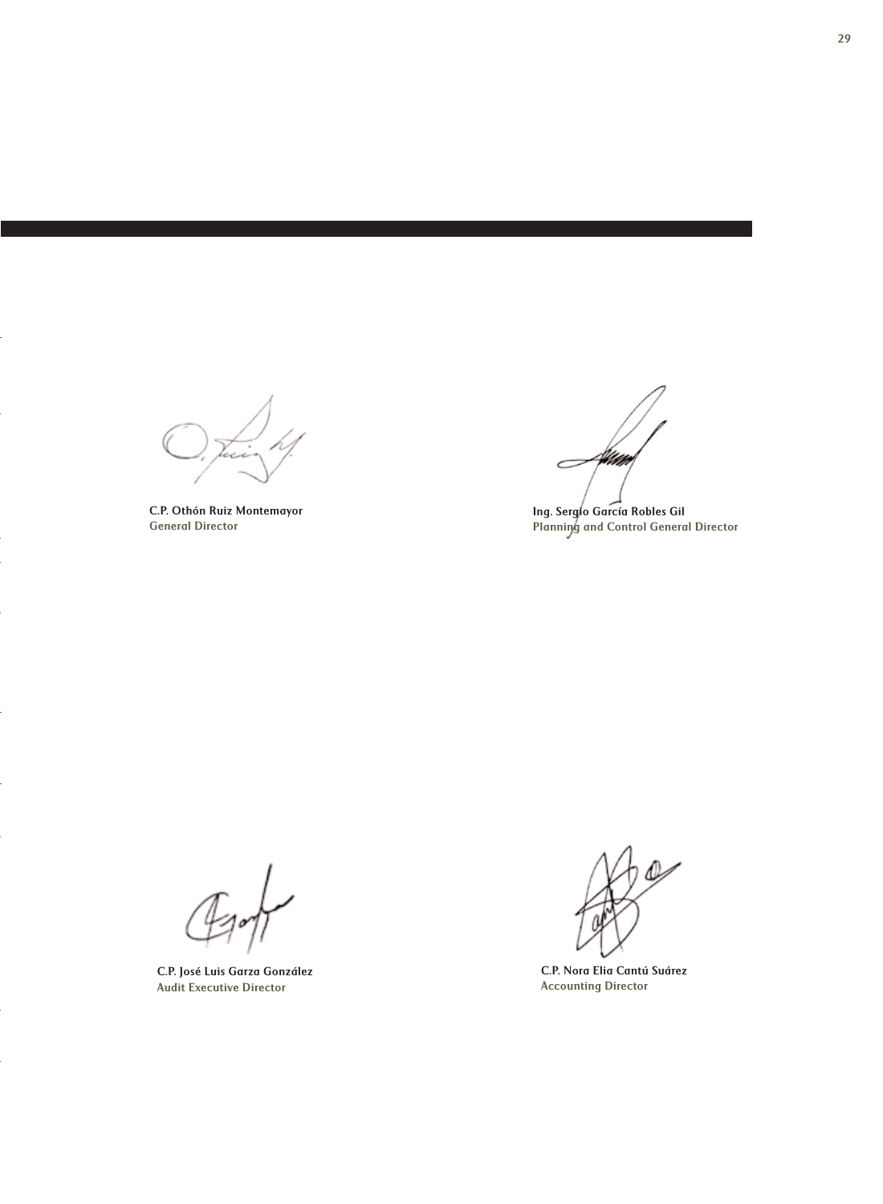C.P. Othón Ruiz Montemayor
General Director

Ing. Sergio García Robles Gil
Planning and Control General Director

C.P. José Luis Garza González
Audit Executive Director

C.P. Nora Elia Cantú Suárez
Accounting Director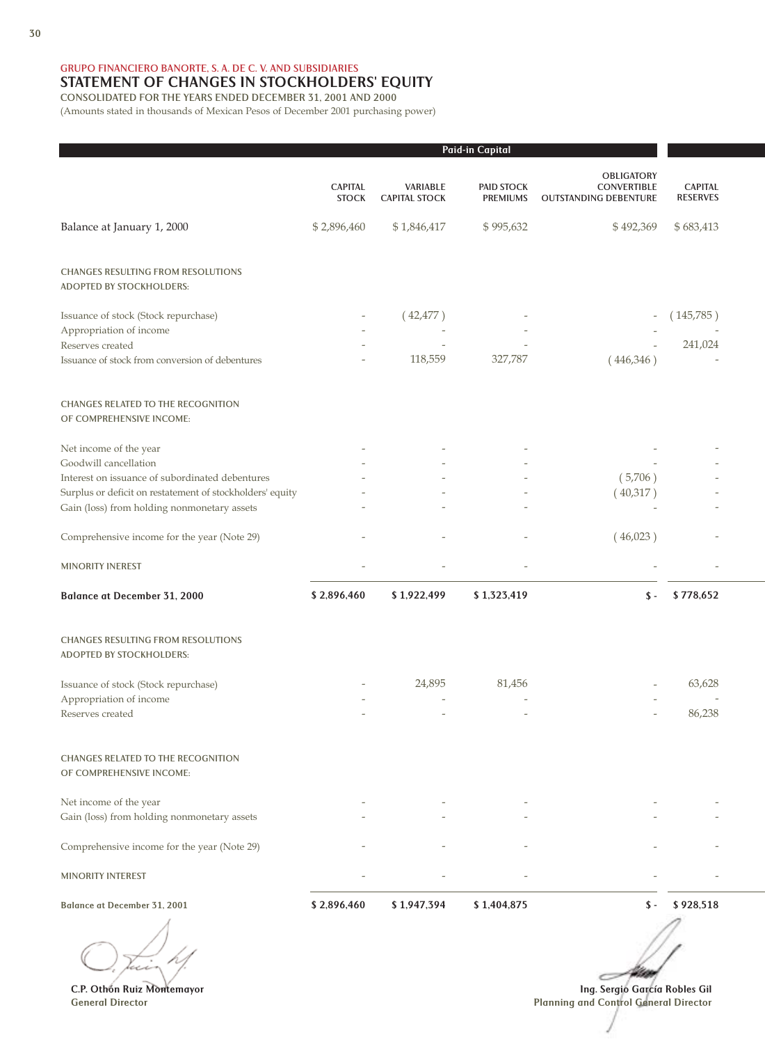GRUPO FINANCIERO BANORTE, S. A. DE C. V. AND SUBSIDIARIES

# STATEMENT OF CHANGES IN STOCKHOLDERS' EQUITY

CONSOLIDATED FOR THE YEARS ENDED DECEMBER 31, 2001 AND 2000

(Amounts stated in thousands of Mexican Pesos of December 2001 purchasing power)

| | Paid-in Capital | | | | |
|---|---|---|---|---|---|
| | CAPITAL STOCK | VARIABLE CAPITAL STOCK | PAID STOCK PREMIUMS | OBLIGATORY CONVERTIBLE OUTSTANDING DEBENTURE | CAPITAL RESERVES |
| Balance at January 1, 2000 | $ 2,896,460 | $ 1,846,417 | $ 995,632 | $ 492,369 | $ 683,413 |
| **CHANGES RESULTING FROM RESOLUTIONS ADOPTED BY STOCKHOLDERS:** | | | | | |
| Issuance of stock (Stock repurchase) | - | ( 42,477 ) | - | - | ( 145,785 ) |
| Appropriation of income | - | - | - | - | - |
| Reserves created | - | - | - | - | 241,024 |
| Issuance of stock from conversion of debentures | - | 118,559 | 327,787 | ( 446,346 ) | - |
| **CHANGES RELATED TO THE RECOGNITION OF COMPREHENSIVE INCOME:** | | | | | |
| Net income of the year | - | - | - | - | - |
| Goodwill cancellation | - | - | - | - | - |
| Interest on issuance of subordinated debentures | - | - | - | ( 5,706 ) | - |
| Surplus or deficit on restatement of stockholders' equity | - | - | - | ( 40,317 ) | - |
| Gain (loss) from holding nonmonetary assets | - | - | - | - | - |
| Comprehensive income for the year (Note 29) | - | - | - | ( 46,023 ) | - |
| MINORITY INEREST | - | - | - | - | - |
| **Balance at December 31, 2000** | **$ 2,896,460** | **$ 1,922,499** | **$ 1,323,419** | **$ -** | **$ 778,652** |
| **CHANGES RESULTING FROM RESOLUTIONS ADOPTED BY STOCKHOLDERS:** | | | | | |
| Issuance of stock (Stock repurchase) | - | 24,895 | 81,456 | - | 63,628 |
| Appropriation of income | - | - | - | - | - |
| Reserves created | - | - | - | - | 86,238 |
| **CHANGES RELATED TO THE RECOGNITION OF COMPREHENSIVE INCOME:** | | | | | |
| Net income of the year | - | - | - | - | - |
| Gain (loss) from holding nonmonetary assets | - | - | - | - | - |
| Comprehensive income for the year (Note 29) | - | - | - | - | - |
| MINORITY INTEREST | - | - | - | - | - |
| **Balance at December 31, 2001** | **$ 2,896,460** | **$ 1,947,394** | **$ 1,404,875** | **$ -** | **$ 928,518** |

**C.P. Othón Ruiz Montemayor**
**General Director**

**Ing. Sergio García Robles Gil**
**Planning and Control General Director**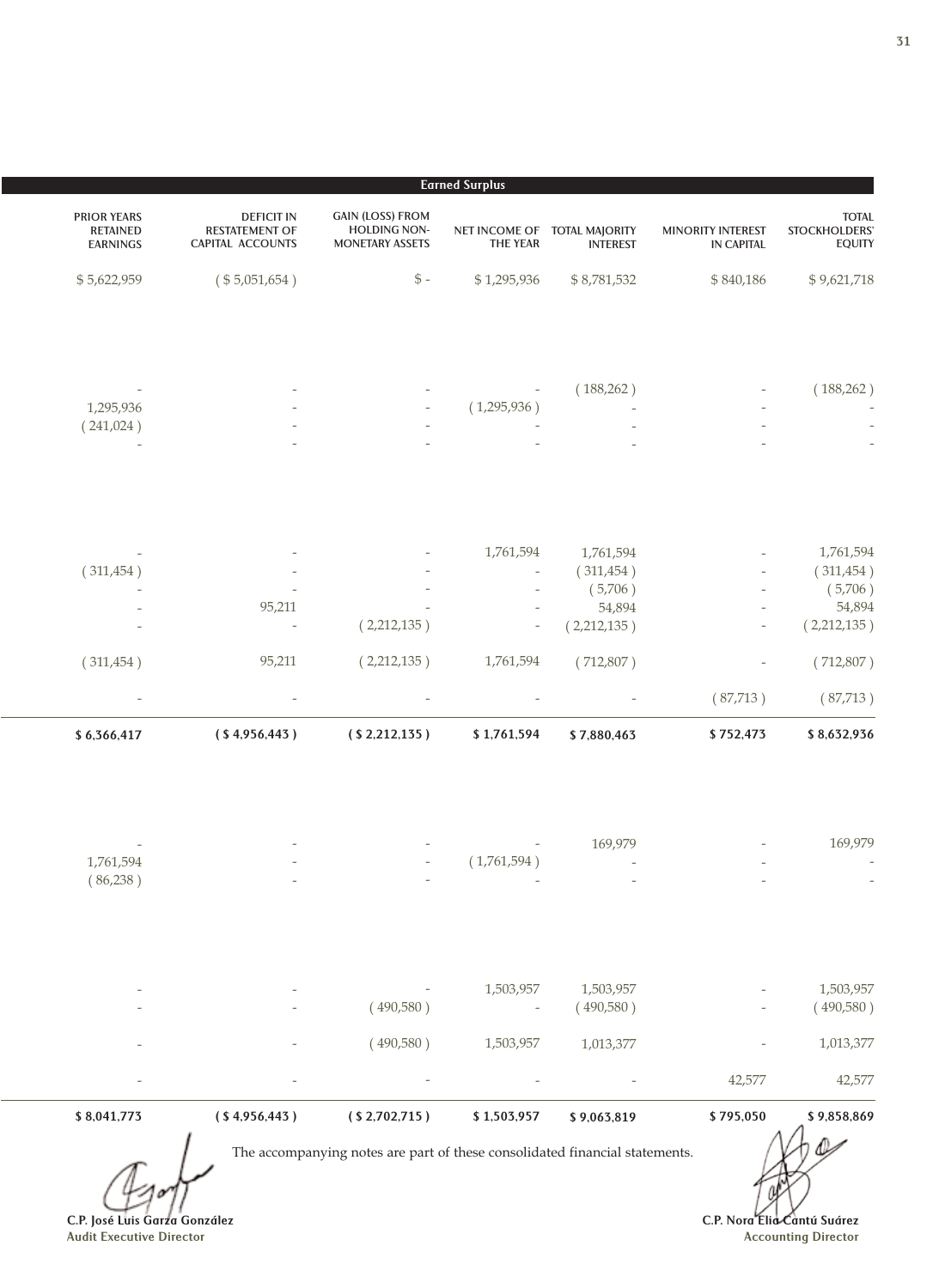| Earned Surplus | | | | | | |
|---|---|---|---|---|---|---|
| PRIOR YEARS RETAINED EARNINGS | DEFICIT IN RESTATEMENT OF CAPITAL ACCOUNTS | GAIN (LOSS) FROM HOLDING NON-MONETARY ASSETS | NET INCOME OF THE YEAR | TOTAL MAJORITY INTEREST | MINORITY INTEREST IN CAPITAL | TOTAL STOCKHOLDERS' EQUITY |
| $ 5,622,959 | ( $ 5,051,654 ) | $ - | $ 1,295,936 | $ 8,781,532 | $ 840,186 | $ 9,621,718 |
| - | - | - | - | ( 188,262 ) | - | ( 188,262 ) |
| 1,295,936 | - | - | ( 1,295,936 ) | - | - | - |
| ( 241,024 ) | - | - | - | - | - | - |
| - | - | - | - | - | - | - |
| - | - | - | 1,761,594 | 1,761,594 | - | 1,761,594 |
| ( 311,454 ) | - | - | - | ( 311,454 ) | - | ( 311,454 ) |
| - | - | - | - | ( 5,706 ) | - | ( 5,706 ) |
| - | 95,211 | - | - | 54,894 | - | 54,894 |
| - | - | ( 2,212,135 ) | - | ( 2,212,135 ) | - | ( 2,212,135 ) |
| ( 311,454 ) | 95,211 | ( 2,212,135 ) | 1,761,594 | ( 712,807 ) | - | ( 712,807 ) |
| - | - | - | - | - | ( 87,713 ) | ( 87,713 ) |
| **$ 6,366,417** | **( $ 4,956,443 )** | **( $ 2,212,135 )** | **$ 1,761,594** | **$ 7,880,463** | **$ 752,473** | **$ 8,632,936** |
| - | - | - | - | 169,979 | - | 169,979 |
| 1,761,594 | - | - | ( 1,761,594 ) | - | - | - |
| ( 86,238 ) | - | - | - | - | - | - |
| - | - | - | 1,503,957 | 1,503,957 | - | 1,503,957 |
| - | - | ( 490,580 ) | - | ( 490,580 ) | - | ( 490,580 ) |
| - | - | ( 490,580 ) | 1,503,957 | 1,013,377 | - | 1,013,377 |
| - | - | - | - | - | 42,577 | 42,577 |
| **$ 8,041,773** | **( $ 4,956,443 )** | **( $ 2,702,715 )** | **$ 1,503,957** | **$ 9,063,819** | **$ 795,050** | **$ 9,858,869** |

The accompanying notes are part of these consolidated financial statements.

**C.P. José Luis Garza González**
Audit Executive Director

**C.P. Nora Elia Cantú Suárez**
Accounting Director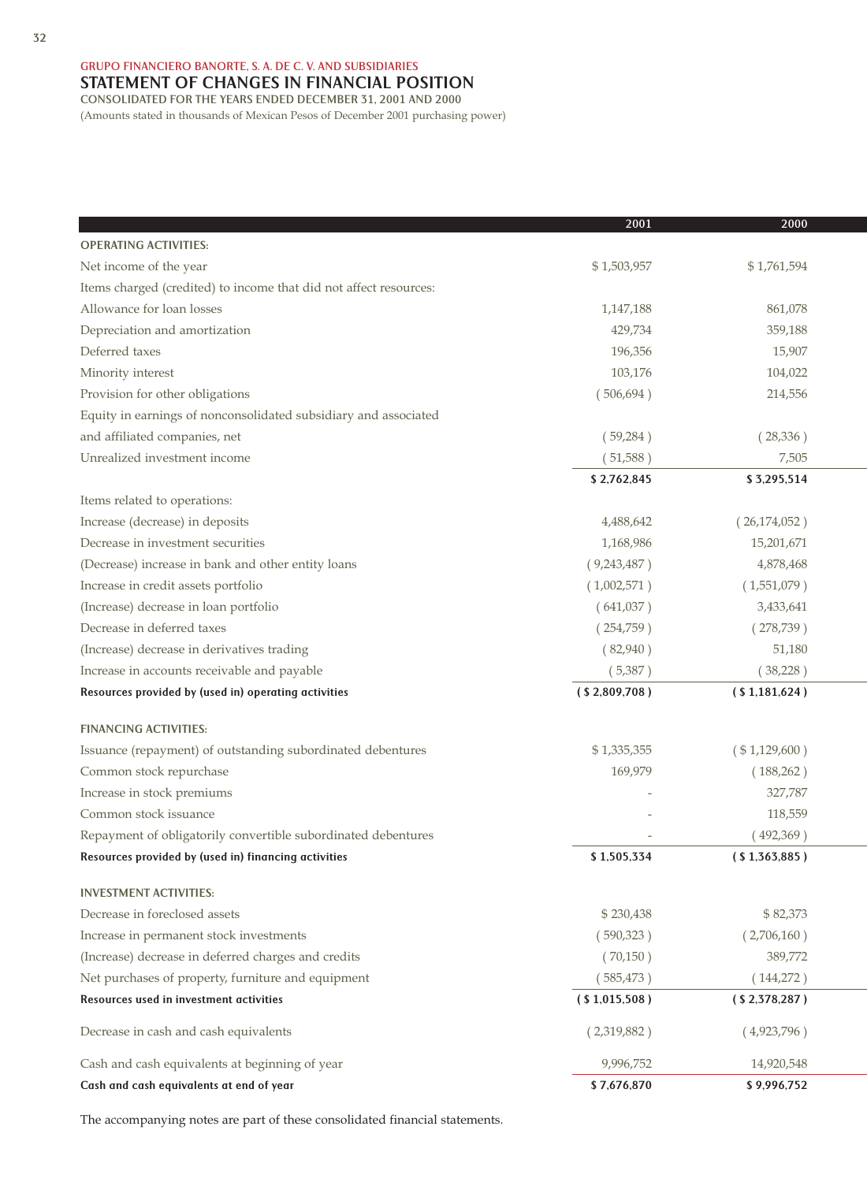GRUPO FINANCIERO BANORTE, S. A. DE C. V. AND SUBSIDIARIES

## STATEMENT OF CHANGES IN FINANCIAL POSITION

CONSOLIDATED FOR THE YEARS ENDED DECEMBER 31, 2001 AND 2000

(Amounts stated in thousands of Mexican Pesos of December 2001 purchasing power)

| | 2001 | 2000 |
|---|---|---|
| **OPERATING ACTIVITIES:** | | |
| Net income of the year | $ 1,503,957 | $ 1,761,594 |
| Items charged (credited) to income that did not affect resources: | | |
| Allowance for loan losses | 1,147,188 | 861,078 |
| Depreciation and amortization | 429,734 | 359,188 |
| Deferred taxes | 196,356 | 15,907 |
| Minority interest | 103,176 | 104,022 |
| Provision for other obligations | ( 506,694 ) | 214,556 |
| Equity in earnings of nonconsolidated subsidiary and associated and affiliated companies, net | ( 59,284 ) | ( 28,336 ) |
| Unrealized investment income | ( 51,588 ) | 7,505 |
| | **$ 2,762,845** | **$ 3,295,514** |
| Items related to operations: | | |
| Increase (decrease) in deposits | 4,488,642 | ( 26,174,052 ) |
| Decrease in investment securities | 1,168,986 | 15,201,671 |
| (Decrease) increase in bank and other entity loans | ( 9,243,487 ) | 4,878,468 |
| Increase in credit assets portfolio | ( 1,002,571 ) | ( 1,551,079 ) |
| (Increase) decrease in loan portfolio | ( 641,037 ) | 3,433,641 |
| Decrease in deferred taxes | ( 254,759 ) | ( 278,739 ) |
| (Increase) decrease in derivatives trading | ( 82,940 ) | 51,180 |
| Increase in accounts receivable and payable | ( 5,387 ) | ( 38,228 ) |
| **Resources provided by (used in) operating activities** | **( $ 2,809,708 )** | **( $ 1,181,624 )** |
| **FINANCING ACTIVITIES:** | | |
| Issuance (repayment) of outstanding subordinated debentures | $ 1,335,355 | ( $ 1,129,600 ) |
| Common stock repurchase | 169,979 | ( 188,262 ) |
| Increase in stock premiums | - | 327,787 |
| Common stock issuance | - | 118,559 |
| Repayment of obligatorily convertible subordinated debentures | - | ( 492,369 ) |
| **Resources provided by (used in) financing activities** | **$ 1,505,334** | **( $ 1,363,885 )** |
| **INVESTMENT ACTIVITIES:** | | |
| Decrease in foreclosed assets | $ 230,438 | $ 82,373 |
| Increase in permanent stock investments | ( 590,323 ) | ( 2,706,160 ) |
| (Increase) decrease in deferred charges and credits | ( 70,150 ) | 389,772 |
| Net purchases of property, furniture and equipment | ( 585,473 ) | ( 144,272 ) |
| **Resources used in investment activities** | **( $ 1,015,508 )** | **( $ 2,378,287 )** |
| Decrease in cash and cash equivalents | ( 2,319,882 ) | ( 4,923,796 ) |
| Cash and cash equivalents at beginning of year | 9,996,752 | 14,920,548 |
| **Cash and cash equivalents at end of year** | **$ 7,676,870** | **$ 9,996,752** |

The accompanying notes are part of these consolidated financial statements.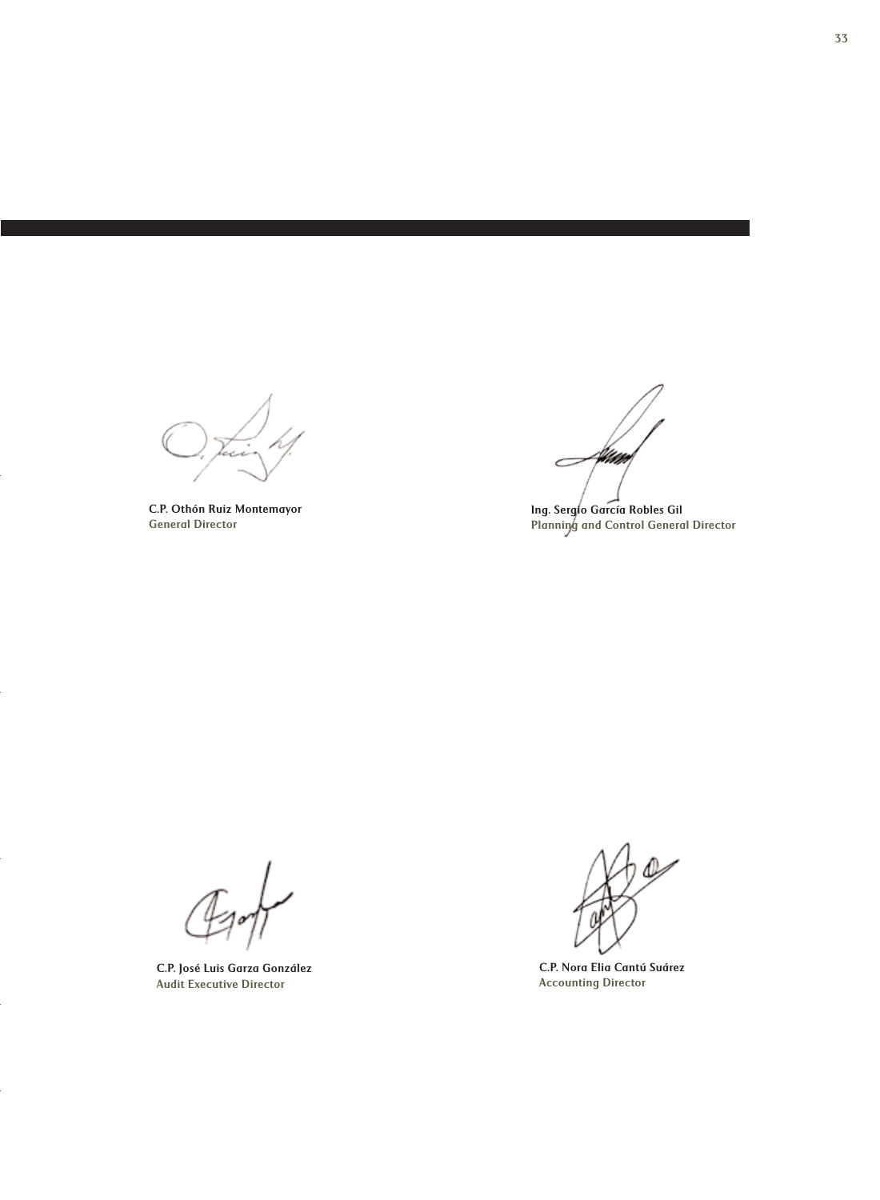**C.P. Othón Ruiz Montemayor**
General Director

**Ing. Sergio García Robles Gil**
Planning and Control General Director

**C.P. José Luis Garza González**
Audit Executive Director

**C.P. Nora Elia Cantú Suárez**
Accounting Director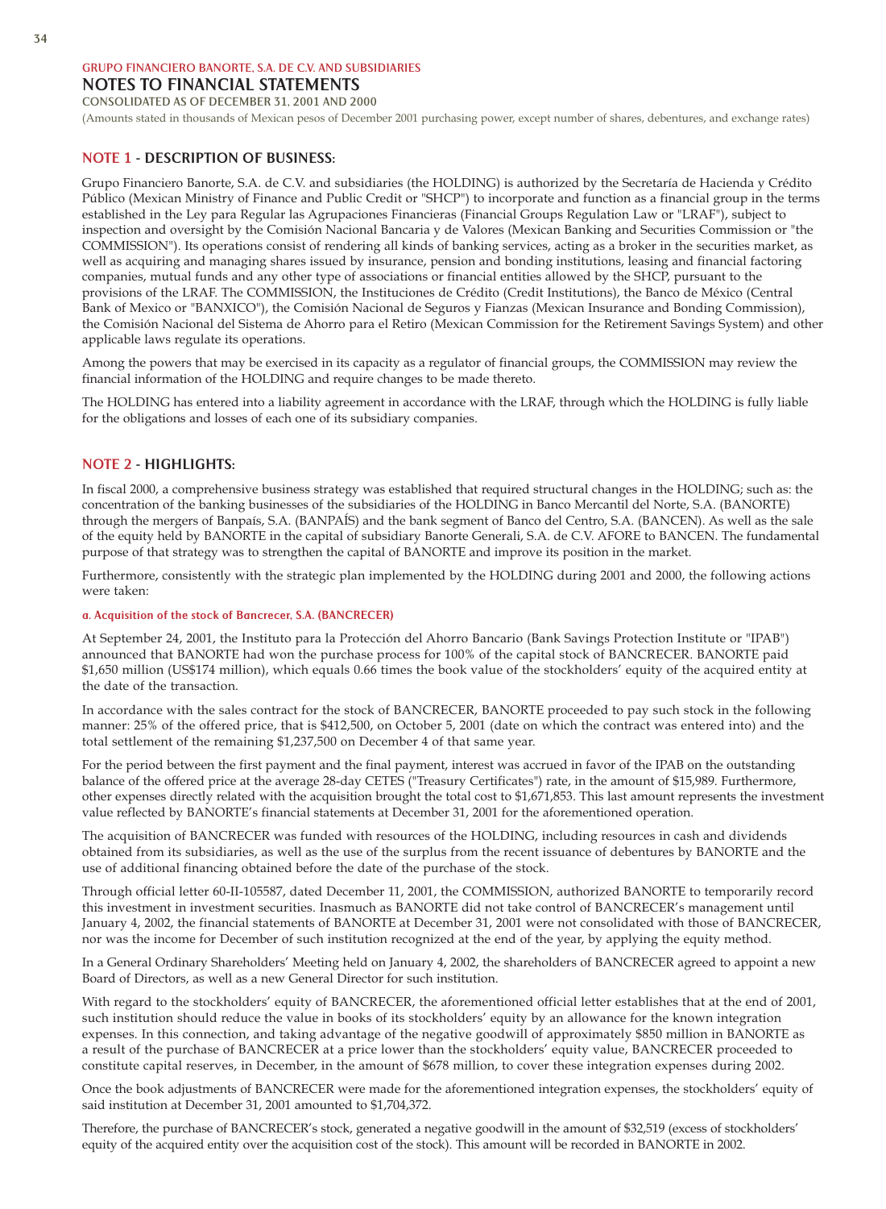GRUPO FINANCIERO BANORTE, S.A. DE C.V. AND SUBSIDIARIES

# NOTES TO FINANCIAL STATEMENTS

CONSOLIDATED AS OF DECEMBER 31, 2001 AND 2000

(Amounts stated in thousands of Mexican pesos of December 2001 purchasing power, except number of shares, debentures, and exchange rates)

## NOTE 1 - DESCRIPTION OF BUSINESS:

Grupo Financiero Banorte, S.A. de C.V. and subsidiaries (the HOLDING) is authorized by the Secretaría de Hacienda y Crédito Público (Mexican Ministry of Finance and Public Credit or "SHCP") to incorporate and function as a financial group in the terms established in the Ley para Regular las Agrupaciones Financieras (Financial Groups Regulation Law or "LRAF"), subject to inspection and oversight by the Comisión Nacional Bancaria y de Valores (Mexican Banking and Securities Commission or "the COMMISSION"). Its operations consist of rendering all kinds of banking services, acting as a broker in the securities market, as well as acquiring and managing shares issued by insurance, pension and bonding institutions, leasing and financial factoring companies, mutual funds and any other type of associations or financial entities allowed by the SHCP, pursuant to the provisions of the LRAF. The COMMISSION, the Instituciones de Crédito (Credit Institutions), the Banco de México (Central Bank of Mexico or "BANXICO"), the Comisión Nacional de Seguros y Fianzas (Mexican Insurance and Bonding Commission), the Comisión Nacional del Sistema de Ahorro para el Retiro (Mexican Commission for the Retirement Savings System) and other applicable laws regulate its operations.

Among the powers that may be exercised in its capacity as a regulator of financial groups, the COMMISSION may review the financial information of the HOLDING and require changes to be made thereto.

The HOLDING has entered into a liability agreement in accordance with the LRAF, through which the HOLDING is fully liable for the obligations and losses of each one of its subsidiary companies.

## NOTE 2 - HIGHLIGHTS:

In fiscal 2000, a comprehensive business strategy was established that required structural changes in the HOLDING; such as: the concentration of the banking businesses of the subsidiaries of the HOLDING in Banco Mercantil del Norte, S.A. (BANORTE) through the mergers of Banpaís, S.A. (BANPAÍS) and the bank segment of Banco del Centro, S.A. (BANCEN). As well as the sale of the equity held by BANORTE in the capital of subsidiary Banorte Generali, S.A. de C.V. AFORE to BANCEN. The fundamental purpose of that strategy was to strengthen the capital of BANORTE and improve its position in the market.

Furthermore, consistently with the strategic plan implemented by the HOLDING during 2001 and 2000, the following actions were taken:

#### a. Acquisition of the stock of Bancrecer, S.A. (BANCRECER)

At September 24, 2001, the Instituto para la Protección del Ahorro Bancario (Bank Savings Protection Institute or "IPAB") announced that BANORTE had won the purchase process for 100% of the capital stock of BANCRECER. BANORTE paid $1,650 million (US$174 million), which equals 0.66 times the book value of the stockholders' equity of the acquired entity at the date of the transaction.

In accordance with the sales contract for the stock of BANCRECER, BANORTE proceeded to pay such stock in the following manner: 25% of the offered price, that is $412,500, on October 5, 2001 (date on which the contract was entered into) and the total settlement of the remaining $1,237,500 on December 4 of that same year.

For the period between the first payment and the final payment, interest was accrued in favor of the IPAB on the outstanding balance of the offered price at the average 28-day CETES ("Treasury Certificates") rate, in the amount of $15,989. Furthermore, other expenses directly related with the acquisition brought the total cost to $1,671,853. This last amount represents the investment value reflected by BANORTE's financial statements at December 31, 2001 for the aforementioned operation.

The acquisition of BANCRECER was funded with resources of the HOLDING, including resources in cash and dividends obtained from its subsidiaries, as well as the use of the surplus from the recent issuance of debentures by BANORTE and the use of additional financing obtained before the date of the purchase of the stock.

Through official letter 60-II-105587, dated December 11, 2001, the COMMISSION, authorized BANORTE to temporarily record this investment in investment securities. Inasmuch as BANORTE did not take control of BANCRECER's management until January 4, 2002, the financial statements of BANORTE at December 31, 2001 were not consolidated with those of BANCRECER, nor was the income for December of such institution recognized at the end of the year, by applying the equity method.

In a General Ordinary Shareholders' Meeting held on January 4, 2002, the shareholders of BANCRECER agreed to appoint a new Board of Directors, as well as a new General Director for such institution.

With regard to the stockholders' equity of BANCRECER, the aforementioned official letter establishes that at the end of 2001, such institution should reduce the value in books of its stockholders' equity by an allowance for the known integration expenses. In this connection, and taking advantage of the negative goodwill of approximately $850 million in BANORTE as a result of the purchase of BANCRECER at a price lower than the stockholders' equity value, BANCRECER proceeded to constitute capital reserves, in December, in the amount of $678 million, to cover these integration expenses during 2002.

Once the book adjustments of BANCRECER were made for the aforementioned integration expenses, the stockholders' equity of said institution at December 31, 2001 amounted to $1,704,372.

Therefore, the purchase of BANCRECER's stock, generated a negative goodwill in the amount of $32,519 (excess of stockholders' equity of the acquired entity over the acquisition cost of the stock). This amount will be recorded in BANORTE in 2002.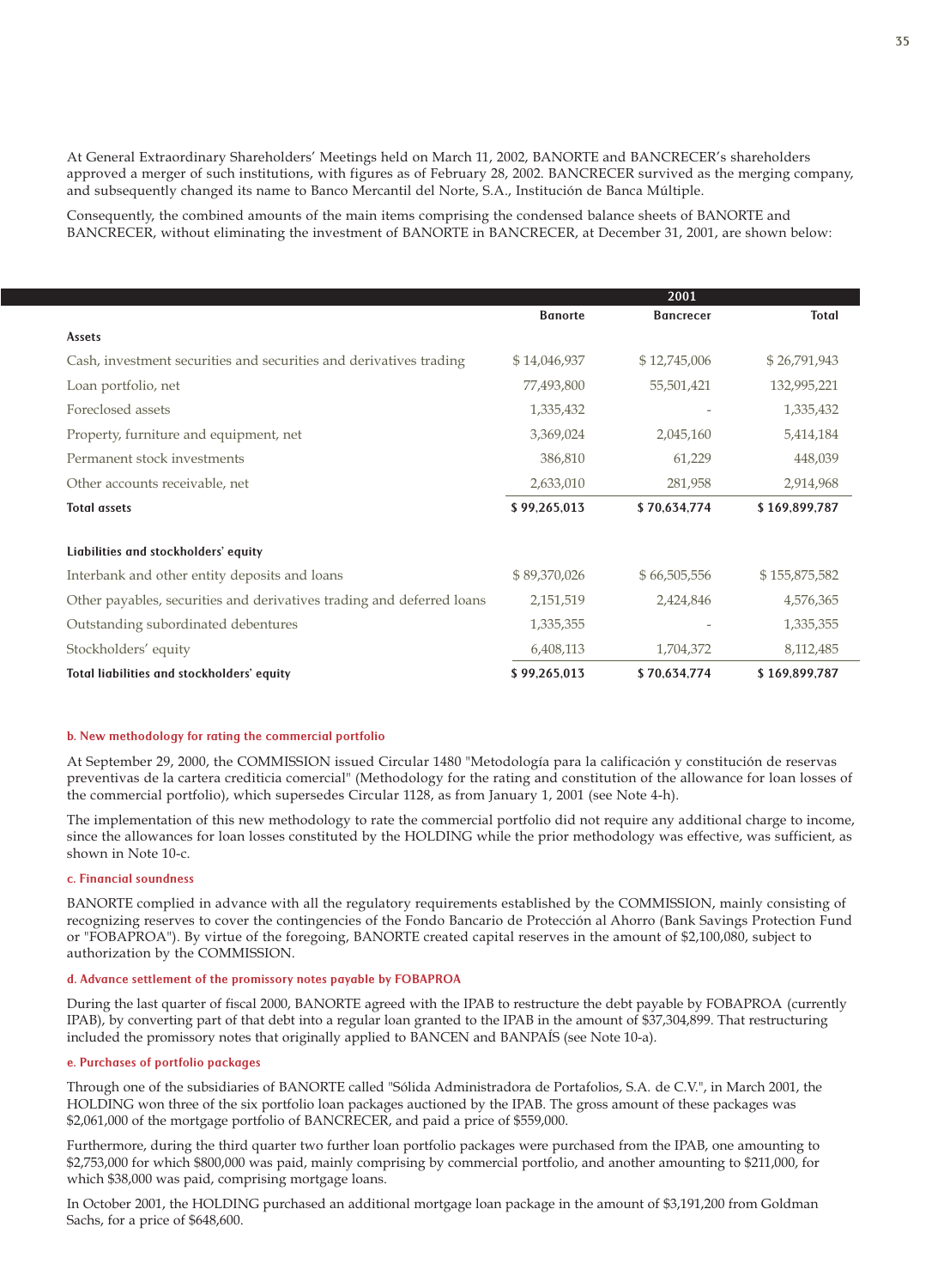At General Extraordinary Shareholders' Meetings held on March 11, 2002, BANORTE and BANCRECER's shareholders approved a merger of such institutions, with figures as of February 28, 2002. BANCRECER survived as the merging company, and subsequently changed its name to Banco Mercantil del Norte, S.A., Institución de Banca Múltiple.

Consequently, the combined amounts of the main items comprising the condensed balance sheets of BANORTE and BANCRECER, without eliminating the investment of BANORTE in BANCRECER, at December 31, 2001, are shown below:

| | 2001 | | |
|---|---|---|---|
| | **Banorte** | **Bancrecer** | **Total** |
| **Assets** | | | |
| Cash, investment securities and securities and derivatives trading | $ 14,046,937 | $ 12,745,006 | $ 26,791,943 |
| Loan portfolio, net | 77,493,800 | 55,501,421 | 132,995,221 |
| Foreclosed assets | 1,335,432 | - | 1,335,432 |
| Property, furniture and equipment, net | 3,369,024 | 2,045,160 | 5,414,184 |
| Permanent stock investments | 386,810 | 61,229 | 448,039 |
| Other accounts receivable, net | 2,633,010 | 281,958 | 2,914,968 |
| **Total assets** | **$ 99,265,013** | **$ 70,634,774** | **$ 169,899,787** |
| | | | |
| **Liabilities and stockholders' equity** | | | |
| Interbank and other entity deposits and loans | $ 89,370,026 | $ 66,505,556 | $ 155,875,582 |
| Other payables, securities and derivatives trading and deferred loans | 2,151,519 | 2,424,846 | 4,576,365 |
| Outstanding subordinated debentures | 1,335,355 | - | 1,335,355 |
| Stockholders' equity | 6,408,113 | 1,704,372 | 8,112,485 |
| **Total liabilities and stockholders' equity** | **$ 99,265,013** | **$ 70,634,774** | **$ 169,899,787** |

#### b. New methodology for rating the commercial portfolio

At September 29, 2000, the COMMISSION issued Circular 1480 "Metodología para la calificación y constitución de reservas preventivas de la cartera crediticia comercial" (Methodology for the rating and constitution of the allowance for loan losses of the commercial portfolio), which supersedes Circular 1128, as from January 1, 2001 (see Note 4-h).

The implementation of this new methodology to rate the commercial portfolio did not require any additional charge to income, since the allowances for loan losses constituted by the HOLDING while the prior methodology was effective, was sufficient, as shown in Note 10-c.

#### c. Financial soundness

BANORTE complied in advance with all the regulatory requirements established by the COMMISSION, mainly consisting of recognizing reserves to cover the contingencies of the Fondo Bancario de Protección al Ahorro (Bank Savings Protection Fund or "FOBAPROA"). By virtue of the foregoing, BANORTE created capital reserves in the amount of $2,100,080, subject to authorization by the COMMISSION.

#### d. Advance settlement of the promissory notes payable by FOBAPROA

During the last quarter of fiscal 2000, BANORTE agreed with the IPAB to restructure the debt payable by FOBAPROA (currently IPAB), by converting part of that debt into a regular loan granted to the IPAB in the amount of $37,304,899. That restructuring included the promissory notes that originally applied to BANCEN and BANPAÍS (see Note 10-a).

#### e. Purchases of portfolio packages

Through one of the subsidiaries of BANORTE called "Sólida Administradora de Portafolios, S.A. de C.V.", in March 2001, the HOLDING won three of the six portfolio loan packages auctioned by the IPAB. The gross amount of these packages was $2,061,000 of the mortgage portfolio of BANCRECER, and paid a price of $559,000.

Furthermore, during the third quarter two further loan portfolio packages were purchased from the IPAB, one amounting to $2,753,000 for which $800,000 was paid, mainly comprising by commercial portfolio, and another amounting to $211,000, for which $38,000 was paid, comprising mortgage loans.

In October 2001, the HOLDING purchased an additional mortgage loan package in the amount of $3,191,200 from Goldman Sachs, for a price of $648,600.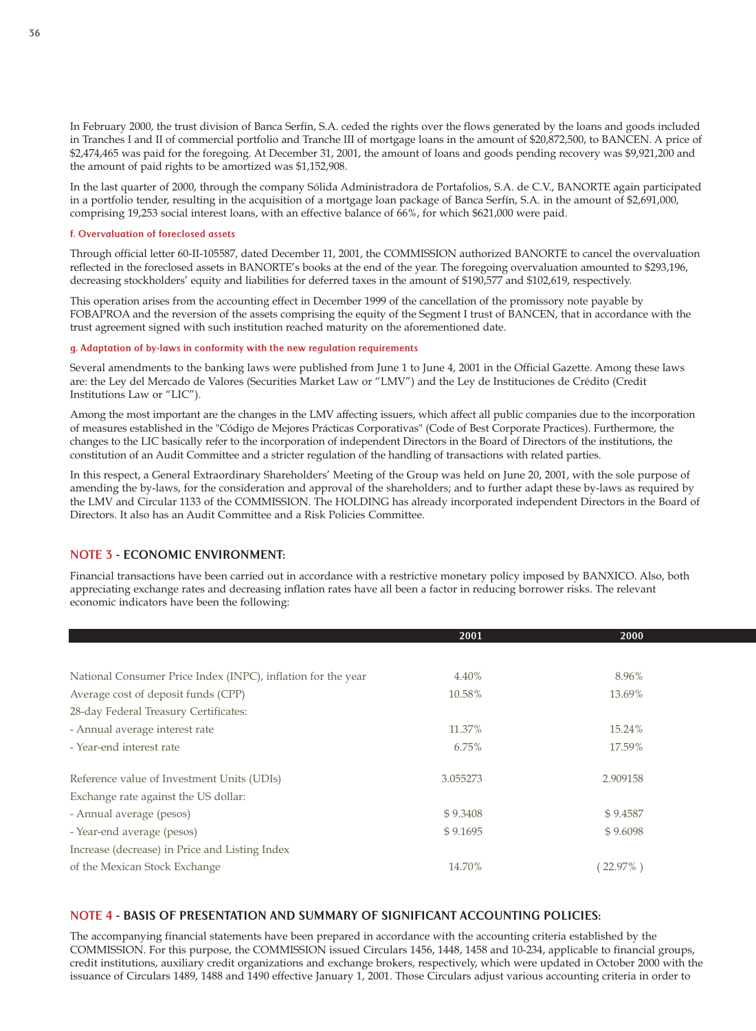In February 2000, the trust division of Banca Serfín, S.A. ceded the rights over the flows generated by the loans and goods included in Tranches I and II of commercial portfolio and Tranche III of mortgage loans in the amount of $20,872,500, to BANCEN. A price of $2,474,465 was paid for the foregoing. At December 31, 2001, the amount of loans and goods pending recovery was $9,921,200 and the amount of paid rights to be amortized was $1,152,908.

In the last quarter of 2000, through the company Sólida Administradora de Portafolios, S.A. de C.V., BANORTE again participated in a portfolio tender, resulting in the acquisition of a mortgage loan package of Banca Serfín, S.A. in the amount of $2,691,000, comprising 19,253 social interest loans, with an effective balance of 66%, for which $621,000 were paid.

#### f. Overvaluation of foreclosed assets

Through official letter 60-II-105587, dated December 11, 2001, the COMMISSION authorized BANORTE to cancel the overvaluation reflected in the foreclosed assets in BANORTE's books at the end of the year. The foregoing overvaluation amounted to $293,196, decreasing stockholders' equity and liabilities for deferred taxes in the amount of $190,577 and $102,619, respectively.

This operation arises from the accounting effect in December 1999 of the cancellation of the promissory note payable by FOBAPROA and the reversion of the assets comprising the equity of the Segment I trust of BANCEN, that in accordance with the trust agreement signed with such institution reached maturity on the aforementioned date.

#### g. Adaptation of by-laws in conformity with the new regulation requirements

Several amendments to the banking laws were published from June 1 to June 4, 2001 in the Official Gazette. Among these laws are: the Ley del Mercado de Valores (Securities Market Law or "LMV") and the Ley de Instituciones de Crédito (Credit Institutions Law or "LIC").

Among the most important are the changes in the LMV affecting issuers, which affect all public companies due to the incorporation of measures established in the "Código de Mejores Prácticas Corporativas" (Code of Best Corporate Practices). Furthermore, the changes to the LIC basically refer to the incorporation of independent Directors in the Board of Directors of the institutions, the constitution of an Audit Committee and a stricter regulation of the handling of transactions with related parties.

In this respect, a General Extraordinary Shareholders' Meeting of the Group was held on June 20, 2001, with the sole purpose of amending the by-laws, for the consideration and approval of the shareholders; and to further adapt these by-laws as required by the LMV and Circular 1133 of the COMMISSION. The HOLDING has already incorporated independent Directors in the Board of Directors. It also has an Audit Committee and a Risk Policies Committee.

## NOTE 3 - ECONOMIC ENVIRONMENT:

Financial transactions have been carried out in accordance with a restrictive monetary policy imposed by BANXICO. Also, both appreciating exchange rates and decreasing inflation rates have all been a factor in reducing borrower risks. The relevant economic indicators have been the following:

| | 2001 | 2000 |
|---|---|---|
| National Consumer Price Index (INPC), inflation for the year | 4.40% | 8.96% |
| Average cost of deposit funds (CPP) | 10.58% | 13.69% |
| 28-day Federal Treasury Certificates: | | |
| - Annual average interest rate | 11.37% | 15.24% |
| - Year-end interest rate | 6.75% | 17.59% |
| Reference value of Investment Units (UDIs) | 3.055273 | 2.909158 |
| Exchange rate against the US dollar: | | |
| - Annual average (pesos) | $ 9.3408 | $ 9.4587 |
| - Year-end average (pesos) | $ 9.1695 | $ 9.6098 |
| Increase (decrease) in Price and Listing Index of the Mexican Stock Exchange | 14.70% | ( 22.97% ) |

## NOTE 4 - BASIS OF PRESENTATION AND SUMMARY OF SIGNIFICANT ACCOUNTING POLICIES:

The accompanying financial statements have been prepared in accordance with the accounting criteria established by the COMMISSION. For this purpose, the COMMISSION issued Circulars 1456, 1448, 1458 and 10-234, applicable to financial groups, credit institutions, auxiliary credit organizations and exchange brokers, respectively, which were updated in October 2000 with the issuance of Circulars 1489, 1488 and 1490 effective January 1, 2001. Those Circulars adjust various accounting criteria in order to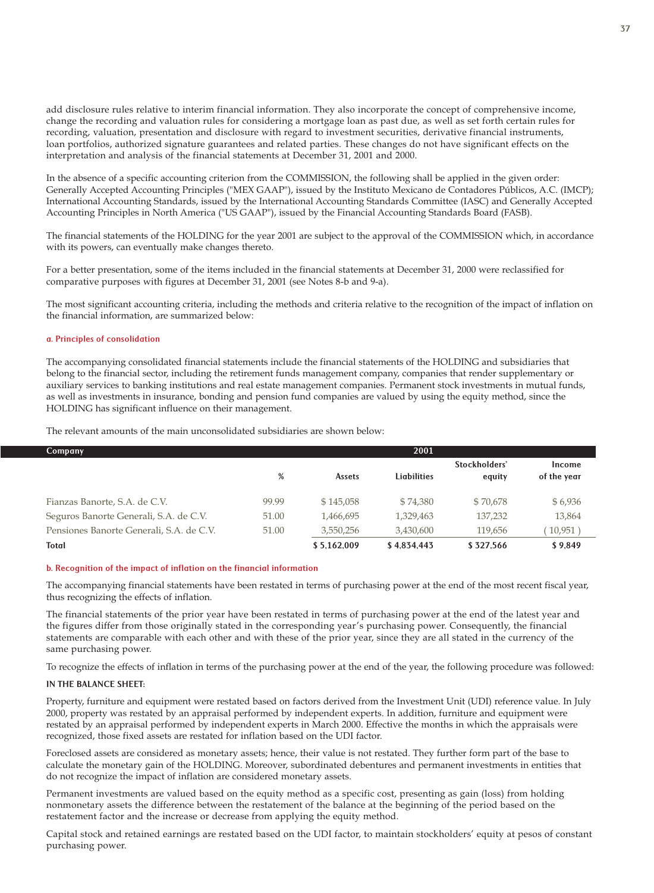add disclosure rules relative to interim financial information. They also incorporate the concept of comprehensive income, change the recording and valuation rules for considering a mortgage loan as past due, as well as set forth certain rules for recording, valuation, presentation and disclosure with regard to investment securities, derivative financial instruments, loan portfolios, authorized signature guarantees and related parties. These changes do not have significant effects on the interpretation and analysis of the financial statements at December 31, 2001 and 2000.

In the absence of a specific accounting criterion from the COMMISSION, the following shall be applied in the given order: Generally Accepted Accounting Principles ("MEX GAAP"), issued by the Instituto Mexicano de Contadores Públicos, A.C. (IMCP); International Accounting Standards, issued by the International Accounting Standards Committee (IASC) and Generally Accepted Accounting Principles in North America ("US GAAP"), issued by the Financial Accounting Standards Board (FASB).

The financial statements of the HOLDING for the year 2001 are subject to the approval of the COMMISSION which, in accordance with its powers, can eventually make changes thereto.

For a better presentation, some of the items included in the financial statements at December 31, 2000 were reclassified for comparative purposes with figures at December 31, 2001 (see Notes 8-b and 9-a).

The most significant accounting criteria, including the methods and criteria relative to the recognition of the impact of inflation on the financial information, are summarized below:

#### a. Principles of consolidation

The accompanying consolidated financial statements include the financial statements of the HOLDING and subsidiaries that belong to the financial sector, including the retirement funds management company, companies that render supplementary or auxiliary services to banking institutions and real estate management companies. Permanent stock investments in mutual funds, as well as investments in insurance, bonding and pension fund companies are valued by using the equity method, since the HOLDING has significant influence on their management.

The relevant amounts of the main unconsolidated subsidiaries are shown below:

| Company | 2001 | | | | |
|---|---|---|---|---|---|
| | % | Assets | Liabilities | Stockholders' equity | Income of the year |
| Fianzas Banorte, S.A. de C.V. | 99.99 | $ 145,058 | $ 74,380 | $ 70,678 | $ 6,936 |
| Seguros Banorte Generali, S.A. de C.V. | 51.00 | 1,466,695 | 1,329,463 | 137,232 | 13,864 |
| Pensiones Banorte Generali, S.A. de C.V. | 51.00 | 3,550,256 | 3,430,600 | 119,656 | ( 10,951 ) |
| **Total** | | **$ 5,162,009** | **$ 4,834,443** | **$ 327,566** | **$ 9,849** |

#### b. Recognition of the impact of inflation on the financial information

The accompanying financial statements have been restated in terms of purchasing power at the end of the most recent fiscal year, thus recognizing the effects of inflation.

The financial statements of the prior year have been restated in terms of purchasing power at the end of the latest year and the figures differ from those originally stated in the corresponding year's purchasing power. Consequently, the financial statements are comparable with each other and with these of the prior year, since they are all stated in the currency of the same purchasing power.

To recognize the effects of inflation in terms of the purchasing power at the end of the year, the following procedure was followed:

**IN THE BALANCE SHEET:**

Property, furniture and equipment were restated based on factors derived from the Investment Unit (UDI) reference value. In July 2000, property was restated by an appraisal performed by independent experts. In addition, furniture and equipment were restated by an appraisal performed by independent experts in March 2000. Effective the months in which the appraisals were recognized, those fixed assets are restated for inflation based on the UDI factor.

Foreclosed assets are considered as monetary assets; hence, their value is not restated. They further form part of the base to calculate the monetary gain of the HOLDING. Moreover, subordinated debentures and permanent investments in entities that do not recognize the impact of inflation are considered monetary assets.

Permanent investments are valued based on the equity method as a specific cost, presenting as gain (loss) from holding nonmonetary assets the difference between the restatement of the balance at the beginning of the period based on the restatement factor and the increase or decrease from applying the equity method.

Capital stock and retained earnings are restated based on the UDI factor, to maintain stockholders' equity at pesos of constant purchasing power.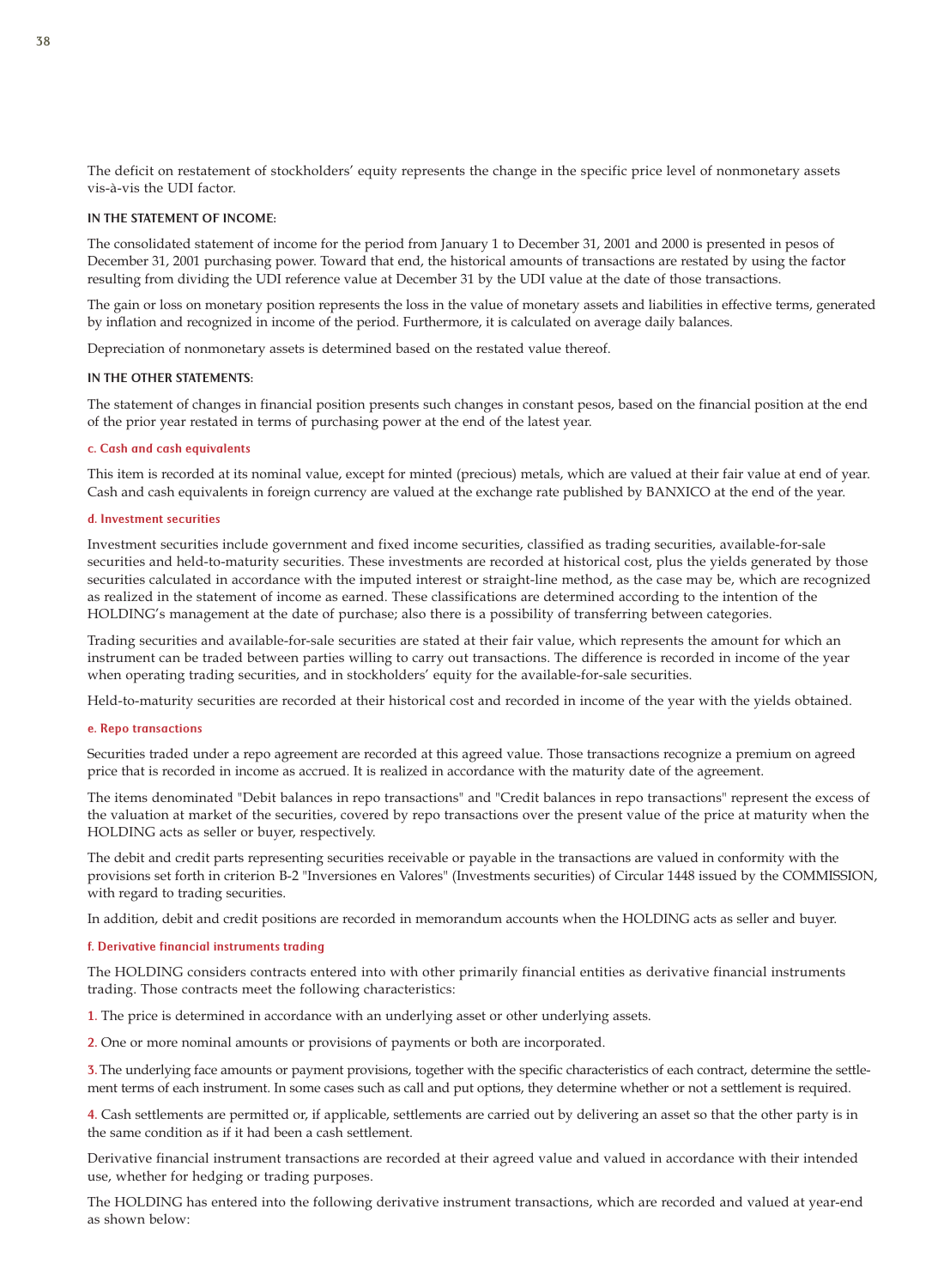The deficit on restatement of stockholders' equity represents the change in the specific price level of nonmonetary assets vis-à-vis the UDI factor.

**IN THE STATEMENT OF INCOME:**

The consolidated statement of income for the period from January 1 to December 31, 2001 and 2000 is presented in pesos of December 31, 2001 purchasing power. Toward that end, the historical amounts of transactions are restated by using the factor resulting from dividing the UDI reference value at December 31 by the UDI value at the date of those transactions.

The gain or loss on monetary position represents the loss in the value of monetary assets and liabilities in effective terms, generated by inflation and recognized in income of the period. Furthermore, it is calculated on average daily balances.

Depreciation of nonmonetary assets is determined based on the restated value thereof.

**IN THE OTHER STATEMENTS:**

The statement of changes in financial position presents such changes in constant pesos, based on the financial position at the end of the prior year restated in terms of purchasing power at the end of the latest year.

### c. Cash and cash equivalents

This item is recorded at its nominal value, except for minted (precious) metals, which are valued at their fair value at end of year. Cash and cash equivalents in foreign currency are valued at the exchange rate published by BANXICO at the end of the year.

### d. Investment securities

Investment securities include government and fixed income securities, classified as trading securities, available-for-sale securities and held-to-maturity securities. These investments are recorded at historical cost, plus the yields generated by those securities calculated in accordance with the imputed interest or straight-line method, as the case may be, which are recognized as realized in the statement of income as earned. These classifications are determined according to the intention of the HOLDING's management at the date of purchase; also there is a possibility of transferring between categories.

Trading securities and available-for-sale securities are stated at their fair value, which represents the amount for which an instrument can be traded between parties willing to carry out transactions. The difference is recorded in income of the year when operating trading securities, and in stockholders' equity for the available-for-sale securities.

Held-to-maturity securities are recorded at their historical cost and recorded in income of the year with the yields obtained.

### e. Repo transactions

Securities traded under a repo agreement are recorded at this agreed value. Those transactions recognize a premium on agreed price that is recorded in income as accrued. It is realized in accordance with the maturity date of the agreement.

The items denominated "Debit balances in repo transactions" and "Credit balances in repo transactions" represent the excess of the valuation at market of the securities, covered by repo transactions over the present value of the price at maturity when the HOLDING acts as seller or buyer, respectively.

The debit and credit parts representing securities receivable or payable in the transactions are valued in conformity with the provisions set forth in criterion B-2 "Inversiones en Valores" (Investments securities) of Circular 1448 issued by the COMMISSION, with regard to trading securities.

In addition, debit and credit positions are recorded in memorandum accounts when the HOLDING acts as seller and buyer.

### f. Derivative financial instruments trading

The HOLDING considers contracts entered into with other primarily financial entities as derivative financial instruments trading. Those contracts meet the following characteristics:

1. The price is determined in accordance with an underlying asset or other underlying assets.

2. One or more nominal amounts or provisions of payments or both are incorporated.

3. The underlying face amounts or payment provisions, together with the specific characteristics of each contract, determine the settlement terms of each instrument. In some cases such as call and put options, they determine whether or not a settlement is required.

4. Cash settlements are permitted or, if applicable, settlements are carried out by delivering an asset so that the other party is in the same condition as if it had been a cash settlement.

Derivative financial instrument transactions are recorded at their agreed value and valued in accordance with their intended use, whether for hedging or trading purposes.

The HOLDING has entered into the following derivative instrument transactions, which are recorded and valued at year-end as shown below: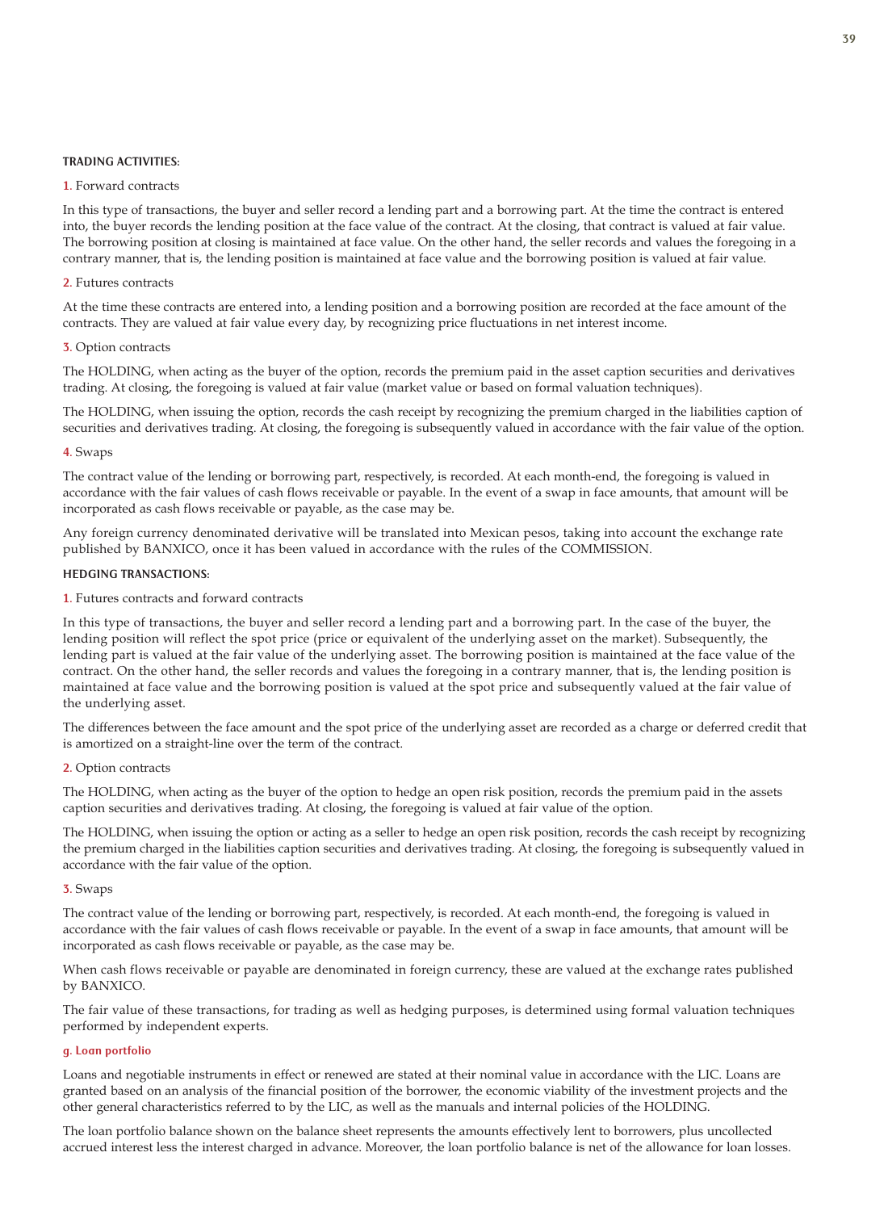**TRADING ACTIVITIES:**

1. Forward contracts

In this type of transactions, the buyer and seller record a lending part and a borrowing part. At the time the contract is entered into, the buyer records the lending position at the face value of the contract. At the closing, that contract is valued at fair value. The borrowing position at closing is maintained at face value. On the other hand, the seller records and values the foregoing in a contrary manner, that is, the lending position is maintained at face value and the borrowing position is valued at fair value.

2. Futures contracts

At the time these contracts are entered into, a lending position and a borrowing position are recorded at the face amount of the contracts. They are valued at fair value every day, by recognizing price fluctuations in net interest income.

3. Option contracts

The HOLDING, when acting as the buyer of the option, records the premium paid in the asset caption securities and derivatives trading. At closing, the foregoing is valued at fair value (market value or based on formal valuation techniques).

The HOLDING, when issuing the option, records the cash receipt by recognizing the premium charged in the liabilities caption of securities and derivatives trading. At closing, the foregoing is subsequently valued in accordance with the fair value of the option.

4. Swaps

The contract value of the lending or borrowing part, respectively, is recorded. At each month-end, the foregoing is valued in accordance with the fair values of cash flows receivable or payable. In the event of a swap in face amounts, that amount will be incorporated as cash flows receivable or payable, as the case may be.

Any foreign currency denominated derivative will be translated into Mexican pesos, taking into account the exchange rate published by BANXICO, once it has been valued in accordance with the rules of the COMMISSION.

**HEDGING TRANSACTIONS:**

1. Futures contracts and forward contracts

In this type of transactions, the buyer and seller record a lending part and a borrowing part. In the case of the buyer, the lending position will reflect the spot price (price or equivalent of the underlying asset on the market). Subsequently, the lending part is valued at the fair value of the underlying asset. The borrowing position is maintained at the face value of the contract. On the other hand, the seller records and values the foregoing in a contrary manner, that is, the lending position is maintained at face value and the borrowing position is valued at the spot price and subsequently valued at the fair value of the underlying asset.

The differences between the face amount and the spot price of the underlying asset are recorded as a charge or deferred credit that is amortized on a straight-line over the term of the contract.

2. Option contracts

The HOLDING, when acting as the buyer of the option to hedge an open risk position, records the premium paid in the assets caption securities and derivatives trading. At closing, the foregoing is valued at fair value of the option.

The HOLDING, when issuing the option or acting as a seller to hedge an open risk position, records the cash receipt by recognizing the premium charged in the liabilities caption securities and derivatives trading. At closing, the foregoing is subsequently valued in accordance with the fair value of the option.

3. Swaps

The contract value of the lending or borrowing part, respectively, is recorded. At each month-end, the foregoing is valued in accordance with the fair values of cash flows receivable or payable. In the event of a swap in face amounts, that amount will be incorporated as cash flows receivable or payable, as the case may be.

When cash flows receivable or payable are denominated in foreign currency, these are valued at the exchange rates published by BANXICO.

The fair value of these transactions, for trading as well as hedging purposes, is determined using formal valuation techniques performed by independent experts.

**g. Loan portfolio**

Loans and negotiable instruments in effect or renewed are stated at their nominal value in accordance with the LIC. Loans are granted based on an analysis of the financial position of the borrower, the economic viability of the investment projects and the other general characteristics referred to by the LIC, as well as the manuals and internal policies of the HOLDING.

The loan portfolio balance shown on the balance sheet represents the amounts effectively lent to borrowers, plus uncollected accrued interest less the interest charged in advance. Moreover, the loan portfolio balance is net of the allowance for loan losses.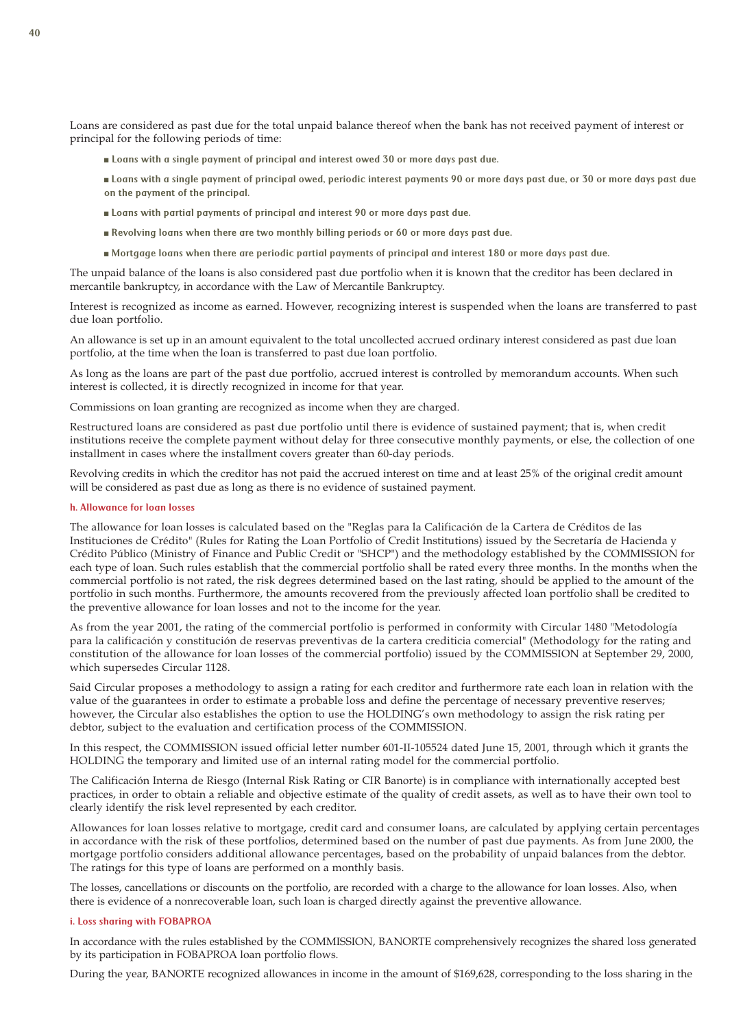Loans are considered as past due for the total unpaid balance thereof when the bank has not received payment of interest or principal for the following periods of time:

- **Loans with a single payment of principal and interest owed 30 or more days past due.**
- **Loans with a single payment of principal owed, periodic interest payments 90 or more days past due, or 30 or more days past due on the payment of the principal.**
- **Loans with partial payments of principal and interest 90 or more days past due.**
- **Revolving loans when there are two monthly billing periods or 60 or more days past due.**
- **Mortgage loans when there are periodic partial payments of principal and interest 180 or more days past due.**

The unpaid balance of the loans is also considered past due portfolio when it is known that the creditor has been declared in mercantile bankruptcy, in accordance with the Law of Mercantile Bankruptcy.

Interest is recognized as income as earned. However, recognizing interest is suspended when the loans are transferred to past due loan portfolio.

An allowance is set up in an amount equivalent to the total uncollected accrued ordinary interest considered as past due loan portfolio, at the time when the loan is transferred to past due loan portfolio.

As long as the loans are part of the past due portfolio, accrued interest is controlled by memorandum accounts. When such interest is collected, it is directly recognized in income for that year.

Commissions on loan granting are recognized as income when they are charged.

Restructured loans are considered as past due portfolio until there is evidence of sustained payment; that is, when credit institutions receive the complete payment without delay for three consecutive monthly payments, or else, the collection of one installment in cases where the installment covers greater than 60-day periods.

Revolving credits in which the creditor has not paid the accrued interest on time and at least 25% of the original credit amount will be considered as past due as long as there is no evidence of sustained payment.

#### h. Allowance for loan losses

The allowance for loan losses is calculated based on the "Reglas para la Calificación de la Cartera de Créditos de las Instituciones de Crédito" (Rules for Rating the Loan Portfolio of Credit Institutions) issued by the Secretaría de Hacienda y Crédito Público (Ministry of Finance and Public Credit or "SHCP") and the methodology established by the COMMISSION for each type of loan. Such rules establish that the commercial portfolio shall be rated every three months. In the months when the commercial portfolio is not rated, the risk degrees determined based on the last rating, should be applied to the amount of the portfolio in such months. Furthermore, the amounts recovered from the previously affected loan portfolio shall be credited to the preventive allowance for loan losses and not to the income for the year.

As from the year 2001, the rating of the commercial portfolio is performed in conformity with Circular 1480 "Metodología para la calificación y constitución de reservas preventivas de la cartera crediticia comercial" (Methodology for the rating and constitution of the allowance for loan losses of the commercial portfolio) issued by the COMMISSION at September 29, 2000, which supersedes Circular 1128.

Said Circular proposes a methodology to assign a rating for each creditor and furthermore rate each loan in relation with the value of the guarantees in order to estimate a probable loss and define the percentage of necessary preventive reserves; however, the Circular also establishes the option to use the HOLDING's own methodology to assign the risk rating per debtor, subject to the evaluation and certification process of the COMMISSION.

In this respect, the COMMISSION issued official letter number 601-II-105524 dated June 15, 2001, through which it grants the HOLDING the temporary and limited use of an internal rating model for the commercial portfolio.

The Calificación Interna de Riesgo (Internal Risk Rating or CIR Banorte) is in compliance with internationally accepted best practices, in order to obtain a reliable and objective estimate of the quality of credit assets, as well as to have their own tool to clearly identify the risk level represented by each creditor.

Allowances for loan losses relative to mortgage, credit card and consumer loans, are calculated by applying certain percentages in accordance with the risk of these portfolios, determined based on the number of past due payments. As from June 2000, the mortgage portfolio considers additional allowance percentages, based on the probability of unpaid balances from the debtor. The ratings for this type of loans are performed on a monthly basis.

The losses, cancellations or discounts on the portfolio, are recorded with a charge to the allowance for loan losses. Also, when there is evidence of a nonrecoverable loan, such loan is charged directly against the preventive allowance.

#### i. Loss sharing with FOBAPROA

In accordance with the rules established by the COMMISSION, BANORTE comprehensively recognizes the shared loss generated by its participation in FOBAPROA loan portfolio flows.

During the year, BANORTE recognized allowances in income in the amount of $169,628, corresponding to the loss sharing in the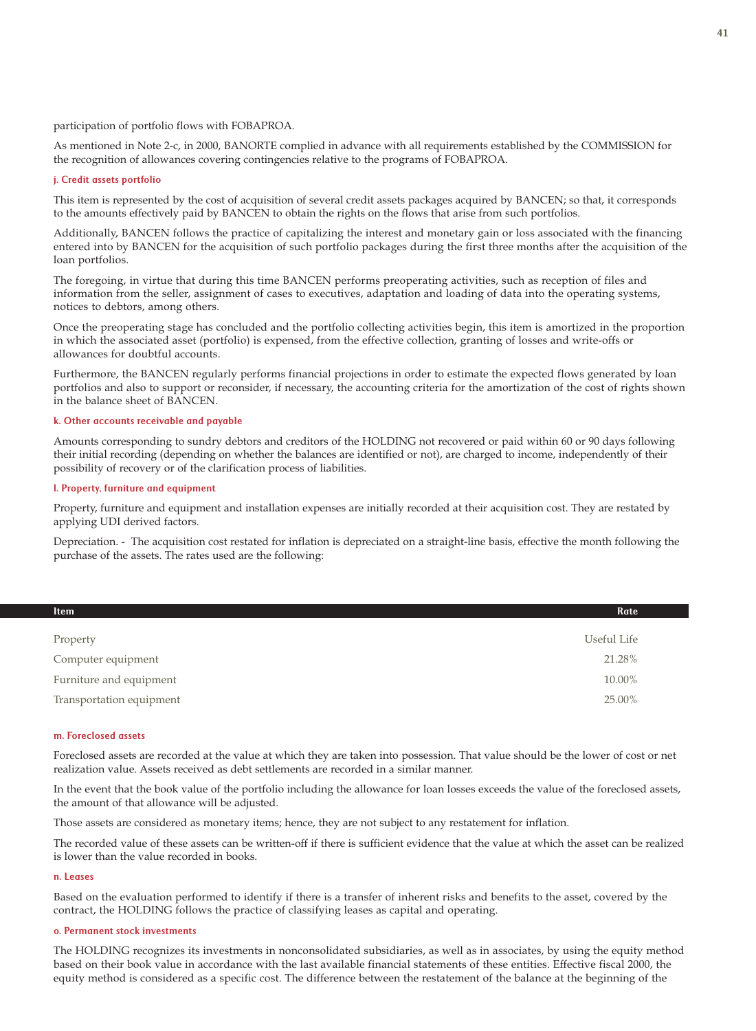participation of portfolio flows with FOBAPROA.

As mentioned in Note 2-c, in 2000, BANORTE complied in advance with all requirements established by the COMMISSION for the recognition of allowances covering contingencies relative to the programs of FOBAPROA.

#### j. Credit assets portfolio

This item is represented by the cost of acquisition of several credit assets packages acquired by BANCEN; so that, it corresponds to the amounts effectively paid by BANCEN to obtain the rights on the flows that arise from such portfolios.

Additionally, BANCEN follows the practice of capitalizing the interest and monetary gain or loss associated with the financing entered into by BANCEN for the acquisition of such portfolio packages during the first three months after the acquisition of the loan portfolios.

The foregoing, in virtue that during this time BANCEN performs preoperating activities, such as reception of files and information from the seller, assignment of cases to executives, adaptation and loading of data into the operating systems, notices to debtors, among others.

Once the preoperating stage has concluded and the portfolio collecting activities begin, this item is amortized in the proportion in which the associated asset (portfolio) is expensed, from the effective collection, granting of losses and write-offs or allowances for doubtful accounts.

Furthermore, the BANCEN regularly performs financial projections in order to estimate the expected flows generated by loan portfolios and also to support or reconsider, if necessary, the accounting criteria for the amortization of the cost of rights shown in the balance sheet of BANCEN.

#### k. Other accounts receivable and payable

Amounts corresponding to sundry debtors and creditors of the HOLDING not recovered or paid within 60 or 90 days following their initial recording (depending on whether the balances are identified or not), are charged to income, independently of their possibility of recovery or of the clarification process of liabilities.

#### l. Property, furniture and equipment

Property, furniture and equipment and installation expenses are initially recorded at their acquisition cost. They are restated by applying UDI derived factors.

Depreciation. - The acquisition cost restated for inflation is depreciated on a straight-line basis, effective the month following the purchase of the assets. The rates used are the following:

| Item | Rate |
|---|---|
| Property | Useful Life |
| Computer equipment | 21.28% |
| Furniture and equipment | 10.00% |
| Transportation equipment | 25.00% |

#### m. Foreclosed assets

Foreclosed assets are recorded at the value at which they are taken into possession. That value should be the lower of cost or net realization value. Assets received as debt settlements are recorded in a similar manner.

In the event that the book value of the portfolio including the allowance for loan losses exceeds the value of the foreclosed assets, the amount of that allowance will be adjusted.

Those assets are considered as monetary items; hence, they are not subject to any restatement for inflation.

The recorded value of these assets can be written-off if there is sufficient evidence that the value at which the asset can be realized is lower than the value recorded in books.

#### n. Leases

Based on the evaluation performed to identify if there is a transfer of inherent risks and benefits to the asset, covered by the contract, the HOLDING follows the practice of classifying leases as capital and operating.

#### o. Permanent stock investments

The HOLDING recognizes its investments in nonconsolidated subsidiaries, as well as in associates, by using the equity method based on their book value in accordance with the last available financial statements of these entities. Effective fiscal 2000, the equity method is considered as a specific cost. The difference between the restatement of the balance at the beginning of the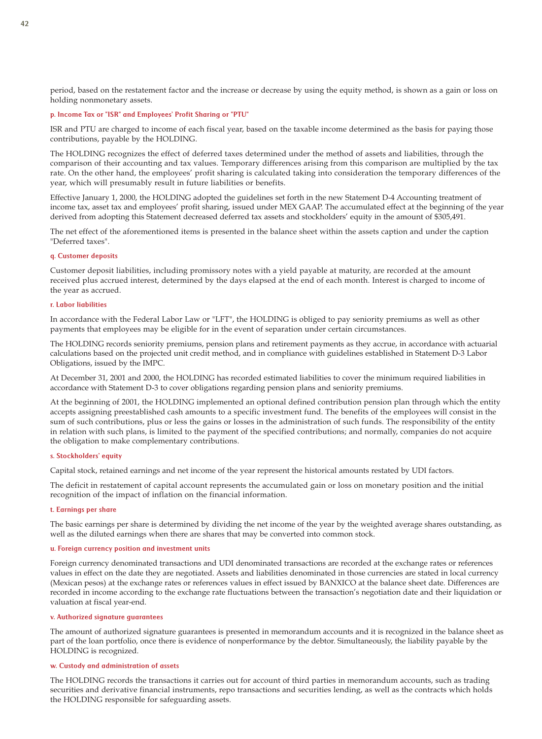period, based on the restatement factor and the increase or decrease by using the equity method, is shown as a gain or loss on holding nonmonetary assets.

#### p. Income Tax or "ISR" and Employees' Profit Sharing or "PTU"

ISR and PTU are charged to income of each fiscal year, based on the taxable income determined as the basis for paying those contributions, payable by the HOLDING.

The HOLDING recognizes the effect of deferred taxes determined under the method of assets and liabilities, through the comparison of their accounting and tax values. Temporary differences arising from this comparison are multiplied by the tax rate. On the other hand, the employees' profit sharing is calculated taking into consideration the temporary differences of the year, which will presumably result in future liabilities or benefits.

Effective January 1, 2000, the HOLDING adopted the guidelines set forth in the new Statement D-4 Accounting treatment of income tax, asset tax and employees' profit sharing, issued under MEX GAAP. The accumulated effect at the beginning of the year derived from adopting this Statement decreased deferred tax assets and stockholders' equity in the amount of $305,491.

The net effect of the aforementioned items is presented in the balance sheet within the assets caption and under the caption "Deferred taxes".

#### q. Customer deposits

Customer deposit liabilities, including promissory notes with a yield payable at maturity, are recorded at the amount received plus accrued interest, determined by the days elapsed at the end of each month. Interest is charged to income of the year as accrued.

#### r. Labor liabilities

In accordance with the Federal Labor Law or "LFT", the HOLDING is obliged to pay seniority premiums as well as other payments that employees may be eligible for in the event of separation under certain circumstances.

The HOLDING records seniority premiums, pension plans and retirement payments as they accrue, in accordance with actuarial calculations based on the projected unit credit method, and in compliance with guidelines established in Statement D-3 Labor Obligations, issued by the IMPC.

At December 31, 2001 and 2000, the HOLDING has recorded estimated liabilities to cover the minimum required liabilities in accordance with Statement D-3 to cover obligations regarding pension plans and seniority premiums.

At the beginning of 2001, the HOLDING implemented an optional defined contribution pension plan through which the entity accepts assigning preestablished cash amounts to a specific investment fund. The benefits of the employees will consist in the sum of such contributions, plus or less the gains or losses in the administration of such funds. The responsibility of the entity in relation with such plans, is limited to the payment of the specified contributions; and normally, companies do not acquire the obligation to make complementary contributions.

#### s. Stockholders' equity

Capital stock, retained earnings and net income of the year represent the historical amounts restated by UDI factors.

The deficit in restatement of capital account represents the accumulated gain or loss on monetary position and the initial recognition of the impact of inflation on the financial information.

#### t. Earnings per share

The basic earnings per share is determined by dividing the net income of the year by the weighted average shares outstanding, as well as the diluted earnings when there are shares that may be converted into common stock.

#### u. Foreign currency position and investment units

Foreign currency denominated transactions and UDI denominated transactions are recorded at the exchange rates or references values in effect on the date they are negotiated. Assets and liabilities denominated in those currencies are stated in local currency (Mexican pesos) at the exchange rates or references values in effect issued by BANXICO at the balance sheet date. Differences are recorded in income according to the exchange rate fluctuations between the transaction's negotiation date and their liquidation or valuation at fiscal year-end.

#### v. Authorized signature guarantees

The amount of authorized signature guarantees is presented in memorandum accounts and it is recognized in the balance sheet as part of the loan portfolio, once there is evidence of nonperformance by the debtor. Simultaneously, the liability payable by the HOLDING is recognized.

#### w. Custody and administration of assets

The HOLDING records the transactions it carries out for account of third parties in memorandum accounts, such as trading securities and derivative financial instruments, repo transactions and securities lending, as well as the contracts which holds the HOLDING responsible for safeguarding assets.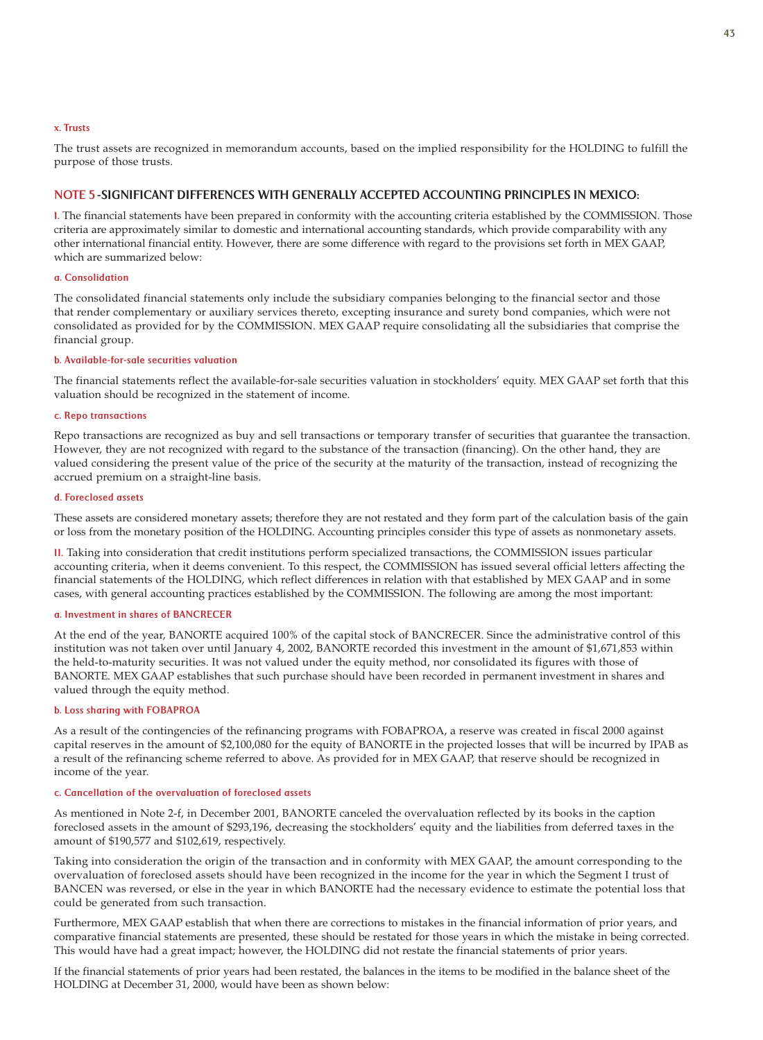#### x. Trusts

The trust assets are recognized in memorandum accounts, based on the implied responsibility for the HOLDING to fulfill the purpose of those trusts.

## NOTE 5 - SIGNIFICANT DIFFERENCES WITH GENERALLY ACCEPTED ACCOUNTING PRINCIPLES IN MEXICO:

**I.** The financial statements have been prepared in conformity with the accounting criteria established by the COMMISSION. Those criteria are approximately similar to domestic and international accounting standards, which provide comparability with any other international financial entity. However, there are some difference with regard to the provisions set forth in MEX GAAP, which are summarized below:

#### a. Consolidation

The consolidated financial statements only include the subsidiary companies belonging to the financial sector and those that render complementary or auxiliary services thereto, excepting insurance and surety bond companies, which were not consolidated as provided for by the COMMISSION. MEX GAAP require consolidating all the subsidiaries that comprise the financial group.

#### b. Available-for-sale securities valuation

The financial statements reflect the available-for-sale securities valuation in stockholders' equity. MEX GAAP set forth that this valuation should be recognized in the statement of income.

#### c. Repo transactions

Repo transactions are recognized as buy and sell transactions or temporary transfer of securities that guarantee the transaction. However, they are not recognized with regard to the substance of the transaction (financing). On the other hand, they are valued considering the present value of the price of the security at the maturity of the transaction, instead of recognizing the accrued premium on a straight-line basis.

#### d. Foreclosed assets

These assets are considered monetary assets; therefore they are not restated and they form part of the calculation basis of the gain or loss from the monetary position of the HOLDING. Accounting principles consider this type of assets as nonmonetary assets.

**II.** Taking into consideration that credit institutions perform specialized transactions, the COMMISSION issues particular accounting criteria, when it deems convenient. To this respect, the COMMISSION has issued several official letters affecting the financial statements of the HOLDING, which reflect differences in relation with that established by MEX GAAP and in some cases, with general accounting practices established by the COMMISSION. The following are among the most important:

#### a. Investment in shares of BANCRECER

At the end of the year, BANORTE acquired 100% of the capital stock of BANCRECER. Since the administrative control of this institution was not taken over until January 4, 2002, BANORTE recorded this investment in the amount of $1,671,853 within the held-to-maturity securities. It was not valued under the equity method, nor consolidated its figures with those of BANORTE. MEX GAAP establishes that such purchase should have been recorded in permanent investment in shares and valued through the equity method.

#### b. Loss sharing with FOBAPROA

As a result of the contingencies of the refinancing programs with FOBAPROA, a reserve was created in fiscal 2000 against capital reserves in the amount of $2,100,080 for the equity of BANORTE in the projected losses that will be incurred by IPAB as a result of the refinancing scheme referred to above. As provided for in MEX GAAP, that reserve should be recognized in income of the year.

#### c. Cancellation of the overvaluation of foreclosed assets

As mentioned in Note 2-f, in December 2001, BANORTE canceled the overvaluation reflected by its books in the caption foreclosed assets in the amount of $293,196, decreasing the stockholders' equity and the liabilities from deferred taxes in the amount of $190,577 and $102,619, respectively.

Taking into consideration the origin of the transaction and in conformity with MEX GAAP, the amount corresponding to the overvaluation of foreclosed assets should have been recognized in the income for the year in which the Segment I trust of BANCEN was reversed, or else in the year in which BANORTE had the necessary evidence to estimate the potential loss that could be generated from such transaction.

Furthermore, MEX GAAP establish that when there are corrections to mistakes in the financial information of prior years, and comparative financial statements are presented, these should be restated for those years in which the mistake in being corrected. This would have had a great impact; however, the HOLDING did not restate the financial statements of prior years.

If the financial statements of prior years had been restated, the balances in the items to be modified in the balance sheet of the HOLDING at December 31, 2000, would have been as shown below: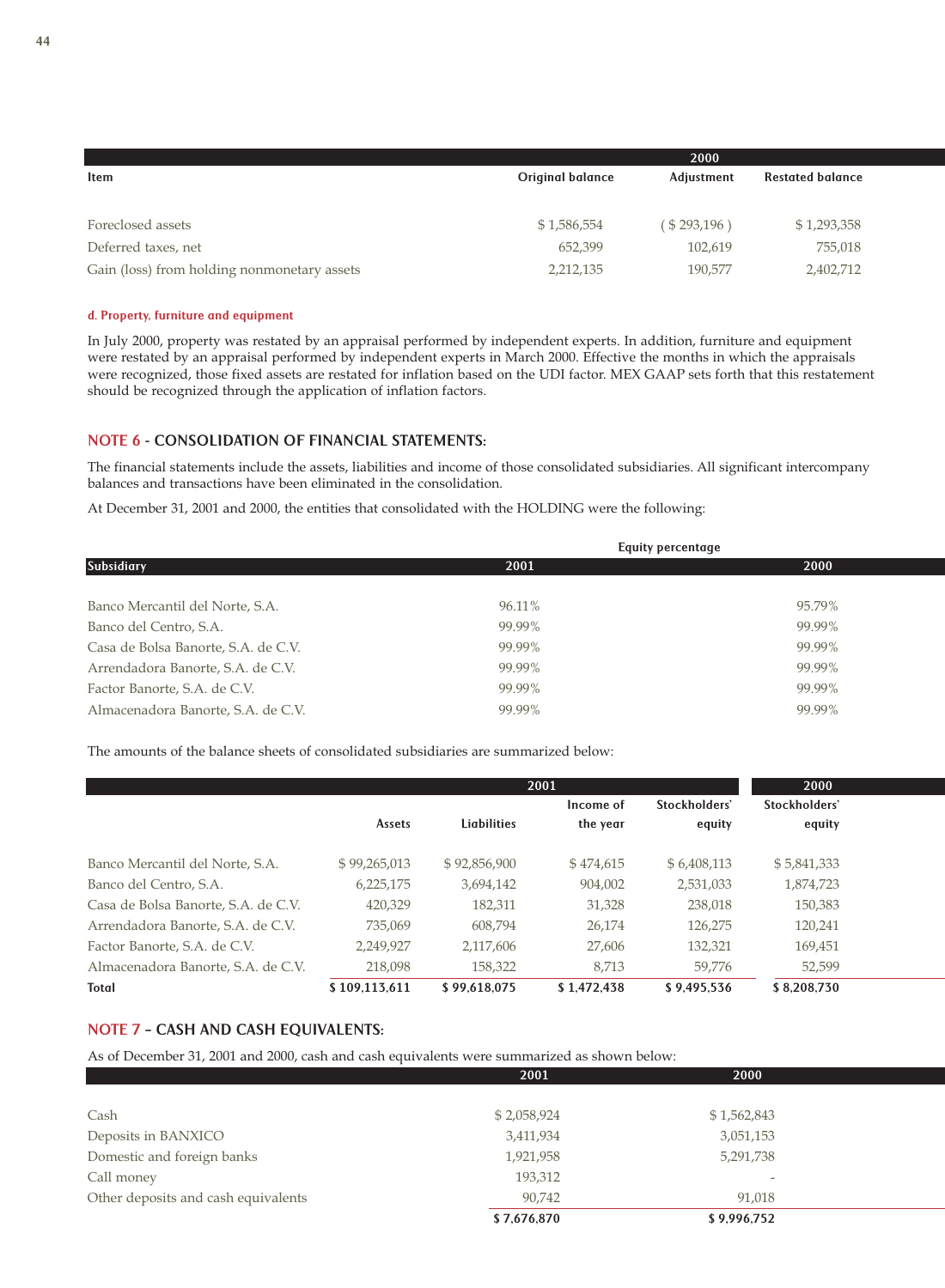| Item | 2000 | | |
|---|---|---|---|
| | Original balance | Adjustment | Restated balance |
| Foreclosed assets | $ 1,586,554 | ( $ 293,196 ) | $ 1,293,358 |
| Deferred taxes, net | 652,399 | 102,619 | 755,018 |
| Gain (loss) from holding nonmonetary assets | 2,212,135 | 190,577 | 2,402,712 |

**d. Property, furniture and equipment**

In July 2000, property was restated by an appraisal performed by independent experts. In addition, furniture and equipment were restated by an appraisal performed by independent experts in March 2000. Effective the months in which the appraisals were recognized, those fixed assets are restated for inflation based on the UDI factor. MEX GAAP sets forth that this restatement should be recognized through the application of inflation factors.

## NOTE 6 - CONSOLIDATION OF FINANCIAL STATEMENTS:

The financial statements include the assets, liabilities and income of those consolidated subsidiaries. All significant intercompany balances and transactions have been eliminated in the consolidation.

At December 31, 2001 and 2000, the entities that consolidated with the HOLDING were the following:

| Subsidiary | Equity percentage | |
|---|---|---|
| | 2001 | 2000 |
| Banco Mercantil del Norte, S.A. | 96.11% | 95.79% |
| Banco del Centro, S.A. | 99.99% | 99.99% |
| Casa de Bolsa Banorte, S.A. de C.V. | 99.99% | 99.99% |
| Arrendadora Banorte, S.A. de C.V. | 99.99% | 99.99% |
| Factor Banorte, S.A. de C.V. | 99.99% | 99.99% |
| Almacenadora Banorte, S.A. de C.V. | 99.99% | 99.99% |

The amounts of the balance sheets of consolidated subsidiaries are summarized below:

| | 2001 | | | | 2000 |
|---|---|---|---|---|---|
| | Assets | Liabilities | Income of the year | Stockholders' equity | Stockholders' equity |
| Banco Mercantil del Norte, S.A. | $ 99,265,013 | $ 92,856,900 | $ 474,615 | $ 6,408,113 | $ 5,841,333 |
| Banco del Centro, S.A. | 6,225,175 | 3,694,142 | 904,002 | 2,531,033 | 1,874,723 |
| Casa de Bolsa Banorte, S.A. de C.V. | 420,329 | 182,311 | 31,328 | 238,018 | 150,383 |
| Arrendadora Banorte, S.A. de C.V. | 735,069 | 608,794 | 26,174 | 126,275 | 120,241 |
| Factor Banorte, S.A. de C.V. | 2,249,927 | 2,117,606 | 27,606 | 132,321 | 169,451 |
| Almacenadora Banorte, S.A. de C.V. | 218,098 | 158,322 | 8,713 | 59,776 | 52,599 |
| **Total** | **$ 109,113,611** | **$ 99,618,075** | **$ 1,472,438** | **$ 9,495,536** | **$ 8,208,730** |

## NOTE 7 - CASH AND CASH EQUIVALENTS:

As of December 31, 2001 and 2000, cash and cash equivalents were summarized as shown below:

| | 2001 | 2000 |
|---|---|---|
| Cash | $ 2,058,924 | $ 1,562,843 |
| Deposits in BANXICO | 3,411,934 | 3,051,153 |
| Domestic and foreign banks | 1,921,958 | 5,291,738 |
| Call money | 193,312 | - |
| Other deposits and cash equivalents | 90,742 | 91,018 |
| | **$ 7,676,870** | **$ 9,996,752** |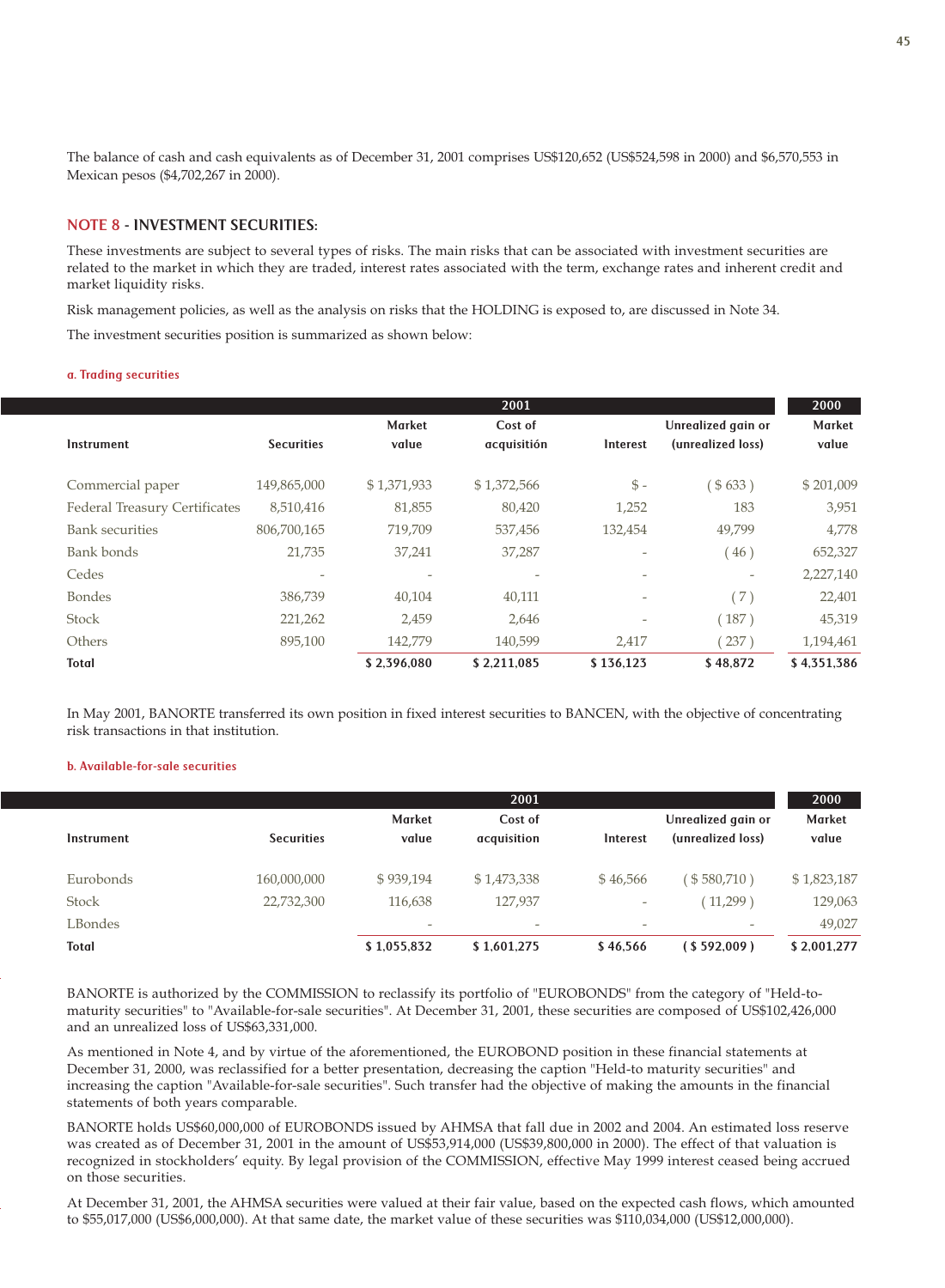The balance of cash and cash equivalents as of December 31, 2001 comprises US$120,652 (US$524,598 in 2000) and $6,570,553 in Mexican pesos ($4,702,267 in 2000).

## NOTE 8 - INVESTMENT SECURITIES:

These investments are subject to several types of risks. The main risks that can be associated with investment securities are related to the market in which they are traded, interest rates associated with the term, exchange rates and inherent credit and market liquidity risks.

Risk management policies, as well as the analysis on risks that the HOLDING is exposed to, are discussed in Note 34.

The investment securities position is summarized as shown below:

#### a. Trading securities

| | 2001 | | | | | 2000 |
|---|---|---|---|---|---|---|
| Instrument | Securities | Market value | Cost of acquisitión | Interest | Unrealized gain or (unrealized loss) | Market value |
| Commercial paper | 149,865,000 | $ 1,371,933 | $ 1,372,566 | $ - | ( $ 633 ) | $ 201,009 |
| Federal Treasury Certificates | 8,510,416 | 81,855 | 80,420 | 1,252 | 183 | 3,951 |
| Bank securities | 806,700,165 | 719,709 | 537,456 | 132,454 | 49,799 | 4,778 |
| Bank bonds | 21,735 | 37,241 | 37,287 | - | ( 46 ) | 652,327 |
| Cedes | - | - | - | - | - | 2,227,140 |
| Bondes | 386,739 | 40,104 | 40,111 | - | ( 7 ) | 22,401 |
| Stock | 221,262 | 2,459 | 2,646 | - | ( 187 ) | 45,319 |
| Others | 895,100 | 142,779 | 140,599 | 2,417 | ( 237 ) | 1,194,461 |
| **Total** | | **$ 2,396,080** | **$ 2,211,085** | **$ 136,123** | **$ 48,872** | **$ 4,351,386** |

In May 2001, BANORTE transferred its own position in fixed interest securities to BANCEN, with the objective of concentrating risk transactions in that institution.

#### b. Available-for-sale securities

| | 2001 | | | | | 2000 |
|---|---|---|---|---|---|---|
| Instrument | Securities | Market value | Cost of acquisition | Interest | Unrealized gain or (unrealized loss) | Market value |
| Eurobonds | 160,000,000 | $ 939,194 | $ 1,473,338 | $ 46,566 | ( $ 580,710 ) | $ 1,823,187 |
| Stock | 22,732,300 | 116,638 | 127,937 | - | ( 11,299 ) | 129,063 |
| LBondes | | - | - | - | - | 49,027 |
| **Total** | | **$ 1,055,832** | **$ 1,601,275** | **$ 46,566** | **( $ 592,009 )** | **$ 2,001,277** |

BANORTE is authorized by the COMMISSION to reclassify its portfolio of "EUROBONDS" from the category of "Held-to-maturity securities" to "Available-for-sale securities". At December 31, 2001, these securities are composed of US$102,426,000 and an unrealized loss of US$63,331,000.

As mentioned in Note 4, and by virtue of the aforementioned, the EUROBOND position in these financial statements at December 31, 2000, was reclassified for a better presentation, decreasing the caption "Held-to maturity securities" and increasing the caption "Available-for-sale securities". Such transfer had the objective of making the amounts in the financial statements of both years comparable.

BANORTE holds US$60,000,000 of EUROBONDS issued by AHMSA that fall due in 2002 and 2004. An estimated loss reserve was created as of December 31, 2001 in the amount of US$53,914,000 (US$39,800,000 in 2000). The effect of that valuation is recognized in stockholders' equity. By legal provision of the COMMISSION, effective May 1999 interest ceased being accrued on those securities.

At December 31, 2001, the AHMSA securities were valued at their fair value, based on the expected cash flows, which amounted to $55,017,000 (US$6,000,000). At that same date, the market value of these securities was $110,034,000 (US$12,000,000).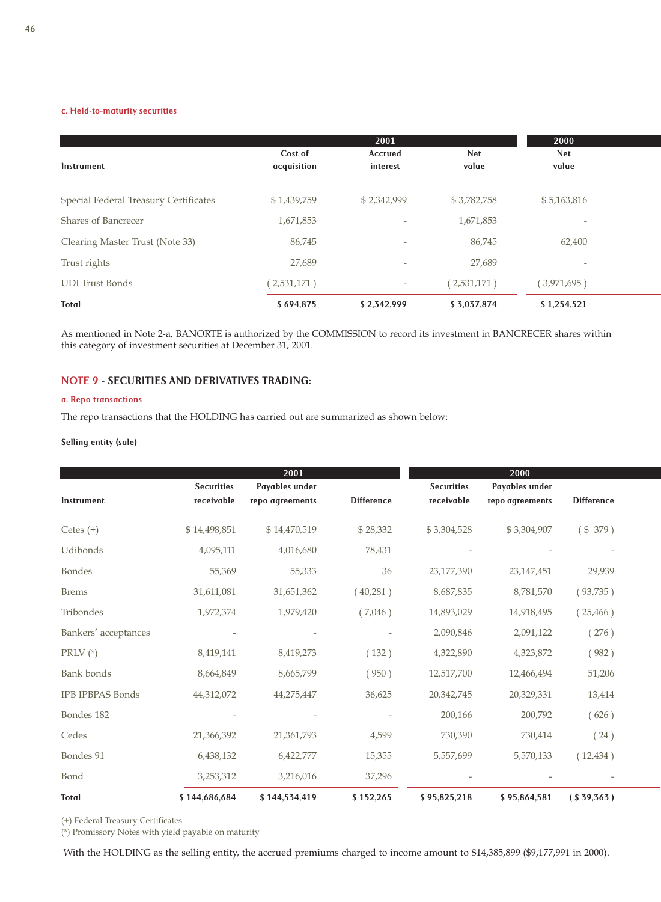### c. Held-to-maturity securities

| Instrument | 2001 | | | 2000 |
|---|---|---|---|---|
| | Cost of acquisition | Accrued interest | Net value | Net value |
| Special Federal Treasury Certificates | $ 1,439,759 | $ 2,342,999 | $ 3,782,758 | $ 5,163,816 |
| Shares of Bancrecer | 1,671,853 | - | 1,671,853 | - |
| Clearing Master Trust (Note 33) | 86,745 | - | 86,745 | 62,400 |
| Trust rights | 27,689 | - | 27,689 | - |
| UDI Trust Bonds | ( 2,531,171 ) | - | ( 2,531,171 ) | ( 3,971,695 ) |
| **Total** | **$ 694,875** | **$ 2,342,999** | **$ 3,037,874** | **$ 1,254,521** |

As mentioned in Note 2-a, BANORTE is authorized by the COMMISSION to record its investment in BANCRECER shares within this category of investment securities at December 31, 2001.

## NOTE 9 - SECURITIES AND DERIVATIVES TRADING:

### a. Repo transactions

The repo transactions that the HOLDING has carried out are summarized as shown below:

**Selling entity (sale)**

| Instrument | 2001 | | | 2000 | | |
|---|---|---|---|---|---|---|
| | Securities receivable | Payables under repo agreements | Difference | Securities receivable | Payables under repo agreements | Difference |
| Cetes (+) | $ 14,498,851 | $ 14,470,519 | $ 28,332 | $ 3,304,528 | $ 3,304,907 | ( $ 379 ) |
| Udibonds | 4,095,111 | 4,016,680 | 78,431 | - | - | - |
| Bondes | 55,369 | 55,333 | 36 | 23,177,390 | 23,147,451 | 29,939 |
| Brems | 31,611,081 | 31,651,362 | ( 40,281 ) | 8,687,835 | 8,781,570 | ( 93,735 ) |
| Tribondes | 1,972,374 | 1,979,420 | ( 7,046 ) | 14,893,029 | 14,918,495 | ( 25,466 ) |
| Bankers' acceptances | - | - | - | 2,090,846 | 2,091,122 | ( 276 ) |
| PRLV (*) | 8,419,141 | 8,419,273 | ( 132 ) | 4,322,890 | 4,323,872 | ( 982 ) |
| Bank bonds | 8,664,849 | 8,665,799 | ( 950 ) | 12,517,700 | 12,466,494 | 51,206 |
| IPB IPBPAS Bonds | 44,312,072 | 44,275,447 | 36,625 | 20,342,745 | 20,329,331 | 13,414 |
| Bondes 182 | - | - | - | 200,166 | 200,792 | ( 626 ) |
| Cedes | 21,366,392 | 21,361,793 | 4,599 | 730,390 | 730,414 | ( 24 ) |
| Bondes 91 | 6,438,132 | 6,422,777 | 15,355 | 5,557,699 | 5,570,133 | ( 12,434 ) |
| Bond | 3,253,312 | 3,216,016 | 37,296 | - | - | - |
| **Total** | **$ 144,686,684** | **$ 144,534,419** | **$ 152,265** | **$ 95,825,218** | **$ 95,864,581** | **( $ 39,363 )** |

(+) Federal Treasury Certificates
(*) Promissory Notes with yield payable on maturity

With the HOLDING as the selling entity, the accrued premiums charged to income amount to $14,385,899 ($9,177,991 in 2000).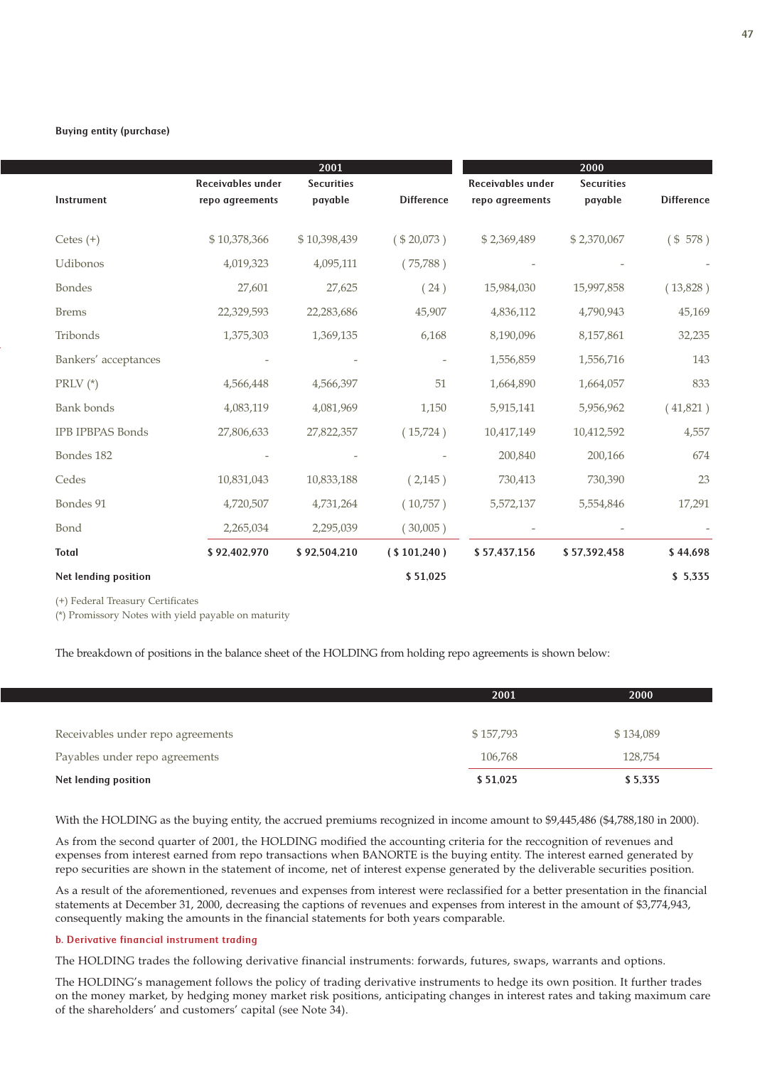**Buying entity (purchase)**

| Instrument | 2001 Receivables under repo agreements | 2001 Securities payable | 2001 Difference | 2000 Receivables under repo agreements | 2000 Securities payable | 2000 Difference |
|---|---|---|---|---|---|---|
| Cetes (+) | $ 10,378,366 | $ 10,398,439 | ( $ 20,073 ) | $ 2,369,489 | $ 2,370,067 | ( $ 578 ) |
| Udibonos | 4,019,323 | 4,095,111 | ( 75,788 ) | - | - | - |
| Bondes | 27,601 | 27,625 | ( 24 ) | 15,984,030 | 15,997,858 | ( 13,828 ) |
| Brems | 22,329,593 | 22,283,686 | 45,907 | 4,836,112 | 4,790,943 | 45,169 |
| Tribonds | 1,375,303 | 1,369,135 | 6,168 | 8,190,096 | 8,157,861 | 32,235 |
| Bankers' acceptances | - | - | - | 1,556,859 | 1,556,716 | 143 |
| PRLV (*) | 4,566,448 | 4,566,397 | 51 | 1,664,890 | 1,664,057 | 833 |
| Bank bonds | 4,083,119 | 4,081,969 | 1,150 | 5,915,141 | 5,956,962 | ( 41,821 ) |
| IPB IPBPAS Bonds | 27,806,633 | 27,822,357 | ( 15,724 ) | 10,417,149 | 10,412,592 | 4,557 |
| Bondes 182 | - | - | - | 200,840 | 200,166 | 674 |
| Cedes | 10,831,043 | 10,833,188 | ( 2,145 ) | 730,413 | 730,390 | 23 |
| Bondes 91 | 4,720,507 | 4,731,264 | ( 10,757 ) | 5,572,137 | 5,554,846 | 17,291 |
| Bond | 2,265,034 | 2,295,039 | ( 30,005 ) | - | - | - |
| **Total** | **$ 92,402,970** | **$ 92,504,210** | **( $ 101,240 )** | **$ 57,437,156** | **$ 57,392,458** | **$ 44,698** |
| **Net lending position** | | | **$ 51,025** | | | **$ 5,335** |

(+) Federal Treasury Certificates
(*) Promissory Notes with yield payable on maturity

The breakdown of positions in the balance sheet of the HOLDING from holding repo agreements is shown below:

| | 2001 | 2000 |
|---|---|---|
| Receivables under repo agreements | $ 157,793 | $ 134,089 |
| Payables under repo agreements | 106,768 | 128,754 |
| **Net lending position** | **$ 51,025** | **$ 5,335** |

With the HOLDING as the buying entity, the accrued premiums recognized in income amount to $9,445,486 ($4,788,180 in 2000).

As from the second quarter of 2001, the HOLDING modified the accounting criteria for the reccognition of revenues and expenses from interest earned from repo transactions when BANORTE is the buying entity. The interest earned generated by repo securities are shown in the statement of income, net of interest expense generated by the deliverable securities position.

As a result of the aforementioned, revenues and expenses from interest were reclassified for a better presentation in the financial statements at December 31, 2000, decreasing the captions of revenues and expenses from interest in the amount of $3,774,943, consequently making the amounts in the financial statements for both years comparable.

**b. Derivative financial instrument trading**

The HOLDING trades the following derivative financial instruments: forwards, futures, swaps, warrants and options.

The HOLDING's management follows the policy of trading derivative instruments to hedge its own position. It further trades on the money market, by hedging money market risk positions, anticipating changes in interest rates and taking maximum care of the shareholders' and customers' capital (see Note 34).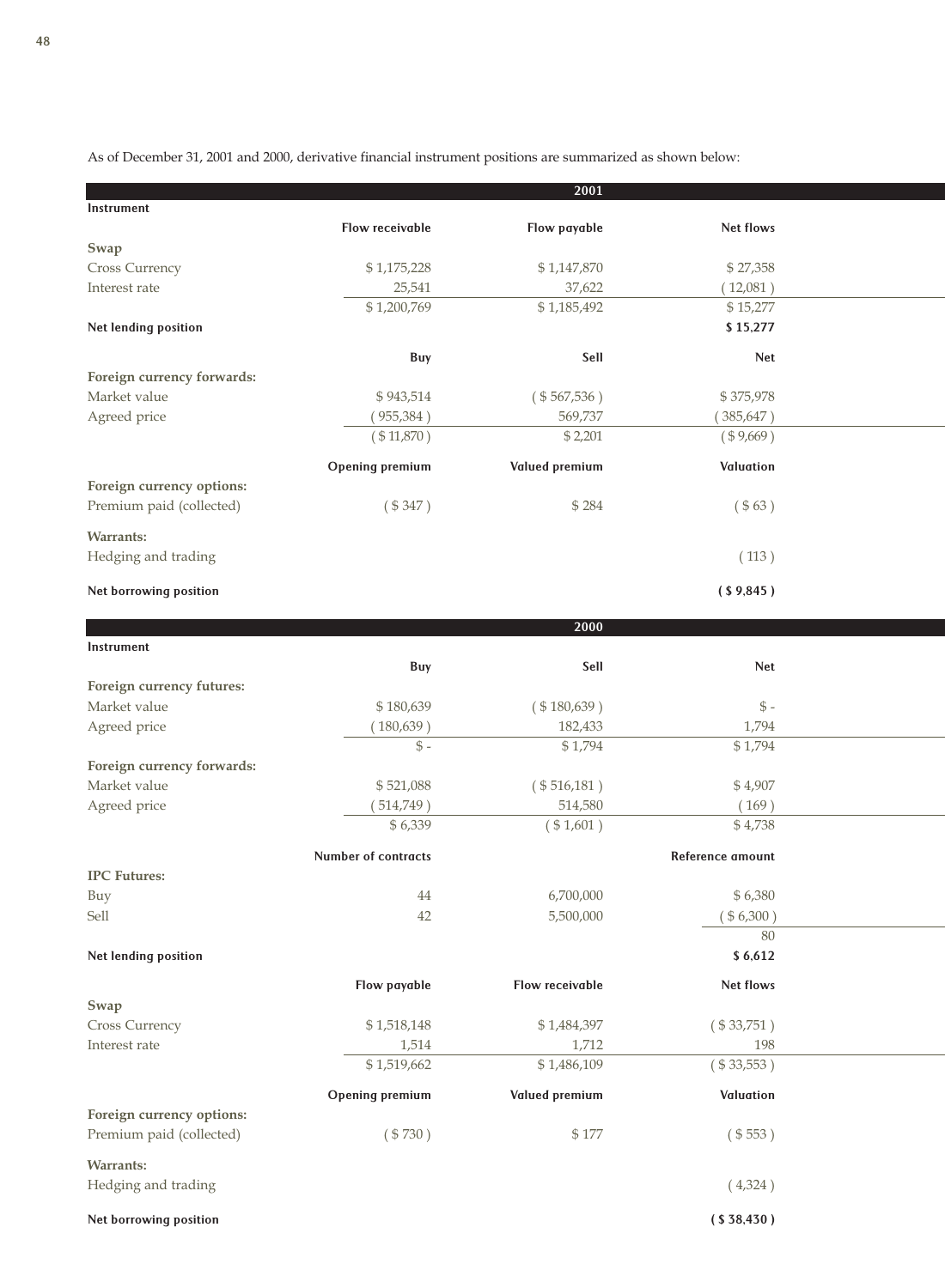As of December 31, 2001 and 2000, derivative financial instrument positions are summarized as shown below:

| 2001 | | | |
|---|---|---|---|
| **Instrument** | | | |
| | **Flow receivable** | **Flow payable** | **Net flows** |
| **Swap** | | | |
| Cross Currency | $ 1,175,228 | $ 1,147,870 | $ 27,358 |
| Interest rate | 25,541 | 37,622 | ( 12,081 ) |
| | $ 1,200,769 | $ 1,185,492 | $ 15,277 |
| **Net lending position** | | | **$ 15,277** |
| | **Buy** | **Sell** | **Net** |
| **Foreign currency forwards:** | | | |
| Market value | $ 943,514 | ( $ 567,536 ) | $ 375,978 |
| Agreed price | ( 955,384 ) | 569,737 | ( 385,647 ) |
| | ( $ 11,870 ) | $ 2,201 | ( $ 9,669 ) |
| | **Opening premium** | **Valued premium** | **Valuation** |
| **Foreign currency options:** | | | |
| Premium paid (collected) | ( $ 347 ) | $ 284 | ( $ 63 ) |
| **Warrants:** | | | |
| Hedging and trading | | | ( 113 ) |
| **Net borrowing position** | | | **( $ 9,845 )** |

| 2000 | | | |
|---|---|---|---|
| **Instrument** | | | |
| | **Buy** | **Sell** | **Net** |
| **Foreign currency futures:** | | | |
| Market value | $ 180,639 | ( $ 180,639 ) | $ - |
| Agreed price | ( 180,639 ) | 182,433 | 1,794 |
| | $ - | $ 1,794 | $ 1,794 |
| **Foreign currency forwards:** | | | |
| Market value | $ 521,088 | ( $ 516,181 ) | $ 4,907 |
| Agreed price | ( 514,749 ) | 514,580 | ( 169 ) |
| | $ 6,339 | ( $ 1,601 ) | $ 4,738 |
| | **Number of contracts** | | **Reference amount** |
| **IPC Futures:** | | | |
| Buy | 44 | 6,700,000 | $ 6,380 |
| Sell | 42 | 5,500,000 | ( $ 6,300 ) |
| | | | 80 |
| **Net lending position** | | | **$ 6,612** |
| | **Flow payable** | **Flow receivable** | **Net flows** |
| **Swap** | | | |
| Cross Currency | $ 1,518,148 | $ 1,484,397 | ( $ 33,751 ) |
| Interest rate | 1,514 | 1,712 | 198 |
| | $ 1,519,662 | $ 1,486,109 | ( $ 33,553 ) |
| | **Opening premium** | **Valued premium** | **Valuation** |
| **Foreign currency options:** | | | |
| Premium paid (collected) | ( $ 730 ) | $ 177 | ( $ 553 ) |
| **Warrants:** | | | |
| Hedging and trading | | | ( 4,324 ) |
| **Net borrowing position** | | | **( $ 38,430 )** |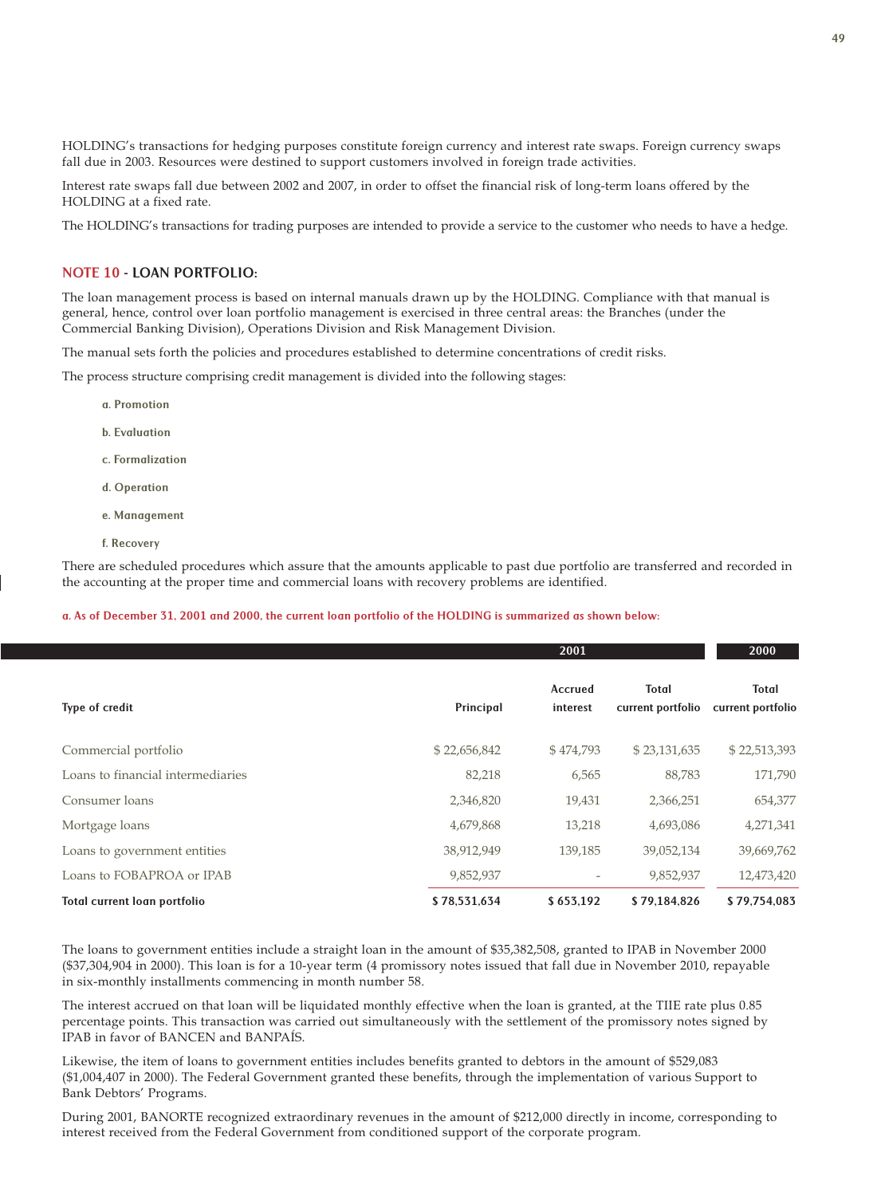HOLDING's transactions for hedging purposes constitute foreign currency and interest rate swaps. Foreign currency swaps fall due in 2003. Resources were destined to support customers involved in foreign trade activities.

Interest rate swaps fall due between 2002 and 2007, in order to offset the financial risk of long-term loans offered by the HOLDING at a fixed rate.

The HOLDING's transactions for trading purposes are intended to provide a service to the customer who needs to have a hedge.

## NOTE 10 - LOAN PORTFOLIO:

The loan management process is based on internal manuals drawn up by the HOLDING. Compliance with that manual is general, hence, control over loan portfolio management is exercised in three central areas: the Branches (under the Commercial Banking Division), Operations Division and Risk Management Division.

The manual sets forth the policies and procedures established to determine concentrations of credit risks.

The process structure comprising credit management is divided into the following stages:

- a. Promotion
- b. Evaluation
- c. Formalization
- d. Operation
- e. Management
- f. Recovery

There are scheduled procedures which assure that the amounts applicable to past due portfolio are transferred and recorded in the accounting at the proper time and commercial loans with recovery problems are identified.

**a. As of December 31, 2001 and 2000, the current loan portfolio of the HOLDING is summarized as shown below:**

| | 2001 | | | 2000 |
|---|---|---|---|---|
| Type of credit | Principal | Accrued interest | Total current portfolio | Total current portfolio |
| Commercial portfolio | $ 22,656,842 | $ 474,793 | $ 23,131,635 | $ 22,513,393 |
| Loans to financial intermediaries | 82,218 | 6,565 | 88,783 | 171,790 |
| Consumer loans | 2,346,820 | 19,431 | 2,366,251 | 654,377 |
| Mortgage loans | 4,679,868 | 13,218 | 4,693,086 | 4,271,341 |
| Loans to government entities | 38,912,949 | 139,185 | 39,052,134 | 39,669,762 |
| Loans to FOBAPROA or IPAB | 9,852,937 | - | 9,852,937 | 12,473,420 |
| **Total current loan portfolio** | **$ 78,531,634** | **$ 653,192** | **$ 79,184,826** | **$ 79,754,083** |

The loans to government entities include a straight loan in the amount of $35,382,508, granted to IPAB in November 2000 ($37,304,904 in 2000). This loan is for a 10-year term (4 promissory notes issued that fall due in November 2010, repayable in six-monthly installments commencing in month number 58.

The interest accrued on that loan will be liquidated monthly effective when the loan is granted, at the TIIE rate plus 0.85 percentage points. This transaction was carried out simultaneously with the settlement of the promissory notes signed by IPAB in favor of BANCEN and BANPAÍS.

Likewise, the item of loans to government entities includes benefits granted to debtors in the amount of $529,083 ($1,004,407 in 2000). The Federal Government granted these benefits, through the implementation of various Support to Bank Debtors' Programs.

During 2001, BANORTE recognized extraordinary revenues in the amount of $212,000 directly in income, corresponding to interest received from the Federal Government from conditioned support of the corporate program.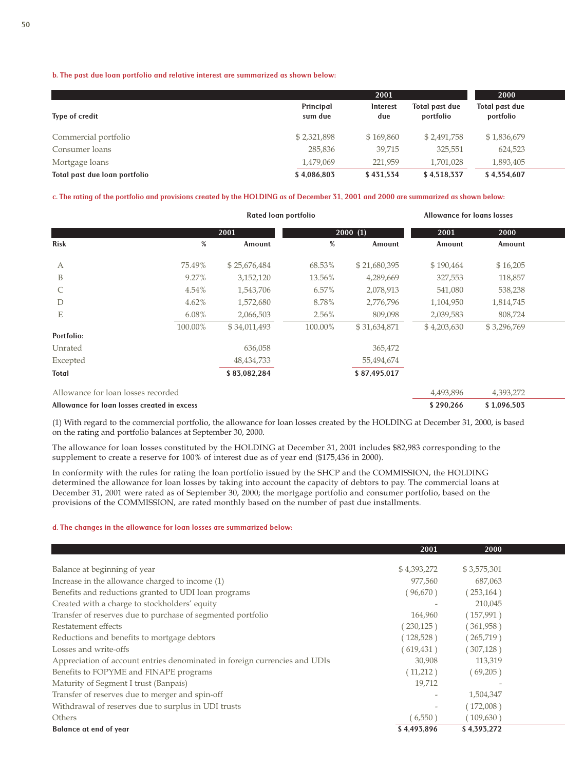**b. The past due loan portfolio and relative interest are summarized as shown below:**

| Type of credit | 2001 Principal sum due | 2001 Interest due | 2001 Total past due portfolio | 2000 Total past due portfolio |
|---|---|---|---|---|
| Commercial portfolio | $ 2,321,898 | $ 169,860 | $ 2,491,758 | $ 1,836,679 |
| Consumer loans | 285,836 | 39,715 | 325,551 | 624,523 |
| Mortgage loans | 1,479,069 | 221,959 | 1,701,028 | 1,893,405 |
| **Total past due loan portfolio** | **$ 4,086,803** | **$ 431,534** | **$ 4,518,337** | **$ 4,354,607** |

**c. The rating of the portfolio and provisions created by the HOLDING as of December 31, 2001 and 2000 are summarized as shown below:**

| | Rated loan portfolio | | | | Allowance for loans losses | |
|---|---|---|---|---|---|---|
| | 2001 | | 2000 (1) | | 2001 | 2000 |
| Risk | % | Amount | % | Amount | Amount | Amount |
| A | 75.49% | $ 25,676,484 | 68.53% | $ 21,680,395 | $ 190,464 | $ 16,205 |
| B | 9.27% | 3,152,120 | 13.56% | 4,289,669 | 327,553 | 118,857 |
| C | 4.54% | 1,543,706 | 6.57% | 2,078,913 | 541,080 | 538,238 |
| D | 4.62% | 1,572,680 | 8.78% | 2,776,796 | 1,104,950 | 1,814,745 |
| E | 6.08% | 2,066,503 | 2.56% | 809,098 | 2,039,583 | 808,724 |
| | 100.00% | $ 34,011,493 | 100.00% | $ 31,634,871 | $ 4,203,630 | $ 3,296,769 |
| **Portfolio:** | | | | | | |
| Unrated | | 636,058 | | 365,472 | | |
| Excepted | | 48,434,733 | | 55,494,674 | | |
| **Total** | | **$ 83,082,284** | | **$ 87,495,017** | | |
| Allowance for loan losses recorded | | | | | 4,493,896 | 4,393,272 |
| **Allowance for loan losses created in excess** | | | | | **$ 290,266** | **$ 1,096,503** |

(1) With regard to the commercial portfolio, the allowance for loan losses created by the HOLDING at December 31, 2000, is based on the rating and portfolio balances at September 30, 2000.

The allowance for loan losses constituted by the HOLDING at December 31, 2001 includes $82,983 corresponding to the supplement to create a reserve for 100% of interest due as of year end ($175,436 in 2000).

In conformity with the rules for rating the loan portfolio issued by the SHCP and the COMMISSION, the HOLDING determined the allowance for loan losses by taking into account the capacity of debtors to pay. The commercial loans at December 31, 2001 were rated as of September 30, 2000; the mortgage portfolio and consumer portfolio, based on the provisions of the COMMISSION, are rated monthly based on the number of past due installments.

**d. The changes in the allowance for loan losses are summarized below:**

| | 2001 | 2000 |
|---|---|---|
| Balance at beginning of year | $ 4,393,272 | $ 3,575,301 |
| Increase in the allowance charged to income (1) | 977,560 | 687,063 |
| Benefits and reductions granted to UDI loan programs | ( 96,670 ) | ( 253,164 ) |
| Created with a charge to stockholders' equity | - | 210,045 |
| Transfer of reserves due to purchase of segmented portfolio | 164,960 | ( 157,991 ) |
| Restatement effects | ( 230,125 ) | ( 361,958 ) |
| Reductions and benefits to mortgage debtors | ( 128,528 ) | ( 265,719 ) |
| Losses and write-offs | ( 619,431 ) | ( 307,128 ) |
| Appreciation of account entries denominated in foreign currencies and UDIs | 30,908 | 113,319 |
| Benefits to FOPYME and FINAPE programs | ( 11,212 ) | ( 69,205 ) |
| Maturity of Segment I trust (Banpaís) | 19,712 | - |
| Transfer of reserves due to merger and spin-off | - | 1,504,347 |
| Withdrawal of reserves due to surplus in UDI trusts | - | ( 172,008 ) |
| Others | ( 6,550 ) | ( 109,630 ) |
| **Balance at end of year** | **$ 4,493,896** | **$ 4,393,272** |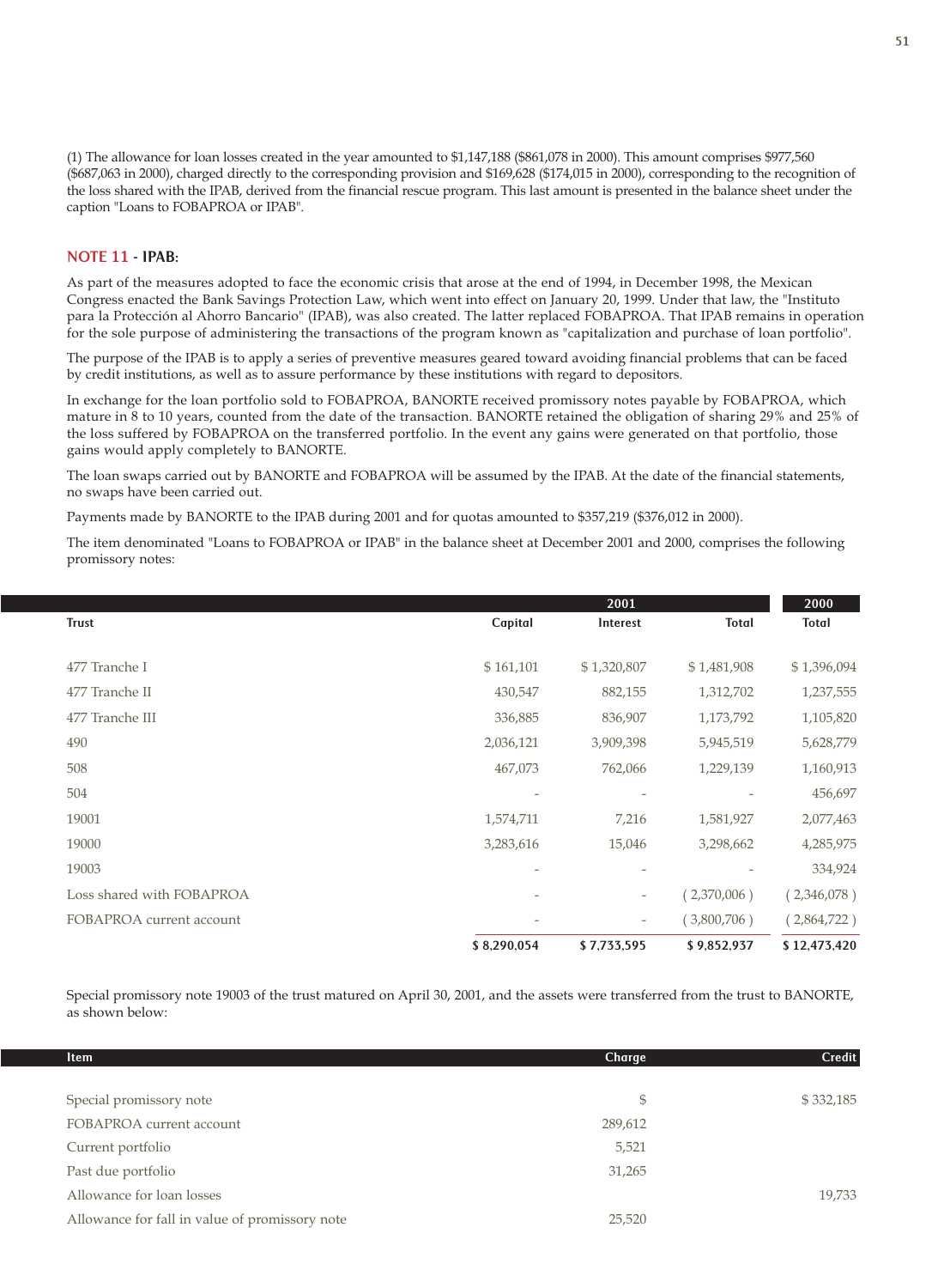(1) The allowance for loan losses created in the year amounted to $1,147,188 ($861,078 in 2000). This amount comprises $977,560 ($687,063 in 2000), charged directly to the corresponding provision and $169,628 ($174,015 in 2000), corresponding to the recognition of the loss shared with the IPAB, derived from the financial rescue program. This last amount is presented in the balance sheet under the caption "Loans to FOBAPROA or IPAB".

## NOTE 11 - IPAB:

As part of the measures adopted to face the economic crisis that arose at the end of 1994, in December 1998, the Mexican Congress enacted the Bank Savings Protection Law, which went into effect on January 20, 1999. Under that law, the "Instituto para la Protección al Ahorro Bancario" (IPAB), was also created. The latter replaced FOBAPROA. That IPAB remains in operation for the sole purpose of administering the transactions of the program known as "capitalization and purchase of loan portfolio".

The purpose of the IPAB is to apply a series of preventive measures geared toward avoiding financial problems that can be faced by credit institutions, as well as to assure performance by these institutions with regard to depositors.

In exchange for the loan portfolio sold to FOBAPROA, BANORTE received promissory notes payable by FOBAPROA, which mature in 8 to 10 years, counted from the date of the transaction. BANORTE retained the obligation of sharing 29% and 25% of the loss suffered by FOBAPROA on the transferred portfolio. In the event any gains were generated on that portfolio, those gains would apply completely to BANORTE.

The loan swaps carried out by BANORTE and FOBAPROA will be assumed by the IPAB. At the date of the financial statements, no swaps have been carried out.

Payments made by BANORTE to the IPAB during 2001 and for quotas amounted to $357,219 ($376,012 in 2000).

The item denominated "Loans to FOBAPROA or IPAB" in the balance sheet at December 2001 and 2000, comprises the following promissory notes:

| | 2001 | | | 2000 |
|---|---|---|---|---|
| Trust | Capital | Interest | Total | Total |
| 477 Tranche I | $ 161,101 | $ 1,320,807 | $ 1,481,908 | $ 1,396,094 |
| 477 Tranche II | 430,547 | 882,155 | 1,312,702 | 1,237,555 |
| 477 Tranche III | 336,885 | 836,907 | 1,173,792 | 1,105,820 |
| 490 | 2,036,121 | 3,909,398 | 5,945,519 | 5,628,779 |
| 508 | 467,073 | 762,066 | 1,229,139 | 1,160,913 |
| 504 | - | - | - | 456,697 |
| 19001 | 1,574,711 | 7,216 | 1,581,927 | 2,077,463 |
| 19000 | 3,283,616 | 15,046 | 3,298,662 | 4,285,975 |
| 19003 | - | - | - | 334,924 |
| Loss shared with FOBAPROA | - | - | ( 2,370,006 ) | ( 2,346,078 ) |
| FOBAPROA current account | - | - | ( 3,800,706 ) | ( 2,864,722 ) |
| | $ 8,290,054 | $ 7,733,595 | $ 9,852,937 | $ 12,473,420 |

Special promissory note 19003 of the trust matured on April 30, 2001, and the assets were transferred from the trust to BANORTE, as shown below:

| Item | Charge | Credit |
|---|---|---|
| Special promissory note | $ | $ 332,185 |
| FOBAPROA current account | 289,612 | |
| Current portfolio | 5,521 | |
| Past due portfolio | 31,265 | |
| Allowance for loan losses | | 19,733 |
| Allowance for fall in value of promissory note | 25,520 | |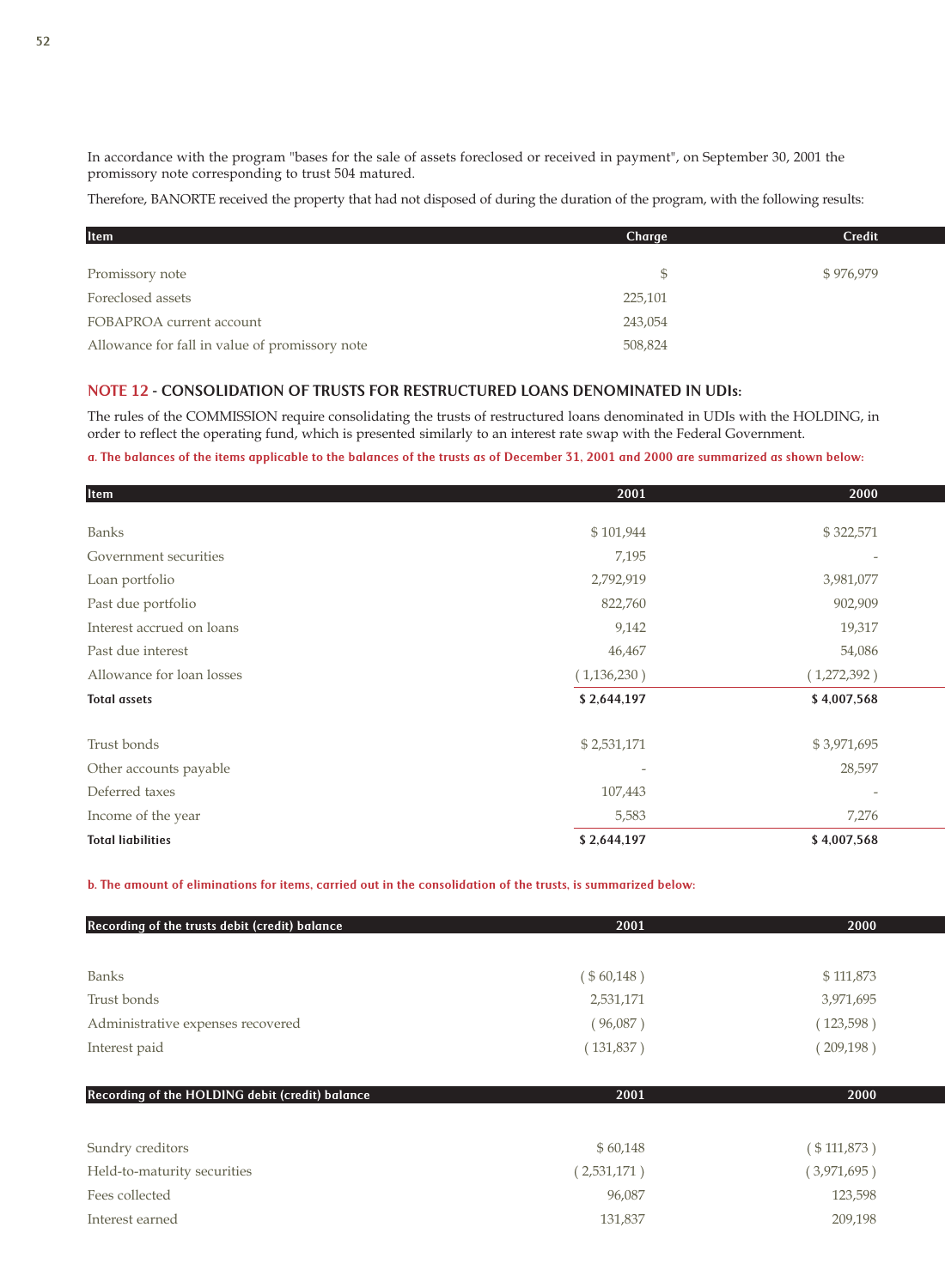In accordance with the program "bases for the sale of assets foreclosed or received in payment", on September 30, 2001 the promissory note corresponding to trust 504 matured.

Therefore, BANORTE received the property that had not disposed of during the duration of the program, with the following results:

| Item | Charge | Credit |
|---|---|---|
| Promissory note | $ | $ 976,979 |
| Foreclosed assets | 225,101 | |
| FOBAPROA current account | 243,054 | |
| Allowance for fall in value of promissory note | 508,824 | |

## NOTE 12 - CONSOLIDATION OF TRUSTS FOR RESTRUCTURED LOANS DENOMINATED IN UDIs:

The rules of the COMMISSION require consolidating the trusts of restructured loans denominated in UDIs with the HOLDING, in order to reflect the operating fund, which is presented similarly to an interest rate swap with the Federal Government.

**a. The balances of the items applicable to the balances of the trusts as of December 31, 2001 and 2000 are summarized as shown below:**

| Item | 2001 | 2000 |
|---|---|---|
| Banks | $ 101,944 | $ 322,571 |
| Government securities | 7,195 | - |
| Loan portfolio | 2,792,919 | 3,981,077 |
| Past due portfolio | 822,760 | 902,909 |
| Interest accrued on loans | 9,142 | 19,317 |
| Past due interest | 46,467 | 54,086 |
| Allowance for loan losses | ( 1,136,230 ) | ( 1,272,392 ) |
| **Total assets** | **$ 2,644,197** | **$ 4,007,568** |
| | | |
| Trust bonds | $ 2,531,171 | $ 3,971,695 |
| Other accounts payable | - | 28,597 |
| Deferred taxes | 107,443 | - |
| Income of the year | 5,583 | 7,276 |
| **Total liabilities** | **$ 2,644,197** | **$ 4,007,568** |

**b. The amount of eliminations for items, carried out in the consolidation of the trusts, is summarized below:**

| Recording of the trusts debit (credit) balance | 2001 | 2000 |
|---|---|---|
| Banks | ( $ 60,148 ) | $ 111,873 |
| Trust bonds | 2,531,171 | 3,971,695 |
| Administrative expenses recovered | ( 96,087 ) | ( 123,598 ) |
| Interest paid | ( 131,837 ) | ( 209,198 ) |

| Recording of the HOLDING debit (credit) balance | 2001 | 2000 |
|---|---|---|
| Sundry creditors | $ 60,148 | ( $ 111,873 ) |
| Held-to-maturity securities | ( 2,531,171 ) | ( 3,971,695 ) |
| Fees collected | 96,087 | 123,598 |
| Interest earned | 131,837 | 209,198 |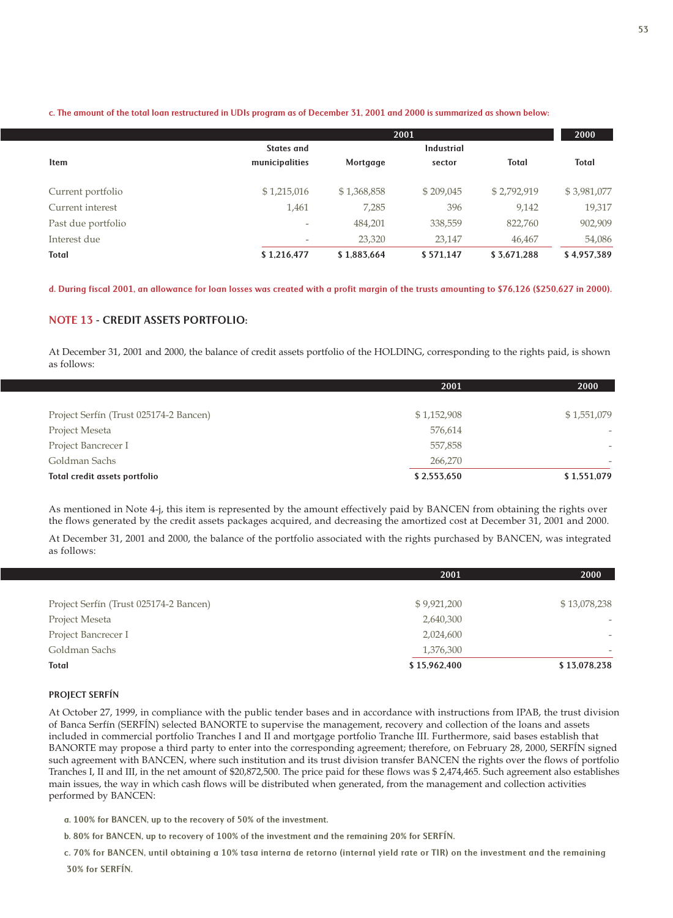**c. The amount of the total loan restructured in UDIs program as of December 31, 2001 and 2000 is summarized as shown below:**

| | 2001 | | | | 2000 |
|---|---|---|---|---|---|
| **Item** | **States and municipalities** | **Mortgage** | **Industrial sector** | **Total** | **Total** |
| Current portfolio | $ 1,215,016 | $ 1,368,858 | $ 209,045 | $ 2,792,919 | $ 3,981,077 |
| Current interest | 1,461 | 7,285 | 396 | 9,142 | 19,317 |
| Past due portfolio | - | 484,201 | 338,559 | 822,760 | 902,909 |
| Interest due | - | 23,320 | 23,147 | 46,467 | 54,086 |
| **Total** | **$ 1,216,477** | **$ 1,883,664** | **$ 571,147** | **$ 3,671,288** | **$ 4,957,389** |

**d. During fiscal 2001, an allowance for loan losses was created with a profit margin of the trusts amounting to $76,126 ($250,627 in 2000).**

## NOTE 13 - CREDIT ASSETS PORTFOLIO:

At December 31, 2001 and 2000, the balance of credit assets portfolio of the HOLDING, corresponding to the rights paid, is shown as follows:

| | 2001 | 2000 |
|---|---|---|
| Project Serfín (Trust 025174-2 Bancen) | $ 1,152,908 | $ 1,551,079 |
| Project Meseta | 576,614 | - |
| Project Bancrecer I | 557,858 | - |
| Goldman Sachs | 266,270 | - |
| **Total credit assets portfolio** | **$ 2,553,650** | **$ 1,551,079** |

As mentioned in Note 4-j, this item is represented by the amount effectively paid by BANCEN from obtaining the rights over the flows generated by the credit assets packages acquired, and decreasing the amortized cost at December 31, 2001 and 2000.

At December 31, 2001 and 2000, the balance of the portfolio associated with the rights purchased by BANCEN, was integrated as follows:

| | 2001 | 2000 |
|---|---|---|
| Project Serfín (Trust 025174-2 Bancen) | $ 9,921,200 | $ 13,078,238 |
| Project Meseta | 2,640,300 | - |
| Project Bancrecer I | 2,024,600 | - |
| Goldman Sachs | 1,376,300 | - |
| **Total** | **$ 15,962,400** | **$ 13,078,238** |

### PROJECT SERFÍN

At October 27, 1999, in compliance with the public tender bases and in accordance with instructions from IPAB, the trust division of Banca Serfín (SERFÍN) selected BANORTE to supervise the management, recovery and collection of the loans and assets included in commercial portfolio Tranches I and II and mortgage portfolio Tranche III. Furthermore, said bases establish that BANORTE may propose a third party to enter into the corresponding agreement; therefore, on February 28, 2000, SERFÍN signed such agreement with BANCEN, where such institution and its trust division transfer BANCEN the rights over the flows of portfolio Tranches I, II and III, in the net amount of $20,872,500. The price paid for these flows was $ 2,474,465. Such agreement also establishes main issues, the way in which cash flows will be distributed when generated, from the management and collection activities performed by BANCEN:

a. 100% for BANCEN, up to the recovery of 50% of the investment.

b. 80% for BANCEN, up to recovery of 100% of the investment and the remaining 20% for SERFÍN.

c. 70% for BANCEN, until obtaining a 10% tasa interna de retorno (internal yield rate or TIR) on the investment and the remaining 30% for SERFÍN.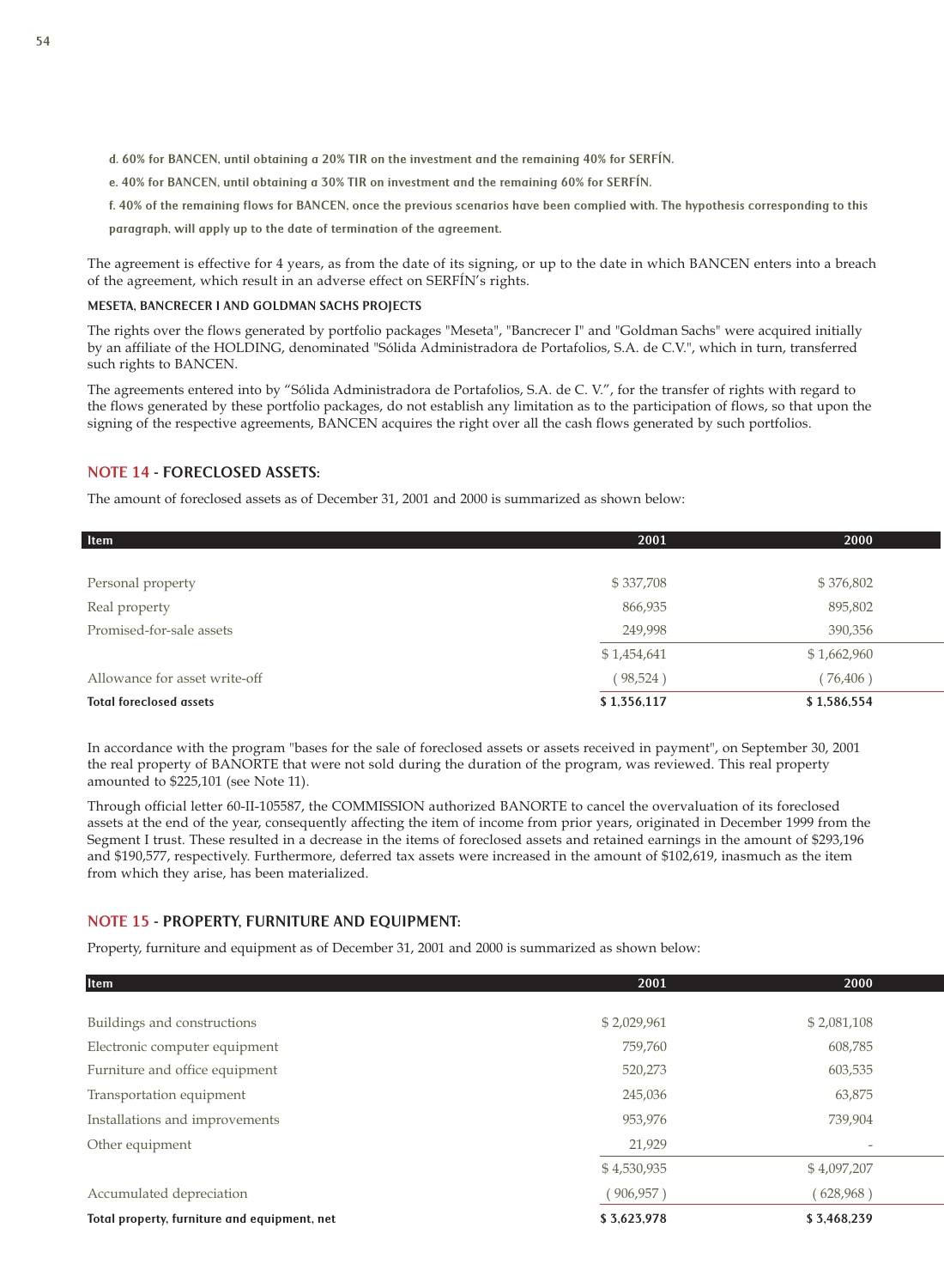d. 60% for BANCEN, until obtaining a 20% TIR on the investment and the remaining 40% for SERFÍN.

e. 40% for BANCEN, until obtaining a 30% TIR on investment and the remaining 60% for SERFÍN.

f. 40% of the remaining flows for BANCEN, once the previous scenarios have been complied with. The hypothesis corresponding to this paragraph, will apply up to the date of termination of the agreement.

The agreement is effective for 4 years, as from the date of its signing, or up to the date in which BANCEN enters into a breach of the agreement, which result in an adverse effect on SERFÍN's rights.

#### MESETA, BANCRECER I AND GOLDMAN SACHS PROJECTS

The rights over the flows generated by portfolio packages "Meseta", "Bancrecer I" and "Goldman Sachs" were acquired initially by an affiliate of the HOLDING, denominated "Sólida Administradora de Portafolios, S.A. de C.V.", which in turn, transferred such rights to BANCEN.

The agreements entered into by "Sólida Administradora de Portafolios, S.A. de C. V.", for the transfer of rights with regard to the flows generated by these portfolio packages, do not establish any limitation as to the participation of flows, so that upon the signing of the respective agreements, BANCEN acquires the right over all the cash flows generated by such portfolios.

## NOTE 14 - FORECLOSED ASSETS:

The amount of foreclosed assets as of December 31, 2001 and 2000 is summarized as shown below:

| Item | 2001 | 2000 |
|---|---|---|
| Personal property | $ 337,708 | $ 376,802 |
| Real property | 866,935 | 895,802 |
| Promised-for-sale assets | 249,998 | 390,356 |
| | $ 1,454,641 | $ 1,662,960 |
| Allowance for asset write-off | ( 98,524 ) | ( 76,406 ) |
| **Total foreclosed assets** | **$ 1,356,117** | **$ 1,586,554** |

In accordance with the program "bases for the sale of foreclosed assets or assets received in payment", on September 30, 2001 the real property of BANORTE that were not sold during the duration of the program, was reviewed. This real property amounted to $225,101 (see Note 11).

Through official letter 60-II-105587, the COMMISSION authorized BANORTE to cancel the overvaluation of its foreclosed assets at the end of the year, consequently affecting the item of income from prior years, originated in December 1999 from the Segment I trust. These resulted in a decrease in the items of foreclosed assets and retained earnings in the amount of $293,196 and $190,577, respectively. Furthermore, deferred tax assets were increased in the amount of $102,619, inasmuch as the item from which they arise, has been materialized.

## NOTE 15 - PROPERTY, FURNITURE AND EQUIPMENT:

Property, furniture and equipment as of December 31, 2001 and 2000 is summarized as shown below:

| Item | 2001 | 2000 |
|---|---|---|
| Buildings and constructions | $ 2,029,961 | $ 2,081,108 |
| Electronic computer equipment | 759,760 | 608,785 |
| Furniture and office equipment | 520,273 | 603,535 |
| Transportation equipment | 245,036 | 63,875 |
| Installations and improvements | 953,976 | 739,904 |
| Other equipment | 21,929 | - |
| | $ 4,530,935 | $ 4,097,207 |
| Accumulated depreciation | ( 906,957 ) | ( 628,968 ) |
| **Total property, furniture and equipment, net** | **$ 3,623,978** | **$ 3,468,239** |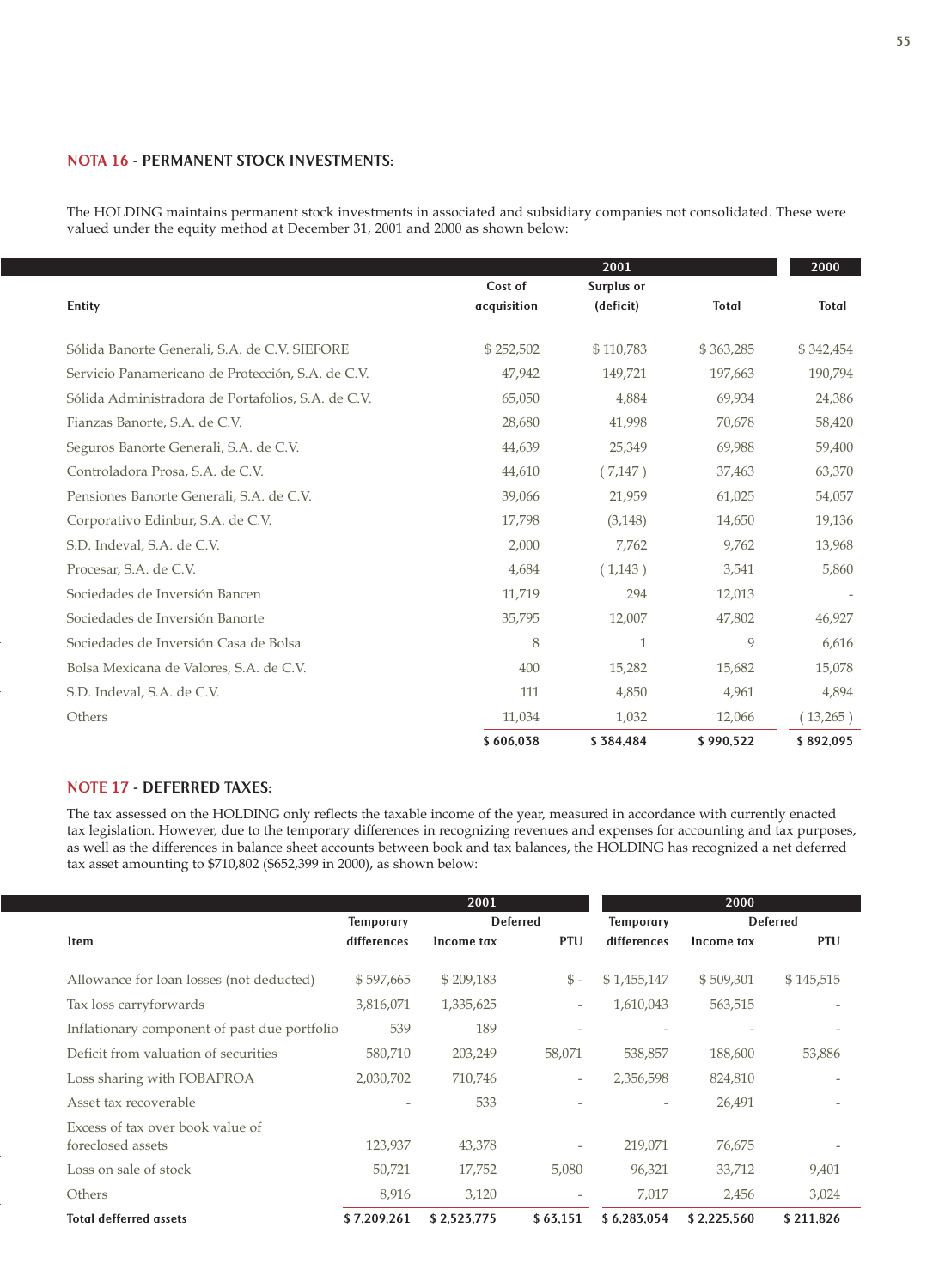## NOTA 16 - PERMANENT STOCK INVESTMENTS:

The HOLDING maintains permanent stock investments in associated and subsidiary companies not consolidated. These were valued under the equity method at December 31, 2001 and 2000 as shown below:

| | 2001 | | | 2000 |
|---|---|---|---|---|
| Entity | Cost of acquisition | Surplus or (deficit) | Total | Total |
| Sólida Banorte Generali, S.A. de C.V. SIEFORE | $ 252,502 | $ 110,783 | $ 363,285 | $ 342,454 |
| Servicio Panamericano de Protección, S.A. de C.V. | 47,942 | 149,721 | 197,663 | 190,794 |
| Sólida Administradora de Portafolios, S.A. de C.V. | 65,050 | 4,884 | 69,934 | 24,386 |
| Fianzas Banorte, S.A. de C.V. | 28,680 | 41,998 | 70,678 | 58,420 |
| Seguros Banorte Generali, S.A. de C.V. | 44,639 | 25,349 | 69,988 | 59,400 |
| Controladora Prosa, S.A. de C.V. | 44,610 | ( 7,147 ) | 37,463 | 63,370 |
| Pensiones Banorte Generali, S.A. de C.V. | 39,066 | 21,959 | 61,025 | 54,057 |
| Corporativo Edinbur, S.A. de C.V. | 17,798 | (3,148) | 14,650 | 19,136 |
| S.D. Indeval, S.A. de C.V. | 2,000 | 7,762 | 9,762 | 13,968 |
| Procesar, S.A. de C.V. | 4,684 | ( 1,143 ) | 3,541 | 5,860 |
| Sociedades de Inversión Bancen | 11,719 | 294 | 12,013 | - |
| Sociedades de Inversión Banorte | 35,795 | 12,007 | 47,802 | 46,927 |
| Sociedades de Inversión Casa de Bolsa | 8 | 1 | 9 | 6,616 |
| Bolsa Mexicana de Valores, S.A. de C.V. | 400 | 15,282 | 15,682 | 15,078 |
| S.D. Indeval, S.A. de C.V. | 111 | 4,850 | 4,961 | 4,894 |
| Others | 11,034 | 1,032 | 12,066 | ( 13,265 ) |
| | **$ 606,038** | **$ 384,484** | **$ 990,522** | **$ 892,095** |

## NOTE 17 - DEFERRED TAXES:

The tax assessed on the HOLDING only reflects the taxable income of the year, measured in accordance with currently enacted tax legislation. However, due to the temporary differences in recognizing revenues and expenses for accounting and tax purposes, as well as the differences in balance sheet accounts between book and tax balances, the HOLDING has recognized a net deferred tax asset amounting to $710,802 ($652,399 in 2000), as shown below:

| | 2001 | | | 2000 | | |
|---|---|---|---|---|---|---|
| | Temporary | Deferred | | Temporary | Deferred | |
| Item | differences | Income tax | PTU | differences | Income tax | PTU |
| Allowance for loan losses (not deducted) | $ 597,665 | $ 209,183 | $ - | $ 1,455,147 | $ 509,301 | $ 145,515 |
| Tax loss carryforwards | 3,816,071 | 1,335,625 | - | 1,610,043 | 563,515 | - |
| Inflationary component of past due portfolio | 539 | 189 | - | - | - | - |
| Deficit from valuation of securities | 580,710 | 203,249 | 58,071 | 538,857 | 188,600 | 53,886 |
| Loss sharing with FOBAPROA | 2,030,702 | 710,746 | - | 2,356,598 | 824,810 | - |
| Asset tax recoverable | - | 533 | - | - | 26,491 | - |
| Excess of tax over book value of foreclosed assets | 123,937 | 43,378 | - | 219,071 | 76,675 | - |
| Loss on sale of stock | 50,721 | 17,752 | 5,080 | 96,321 | 33,712 | 9,401 |
| Others | 8,916 | 3,120 | - | 7,017 | 2,456 | 3,024 |
| **Total defferred assets** | **$ 7,209,261** | **$ 2,523,775** | **$ 63,151** | **$ 6,283,054** | **$ 2,225,560** | **$ 211,826** |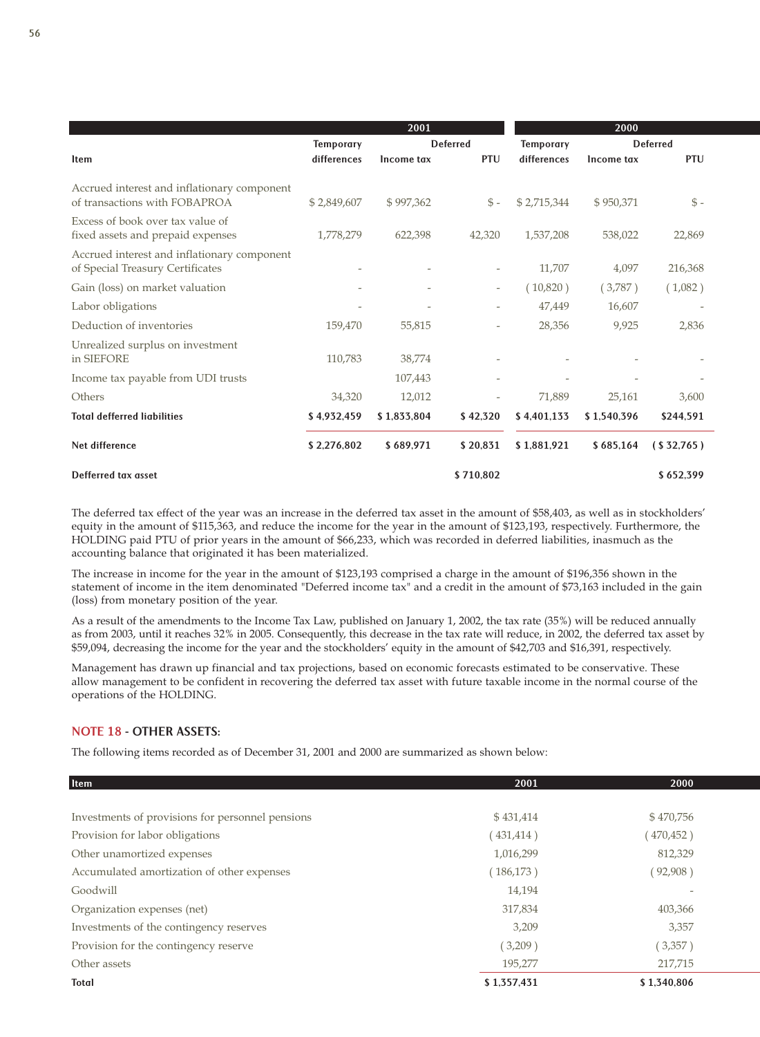| Item | 2001 | | | 2000 | | |
|---|---|---|---|---|---|---|
| | Temporary differences | Deferred Income tax | Deferred PTU | Temporary differences | Deferred Income tax | Deferred PTU |
| Accrued interest and inflationary component of transactions with FOBAPROA | $ 2,849,607 | $ 997,362 | $ - | $ 2,715,344 | $ 950,371 | $ - |
| Excess of book over tax value of fixed assets and prepaid expenses | 1,778,279 | 622,398 | 42,320 | 1,537,208 | 538,022 | 22,869 |
| Accrued interest and inflationary component of Special Treasury Certificates | - | - | - | 11,707 | 4,097 | 216,368 |
| Gain (loss) on market valuation | - | - | - | ( 10,820 ) | ( 3,787 ) | ( 1,082 ) |
| Labor obligations | - | - | - | 47,449 | 16,607 | - |
| Deduction of inventories | 159,470 | 55,815 | - | 28,356 | 9,925 | 2,836 |
| Unrealized surplus on investment in SIEFORE | 110,783 | 38,774 | - | - | - | - |
| Income tax payable from UDI trusts | | 107,443 | - | - | - | - |
| Others | 34,320 | 12,012 | - | 71,889 | 25,161 | 3,600 |
| **Total defferred liabilities** | **$ 4,932,459** | **$ 1,833,804** | **$ 42,320** | **$ 4,401,133** | **$ 1,540,396** | **$244,591** |
| **Net difference** | **$ 2,276,802** | **$ 689,971** | **$ 20,831** | **$ 1,881,921** | **$ 685,164** | **( $ 32,765 )** |
| **Defferred tax asset** | | | **$ 710,802** | | | **$ 652,399** |

The deferred tax effect of the year was an increase in the deferred tax asset in the amount of $58,403, as well as in stockholders' equity in the amount of $115,363, and reduce the income for the year in the amount of $123,193, respectively. Furthermore, the HOLDING paid PTU of prior years in the amount of $66,233, which was recorded in deferred liabilities, inasmuch as the accounting balance that originated it has been materialized.

The increase in income for the year in the amount of $123,193 comprised a charge in the amount of $196,356 shown in the statement of income in the item denominated "Deferred income tax" and a credit in the amount of $73,163 included in the gain (loss) from monetary position of the year.

As a result of the amendments to the Income Tax Law, published on January 1, 2002, the tax rate (35%) will be reduced annually as from 2003, until it reaches 32% in 2005. Consequently, this decrease in the tax rate will reduce, in 2002, the deferred tax asset by $59,094, decreasing the income for the year and the stockholders' equity in the amount of $42,703 and $16,391, respectively.

Management has drawn up financial and tax projections, based on economic forecasts estimated to be conservative. These allow management to be confident in recovering the deferred tax asset with future taxable income in the normal course of the operations of the HOLDING.

## NOTE 18 - OTHER ASSETS:

The following items recorded as of December 31, 2001 and 2000 are summarized as shown below:

| Item | 2001 | 2000 |
|---|---|---|
| Investments of provisions for personnel pensions | $ 431,414 | $ 470,756 |
| Provision for labor obligations | ( 431,414 ) | ( 470,452 ) |
| Other unamortized expenses | 1,016,299 | 812,329 |
| Accumulated amortization of other expenses | ( 186,173 ) | ( 92,908 ) |
| Goodwill | 14,194 | - |
| Organization expenses (net) | 317,834 | 403,366 |
| Investments of the contingency reserves | 3,209 | 3,357 |
| Provision for the contingency reserve | ( 3,209 ) | ( 3,357 ) |
| Other assets | 195,277 | 217,715 |
| **Total** | **$ 1,357,431** | **$ 1,340,806** |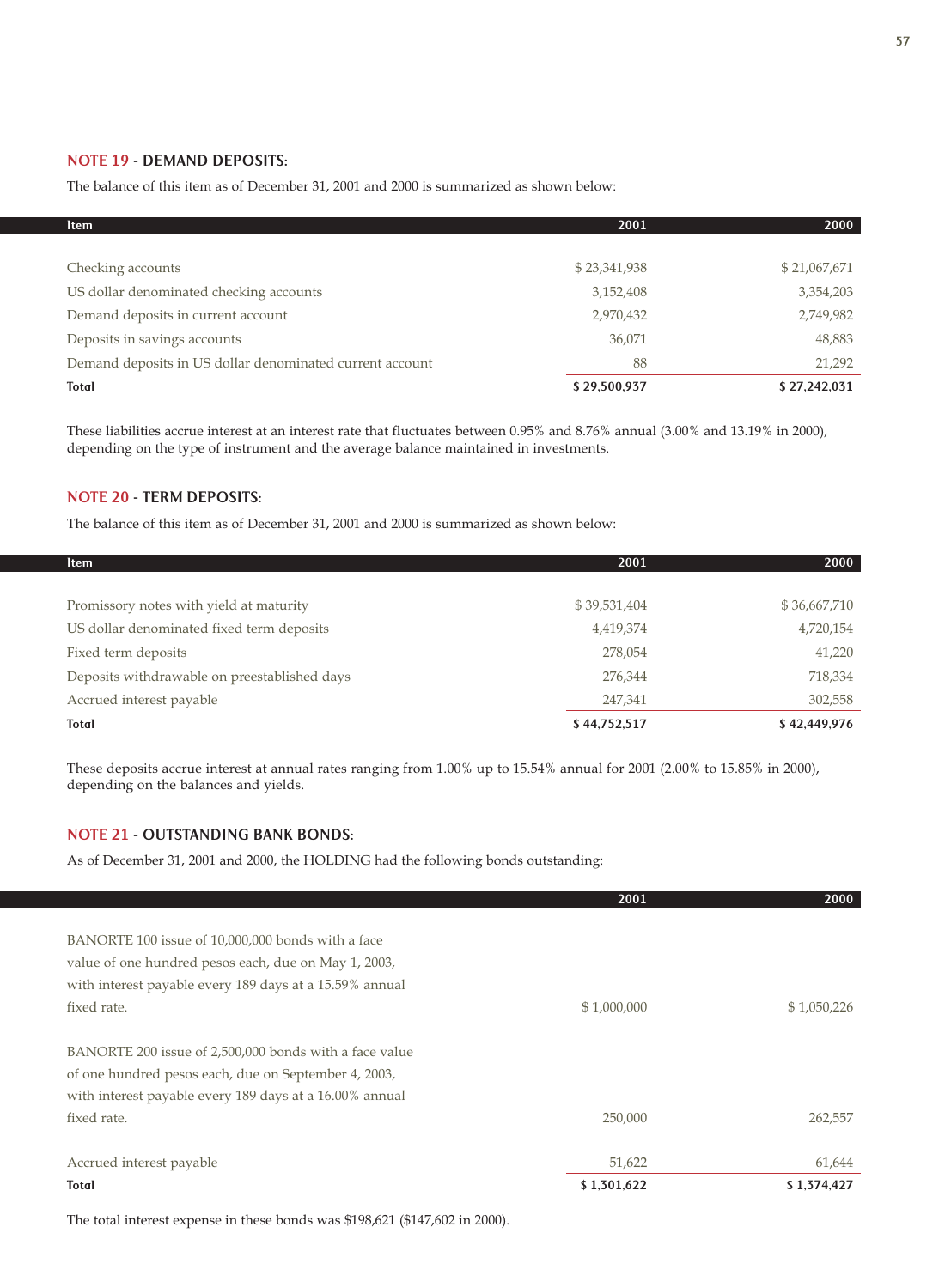## NOTE 19 - DEMAND DEPOSITS:

The balance of this item as of December 31, 2001 and 2000 is summarized as shown below:

| Item | 2001 | 2000 |
|---|---|---|
| Checking accounts | $ 23,341,938 | $ 21,067,671 |
| US dollar denominated checking accounts | 3,152,408 | 3,354,203 |
| Demand deposits in current account | 2,970,432 | 2,749,982 |
| Deposits in savings accounts | 36,071 | 48,883 |
| Demand deposits in US dollar denominated current account | 88 | 21,292 |
| **Total** | **$ 29,500,937** | **$ 27,242,031** |

These liabilities accrue interest at an interest rate that fluctuates between 0.95% and 8.76% annual (3.00% and 13.19% in 2000), depending on the type of instrument and the average balance maintained in investments.

## NOTE 20 - TERM DEPOSITS:

The balance of this item as of December 31, 2001 and 2000 is summarized as shown below:

| Item | 2001 | 2000 |
|---|---|---|
| Promissory notes with yield at maturity | $ 39,531,404 | $ 36,667,710 |
| US dollar denominated fixed term deposits | 4,419,374 | 4,720,154 |
| Fixed term deposits | 278,054 | 41,220 |
| Deposits withdrawable on preestablished days | 276,344 | 718,334 |
| Accrued interest payable | 247,341 | 302,558 |
| **Total** | **$ 44,752,517** | **$ 42,449,976** |

These deposits accrue interest at annual rates ranging from 1.00% up to 15.54% annual for 2001 (2.00% to 15.85% in 2000), depending on the balances and yields.

## NOTE 21 - OUTSTANDING BANK BONDS:

As of December 31, 2001 and 2000, the HOLDING had the following bonds outstanding:

| | 2001 | 2000 |
|---|---|---|
| BANORTE 100 issue of 10,000,000 bonds with a face value of one hundred pesos each, due on May 1, 2003, with interest payable every 189 days at a 15.59% annual fixed rate. | $ 1,000,000 | $ 1,050,226 |
| BANORTE 200 issue of 2,500,000 bonds with a face value of one hundred pesos each, due on September 4, 2003, with interest payable every 189 days at a 16.00% annual fixed rate. | 250,000 | 262,557 |
| Accrued interest payable | 51,622 | 61,644 |
| **Total** | **$ 1,301,622** | **$ 1,374,427** |

The total interest expense in these bonds was $198,621 ($147,602 in 2000).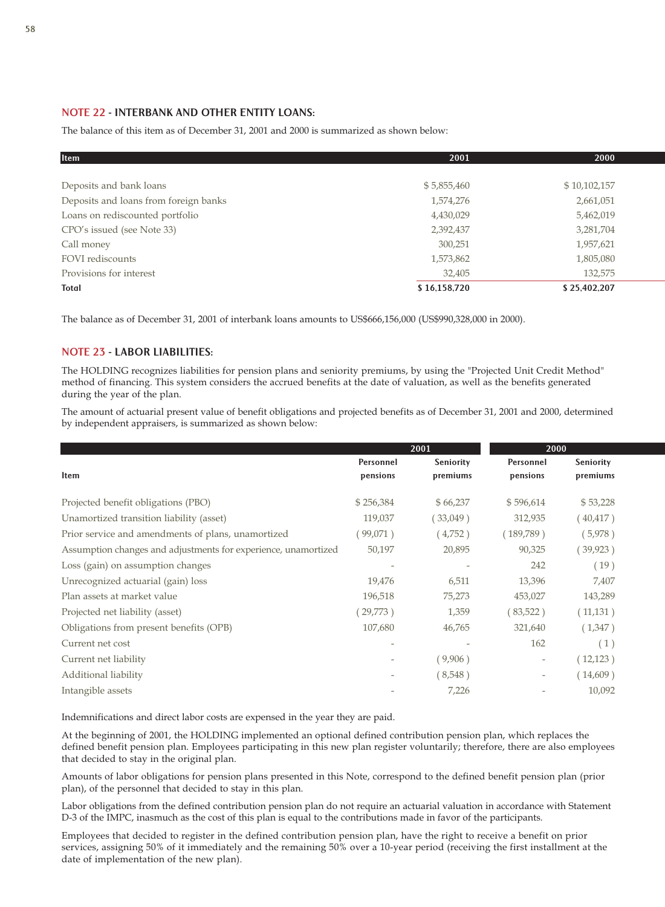## NOTE 22 - INTERBANK AND OTHER ENTITY LOANS:

The balance of this item as of December 31, 2001 and 2000 is summarized as shown below:

| Item | 2001 | 2000 |
|---|---|---|
| Deposits and bank loans | $ 5,855,460 | $ 10,102,157 |
| Deposits and loans from foreign banks | 1,574,276 | 2,661,051 |
| Loans on rediscounted portfolio | 4,430,029 | 5,462,019 |
| CPO's issued (see Note 33) | 2,392,437 | 3,281,704 |
| Call money | 300,251 | 1,957,621 |
| FOVI rediscounts | 1,573,862 | 1,805,080 |
| Provisions for interest | 32,405 | 132,575 |
| **Total** | **$ 16,158,720** | **$ 25,402,207** |

The balance as of December 31, 2001 of interbank loans amounts to US$666,156,000 (US$990,328,000 in 2000).

## NOTE 23 - LABOR LIABILITIES:

The HOLDING recognizes liabilities for pension plans and seniority premiums, by using the "Projected Unit Credit Method" method of financing. This system considers the accrued benefits at the date of valuation, as well as the benefits generated during the year of the plan.

The amount of actuarial present value of benefit obligations and projected benefits as of December 31, 2001 and 2000, determined by independent appraisers, is summarized as shown below:

| | 2001 | | 2000 | |
|---|---|---|---|---|
| Item | Personnel pensions | Seniority premiums | Personnel pensions | Seniority premiums |
| Projected benefit obligations (PBO) | $ 256,384 | $ 66,237 | $ 596,614 | $ 53,228 |
| Unamortized transition liability (asset) | 119,037 | ( 33,049 ) | 312,935 | ( 40,417 ) |
| Prior service and amendments of plans, unamortized | ( 99,071 ) | ( 4,752 ) | ( 189,789 ) | ( 5,978 ) |
| Assumption changes and adjustments for experience, unamortized | 50,197 | 20,895 | 90,325 | ( 39,923 ) |
| Loss (gain) on assumption changes | - | - | 242 | ( 19 ) |
| Unrecognized actuarial (gain) loss | 19,476 | 6,511 | 13,396 | 7,407 |
| Plan assets at market value | 196,518 | 75,273 | 453,027 | 143,289 |
| Projected net liability (asset) | ( 29,773 ) | 1,359 | ( 83,522 ) | ( 11,131 ) |
| Obligations from present benefits (OPB) | 107,680 | 46,765 | 321,640 | ( 1,347 ) |
| Current net cost | - | - | 162 | ( 1 ) |
| Current net liability | - | ( 9,906 ) | - | ( 12,123 ) |
| Additional liability | - | ( 8,548 ) | - | ( 14,609 ) |
| Intangible assets | - | 7,226 | - | 10,092 |

Indemnifications and direct labor costs are expensed in the year they are paid.

At the beginning of 2001, the HOLDING implemented an optional defined contribution pension plan, which replaces the defined benefit pension plan. Employees participating in this new plan register voluntarily; therefore, there are also employees that decided to stay in the original plan.

Amounts of labor obligations for pension plans presented in this Note, correspond to the defined benefit pension plan (prior plan), of the personnel that decided to stay in this plan.

Labor obligations from the defined contribution pension plan do not require an actuarial valuation in accordance with Statement D-3 of the IMPC, inasmuch as the cost of this plan is equal to the contributions made in favor of the participants.

Employees that decided to register in the defined contribution pension plan, have the right to receive a benefit on prior services, assigning 50% of it immediately and the remaining 50% over a 10-year period (receiving the first installment at the date of implementation of the new plan).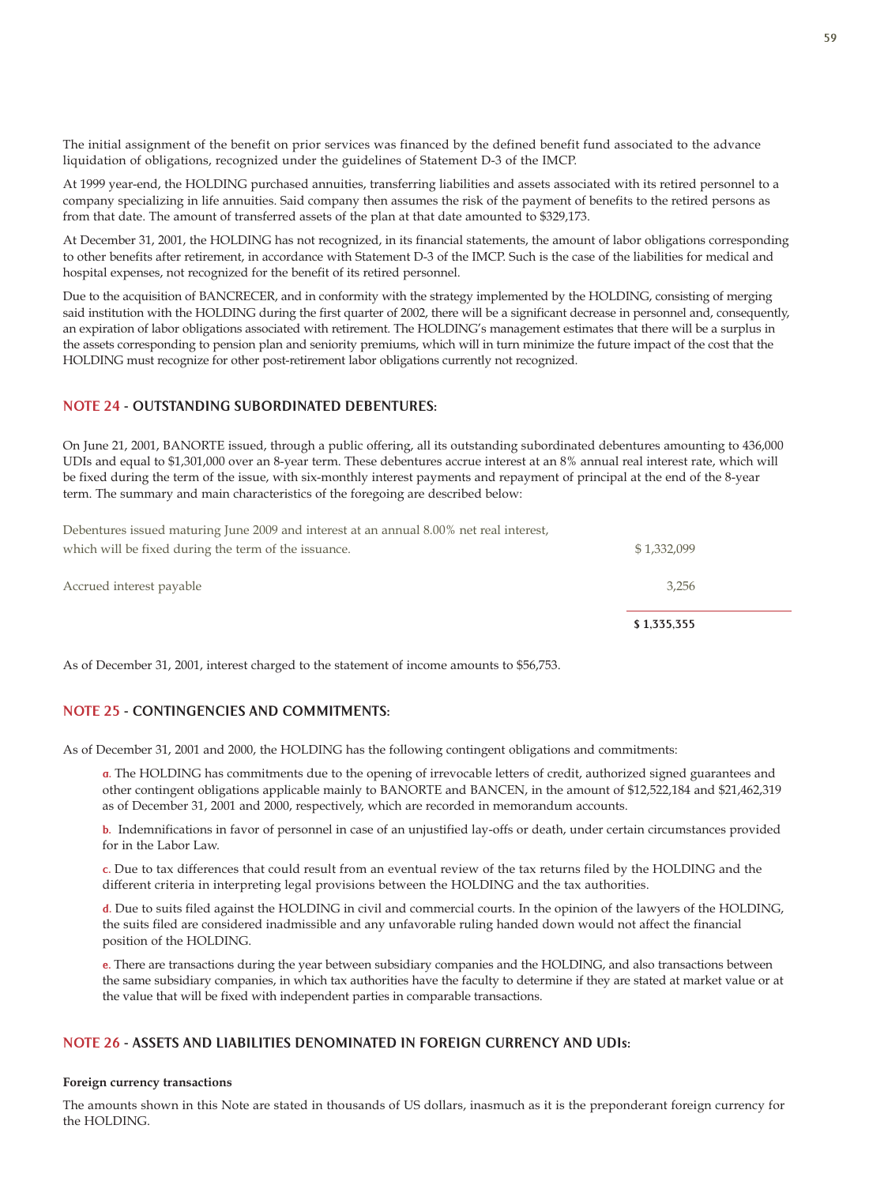The initial assignment of the benefit on prior services was financed by the defined benefit fund associated to the advance liquidation of obligations, recognized under the guidelines of Statement D-3 of the IMCP.

At 1999 year-end, the HOLDING purchased annuities, transferring liabilities and assets associated with its retired personnel to a company specializing in life annuities. Said company then assumes the risk of the payment of benefits to the retired persons as from that date. The amount of transferred assets of the plan at that date amounted to $329,173.

At December 31, 2001, the HOLDING has not recognized, in its financial statements, the amount of labor obligations corresponding to other benefits after retirement, in accordance with Statement D-3 of the IMCP. Such is the case of the liabilities for medical and hospital expenses, not recognized for the benefit of its retired personnel.

Due to the acquisition of BANCRECER, and in conformity with the strategy implemented by the HOLDING, consisting of merging said institution with the HOLDING during the first quarter of 2002, there will be a significant decrease in personnel and, consequently, an expiration of labor obligations associated with retirement. The HOLDING's management estimates that there will be a surplus in the assets corresponding to pension plan and seniority premiums, which will in turn minimize the future impact of the cost that the HOLDING must recognize for other post-retirement labor obligations currently not recognized.

## NOTE 24 - OUTSTANDING SUBORDINATED DEBENTURES:

On June 21, 2001, BANORTE issued, through a public offering, all its outstanding subordinated debentures amounting to 436,000 UDIs and equal to $1,301,000 over an 8-year term. These debentures accrue interest at an 8% annual real interest rate, which will be fixed during the term of the issue, with six-monthly interest payments and repayment of principal at the end of the 8-year term. The summary and main characteristics of the foregoing are described below:

| | |
|---|---|
| Debentures issued maturing June 2009 and interest at an annual 8.00% net real interest, which will be fixed during the term of the issuance. | $ 1,332,099 |
| Accrued interest payable | 3,256 |
| | **$ 1,335,355** |

As of December 31, 2001, interest charged to the statement of income amounts to $56,753.

## NOTE 25 - CONTINGENCIES AND COMMITMENTS:

As of December 31, 2001 and 2000, the HOLDING has the following contingent obligations and commitments:

**a.** The HOLDING has commitments due to the opening of irrevocable letters of credit, authorized signed guarantees and other contingent obligations applicable mainly to BANORTE and BANCEN, in the amount of $12,522,184 and $21,462,319 as of December 31, 2001 and 2000, respectively, which are recorded in memorandum accounts.

**b.** Indemnifications in favor of personnel in case of an unjustified lay-offs or death, under certain circumstances provided for in the Labor Law.

**c.** Due to tax differences that could result from an eventual review of the tax returns filed by the HOLDING and the different criteria in interpreting legal provisions between the HOLDING and the tax authorities.

**d.** Due to suits filed against the HOLDING in civil and commercial courts. In the opinion of the lawyers of the HOLDING, the suits filed are considered inadmissible and any unfavorable ruling handed down would not affect the financial position of the HOLDING.

**e.** There are transactions during the year between subsidiary companies and the HOLDING, and also transactions between the same subsidiary companies, in which tax authorities have the faculty to determine if they are stated at market value or at the value that will be fixed with independent parties in comparable transactions.

## NOTE 26 - ASSETS AND LIABILITIES DENOMINATED IN FOREIGN CURRENCY AND UDIs:

**Foreign currency transactions**

The amounts shown in this Note are stated in thousands of US dollars, inasmuch as it is the preponderant foreign currency for the HOLDING.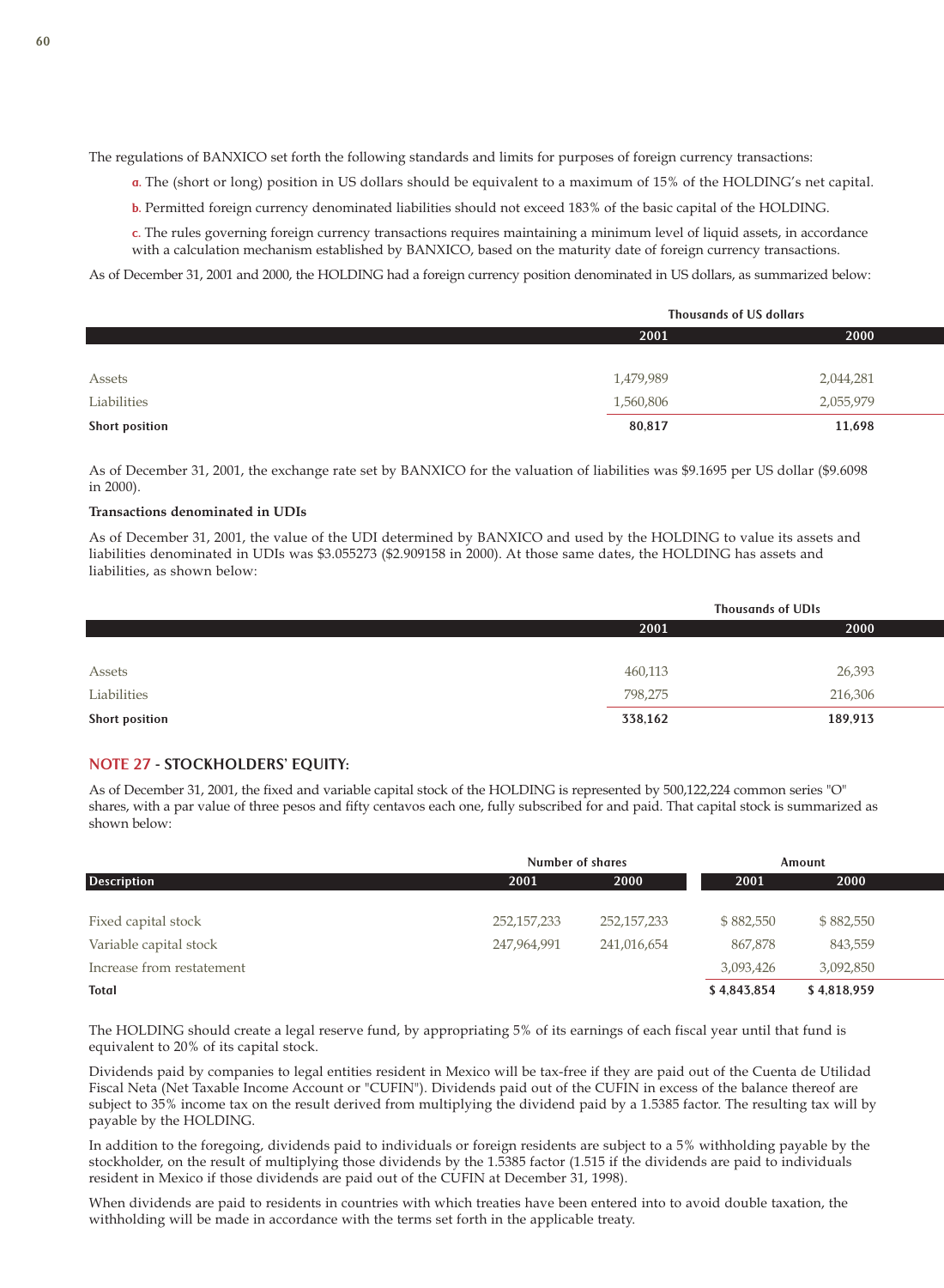The regulations of BANXICO set forth the following standards and limits for purposes of foreign currency transactions:

a. The (short or long) position in US dollars should be equivalent to a maximum of 15% of the HOLDING's net capital.

b. Permitted foreign currency denominated liabilities should not exceed 183% of the basic capital of the HOLDING.

c. The rules governing foreign currency transactions requires maintaining a minimum level of liquid assets, in accordance with a calculation mechanism established by BANXICO, based on the maturity date of foreign currency transactions.

As of December 31, 2001 and 2000, the HOLDING had a foreign currency position denominated in US dollars, as summarized below:

| | Thousands of US dollars | |
|---|---|---|
| | 2001 | 2000 |
| Assets | 1,479,989 | 2,044,281 |
| Liabilities | 1,560,806 | 2,055,979 |
| **Short position** | **80,817** | **11,698** |

As of December 31, 2001, the exchange rate set by BANXICO for the valuation of liabilities was $9.1695 per US dollar ($9.6098 in 2000).

**Transactions denominated in UDIs**

As of December 31, 2001, the value of the UDI determined by BANXICO and used by the HOLDING to value its assets and liabilities denominated in UDIs was $3.055273 ($2.909158 in 2000). At those same dates, the HOLDING has assets and liabilities, as shown below:

| | Thousands of UDIs | |
|---|---|---|
| | 2001 | 2000 |
| Assets | 460,113 | 26,393 |
| Liabilities | 798,275 | 216,306 |
| **Short position** | **338,162** | **189,913** |

## NOTE 27 - STOCKHOLDERS' EQUITY:

As of December 31, 2001, the fixed and variable capital stock of the HOLDING is represented by 500,122,224 common series "O" shares, with a par value of three pesos and fifty centavos each one, fully subscribed for and paid. That capital stock is summarized as shown below:

| | Number of shares | | Amount | |
|---|---|---|---|---|
| Description | 2001 | 2000 | 2001 | 2000 |
| Fixed capital stock | 252,157,233 | 252,157,233 | $ 882,550 | $ 882,550 |
| Variable capital stock | 247,964,991 | 241,016,654 | 867,878 | 843,559 |
| Increase from restatement | | | 3,093,426 | 3,092,850 |
| **Total** | | | **$ 4,843,854** | **$ 4,818,959** |

The HOLDING should create a legal reserve fund, by appropriating 5% of its earnings of each fiscal year until that fund is equivalent to 20% of its capital stock.

Dividends paid by companies to legal entities resident in Mexico will be tax-free if they are paid out of the Cuenta de Utilidad Fiscal Neta (Net Taxable Income Account or "CUFIN"). Dividends paid out of the CUFIN in excess of the balance thereof are subject to 35% income tax on the result derived from multiplying the dividend paid by a 1.5385 factor. The resulting tax will by payable by the HOLDING.

In addition to the foregoing, dividends paid to individuals or foreign residents are subject to a 5% withholding payable by the stockholder, on the result of multiplying those dividends by the 1.5385 factor (1.515 if the dividends are paid to individuals resident in Mexico if those dividends are paid out of the CUFIN at December 31, 1998).

When dividends are paid to residents in countries with which treaties have been entered into to avoid double taxation, the withholding will be made in accordance with the terms set forth in the applicable treaty.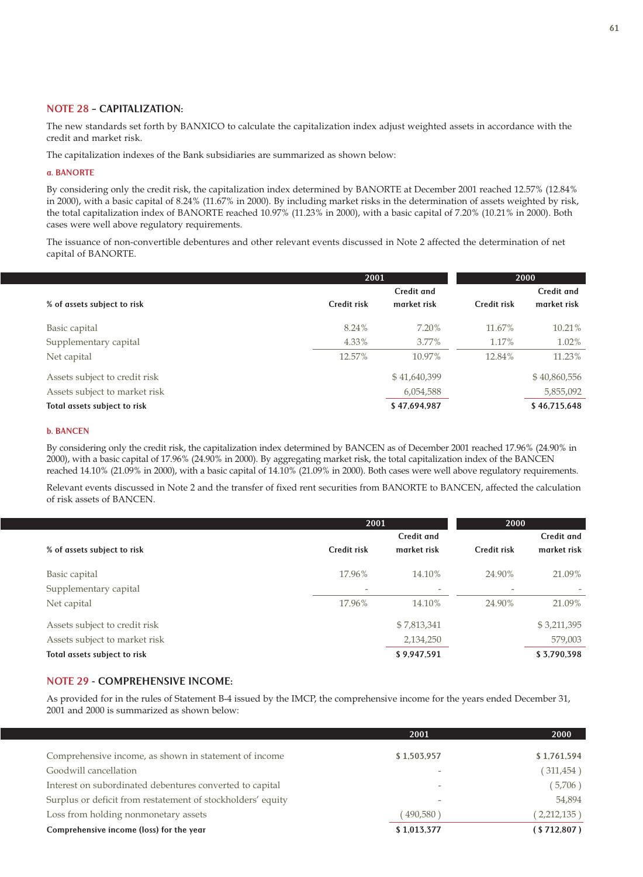## NOTE 28 – CAPITALIZATION:

The new standards set forth by BANXICO to calculate the capitalization index adjust weighted assets in accordance with the credit and market risk.

The capitalization indexes of the Bank subsidiaries are summarized as shown below:

### a. BANORTE

By considering only the credit risk, the capitalization index determined by BANORTE at December 2001 reached 12.57% (12.84% in 2000), with a basic capital of 8.24% (11.67% in 2000). By including market risks in the determination of assets weighted by risk, the total capitalization index of BANORTE reached 10.97% (11.23% in 2000), with a basic capital of 7.20% (10.21% in 2000). Both cases were well above regulatory requirements.

The issuance of non-convertible debentures and other relevant events discussed in Note 2 affected the determination of net capital of BANORTE.

| | 2001 | | 2000 | |
|---|---|---|---|---|
| **% of assets subject to risk** | **Credit risk** | **Credit and market risk** | **Credit risk** | **Credit and market risk** |
| Basic capital | 8.24% | 7.20% | 11.67% | 10.21% |
| Supplementary capital | 4.33% | 3.77% | 1.17% | 1.02% |
| Net capital | 12.57% | 10.97% | 12.84% | 11.23% |
| Assets subject to credit risk | | $ 41,640,399 | | $ 40,860,556 |
| Assets subject to market risk | | 6,054,588 | | 5,855,092 |
| **Total assets subject to risk** | | **$ 47,694,987** | | **$ 46,715,648** |

### b. BANCEN

By considering only the credit risk, the capitalization index determined by BANCEN as of December 2001 reached 17.96% (24.90% in 2000), with a basic capital of 17.96% (24.90% in 2000). By aggregating market risk, the total capitalization index of the BANCEN reached 14.10% (21.09% in 2000), with a basic capital of 14.10% (21.09% in 2000). Both cases were well above regulatory requirements.

Relevant events discussed in Note 2 and the transfer of fixed rent securities from BANORTE to BANCEN, affected the calculation of risk assets of BANCEN.

| | 2001 | | 2000 | |
|---|---|---|---|---|
| **% of assets subject to risk** | **Credit risk** | **Credit and market risk** | **Credit risk** | **Credit and market risk** |
| Basic capital | 17.96% | 14.10% | 24.90% | 21.09% |
| Supplementary capital | - | - | - | - |
| Net capital | 17.96% | 14.10% | 24.90% | 21.09% |
| Assets subject to credit risk | | $ 7,813,341 | | $ 3,211,395 |
| Assets subject to market risk | | 2,134,250 | | 579,003 |
| **Total assets subject to risk** | | **$ 9,947,591** | | **$ 3,790,398** |

## NOTE 29 - COMPREHENSIVE INCOME:

As provided for in the rules of Statement B-4 issued by the IMCP, the comprehensive income for the years ended December 31, 2001 and 2000 is summarized as shown below:

| | 2001 | 2000 |
|---|---|---|
| Comprehensive income, as shown in statement of income | **$ 1,503,957** | **$ 1,761,594** |
| Goodwill cancellation | - | ( 311,454 ) |
| Interest on subordinated debentures converted to capital | - | ( 5,706 ) |
| Surplus or deficit from restatement of stockholders' equity | - | 54,894 |
| Loss from holding nonmonetary assets | ( 490,580 ) | ( 2,212,135 ) |
| **Comprehensive income (loss) for the year** | **$ 1,013,377** | **( $ 712,807 )** |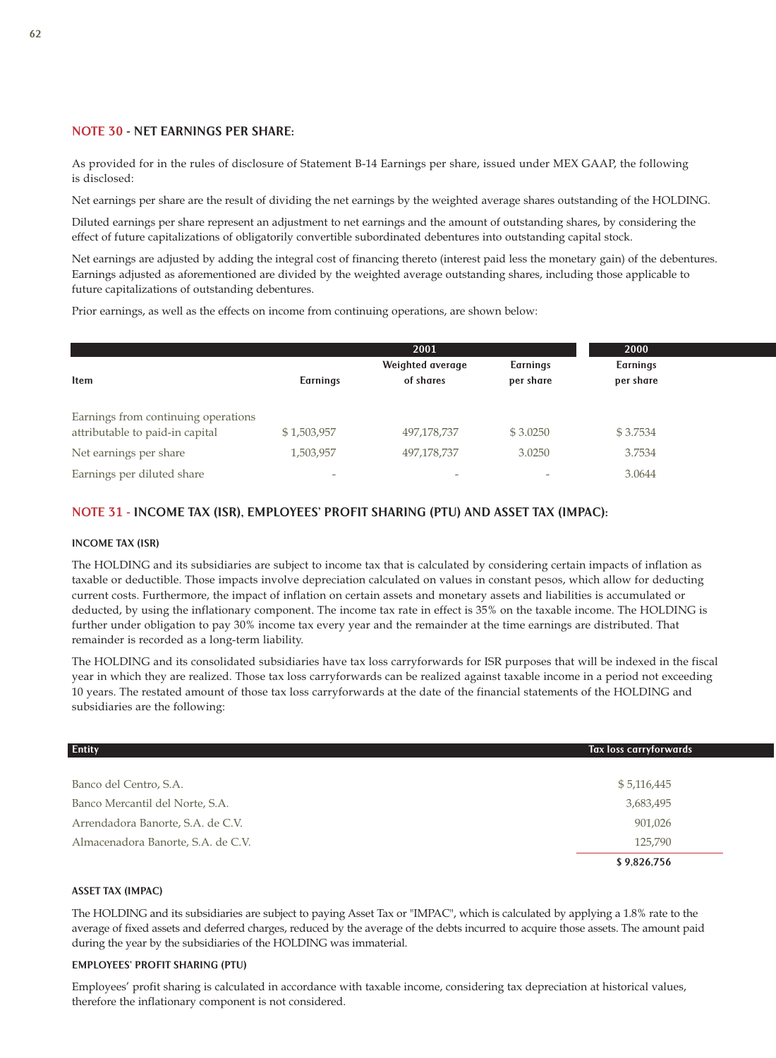## NOTE 30 - NET EARNINGS PER SHARE:

As provided for in the rules of disclosure of Statement B-14 Earnings per share, issued under MEX GAAP, the following is disclosed:

Net earnings per share are the result of dividing the net earnings by the weighted average shares outstanding of the HOLDING.

Diluted earnings per share represent an adjustment to net earnings and the amount of outstanding shares, by considering the effect of future capitalizations of obligatorily convertible subordinated debentures into outstanding capital stock.

Net earnings are adjusted by adding the integral cost of financing thereto (interest paid less the monetary gain) of the debentures. Earnings adjusted as aforementioned are divided by the weighted average outstanding shares, including those applicable to future capitalizations of outstanding debentures.

Prior earnings, as well as the effects on income from continuing operations, are shown below:

| | 2001 | | | 2000 |
|---|---|---|---|---|
| Item | Earnings | Weighted average of shares | Earnings per share | Earnings per share |
| Earnings from continuing operations attributable to paid-in capital | $ 1,503,957 | 497,178,737 | $ 3.0250 | $ 3.7534 |
| Net earnings per share | 1,503,957 | 497,178,737 | 3.0250 | 3.7534 |
| Earnings per diluted share | - | - | - | 3.0644 |

## NOTE 31 - INCOME TAX (ISR), EMPLOYEES' PROFIT SHARING (PTU) AND ASSET TAX (IMPAC):

### INCOME TAX (ISR)

The HOLDING and its subsidiaries are subject to income tax that is calculated by considering certain impacts of inflation as taxable or deductible. Those impacts involve depreciation calculated on values in constant pesos, which allow for deducting current costs. Furthermore, the impact of inflation on certain assets and monetary assets and liabilities is accumulated or deducted, by using the inflationary component. The income tax rate in effect is 35% on the taxable income. The HOLDING is further under obligation to pay 30% income tax every year and the remainder at the time earnings are distributed. That remainder is recorded as a long-term liability.

The HOLDING and its consolidated subsidiaries have tax loss carryforwards for ISR purposes that will be indexed in the fiscal year in which they are realized. Those tax loss carryforwards can be realized against taxable income in a period not exceeding 10 years. The restated amount of those tax loss carryforwards at the date of the financial statements of the HOLDING and subsidiaries are the following:

| Entity | Tax loss carryforwards |
|---|---|
| Banco del Centro, S.A. | $ 5,116,445 |
| Banco Mercantil del Norte, S.A. | 3,683,495 |
| Arrendadora Banorte, S.A. de C.V. | 901,026 |
| Almacenadora Banorte, S.A. de C.V. | 125,790 |
| | **$ 9,826,756** |

### ASSET TAX (IMPAC)

The HOLDING and its subsidiaries are subject to paying Asset Tax or "IMPAC", which is calculated by applying a 1.8% rate to the average of fixed assets and deferred charges, reduced by the average of the debts incurred to acquire those assets. The amount paid during the year by the subsidiaries of the HOLDING was immaterial.

### EMPLOYEES' PROFIT SHARING (PTU)

Employees' profit sharing is calculated in accordance with taxable income, considering tax depreciation at historical values, therefore the inflationary component is not considered.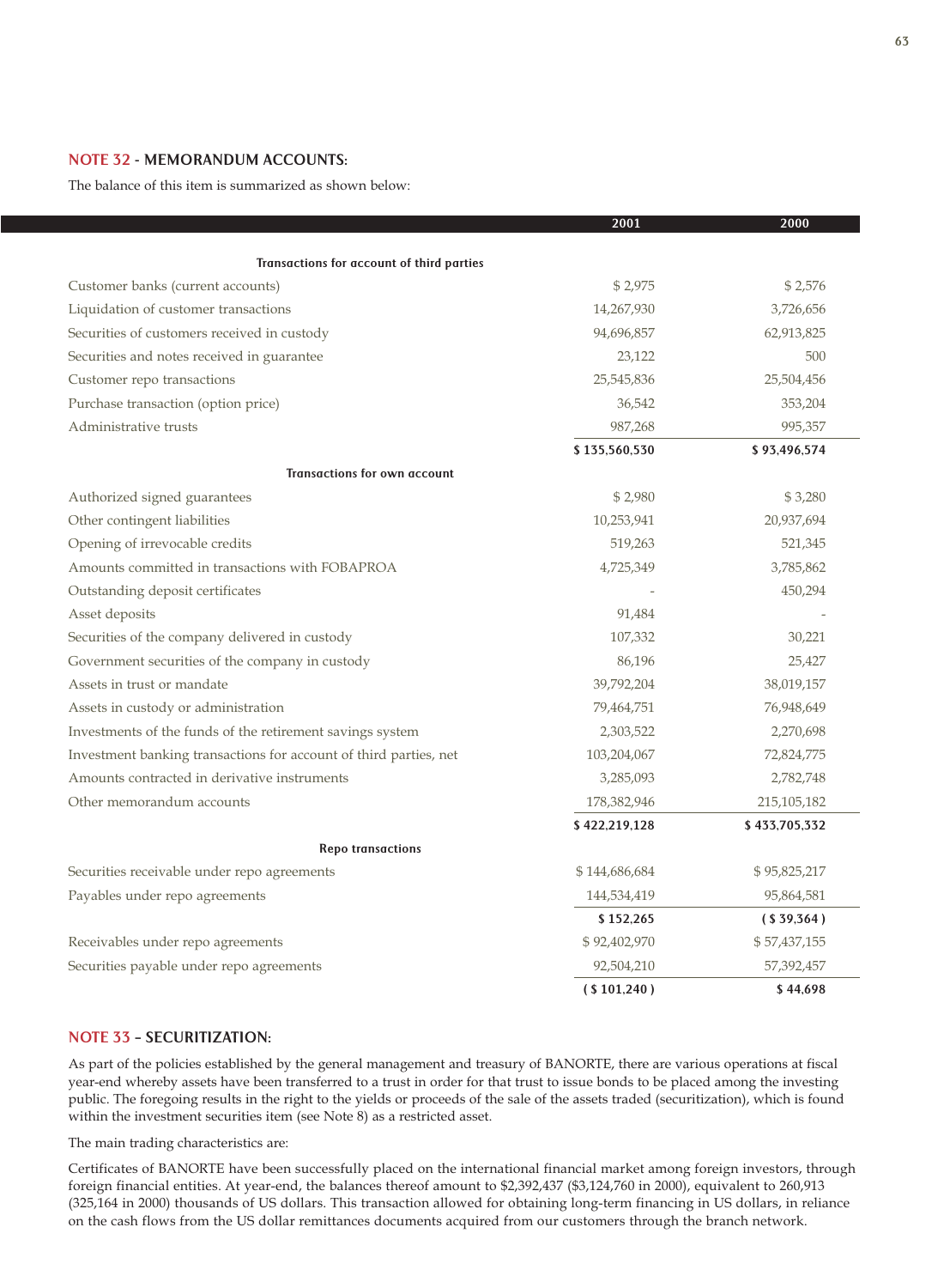## NOTE 32 - MEMORANDUM ACCOUNTS:

The balance of this item is summarized as shown below:

| | 2001 | 2000 |
|---|---|---|
| **Transactions for account of third parties** | | |
| Customer banks (current accounts) | $ 2,975 | $ 2,576 |
| Liquidation of customer transactions | 14,267,930 | 3,726,656 |
| Securities of customers received in custody | 94,696,857 | 62,913,825 |
| Securities and notes received in guarantee | 23,122 | 500 |
| Customer repo transactions | 25,545,836 | 25,504,456 |
| Purchase transaction (option price) | 36,542 | 353,204 |
| Administrative trusts | 987,268 | 995,357 |
| | **$ 135,560,530** | **$ 93,496,574** |
| **Transactions for own account** | | |
| Authorized signed guarantees | $ 2,980 | $ 3,280 |
| Other contingent liabilities | 10,253,941 | 20,937,694 |
| Opening of irrevocable credits | 519,263 | 521,345 |
| Amounts committed in transactions with FOBAPROA | 4,725,349 | 3,785,862 |
| Outstanding deposit certificates | - | 450,294 |
| Asset deposits | 91,484 | - |
| Securities of the company delivered in custody | 107,332 | 30,221 |
| Government securities of the company in custody | 86,196 | 25,427 |
| Assets in trust or mandate | 39,792,204 | 38,019,157 |
| Assets in custody or administration | 79,464,751 | 76,948,649 |
| Investments of the funds of the retirement savings system | 2,303,522 | 2,270,698 |
| Investment banking transactions for account of third parties, net | 103,204,067 | 72,824,775 |
| Amounts contracted in derivative instruments | 3,285,093 | 2,782,748 |
| Other memorandum accounts | 178,382,946 | 215,105,182 |
| | **$ 422,219,128** | **$ 433,705,332** |
| **Repo transactions** | | |
| Securities receivable under repo agreements | $ 144,686,684 | $ 95,825,217 |
| Payables under repo agreements | 144,534,419 | 95,864,581 |
| | **$ 152,265** | **( $ 39,364 )** |
| Receivables under repo agreements | $ 92,402,970 | $ 57,437,155 |
| Securities payable under repo agreements | 92,504,210 | 57,392,457 |
| | **( $ 101,240 )** | **$ 44,698** |

## NOTE 33 – SECURITIZATION:

As part of the policies established by the general management and treasury of BANORTE, there are various operations at fiscal year-end whereby assets have been transferred to a trust in order for that trust to issue bonds to be placed among the investing public. The foregoing results in the right to the yields or proceeds of the sale of the assets traded (securitization), which is found within the investment securities item (see Note 8) as a restricted asset.

The main trading characteristics are:

Certificates of BANORTE have been successfully placed on the international financial market among foreign investors, through foreign financial entities. At year-end, the balances thereof amount to $2,392,437 ($3,124,760 in 2000), equivalent to 260,913 (325,164 in 2000) thousands of US dollars. This transaction allowed for obtaining long-term financing in US dollars, in reliance on the cash flows from the US dollar remittances documents acquired from our customers through the branch network.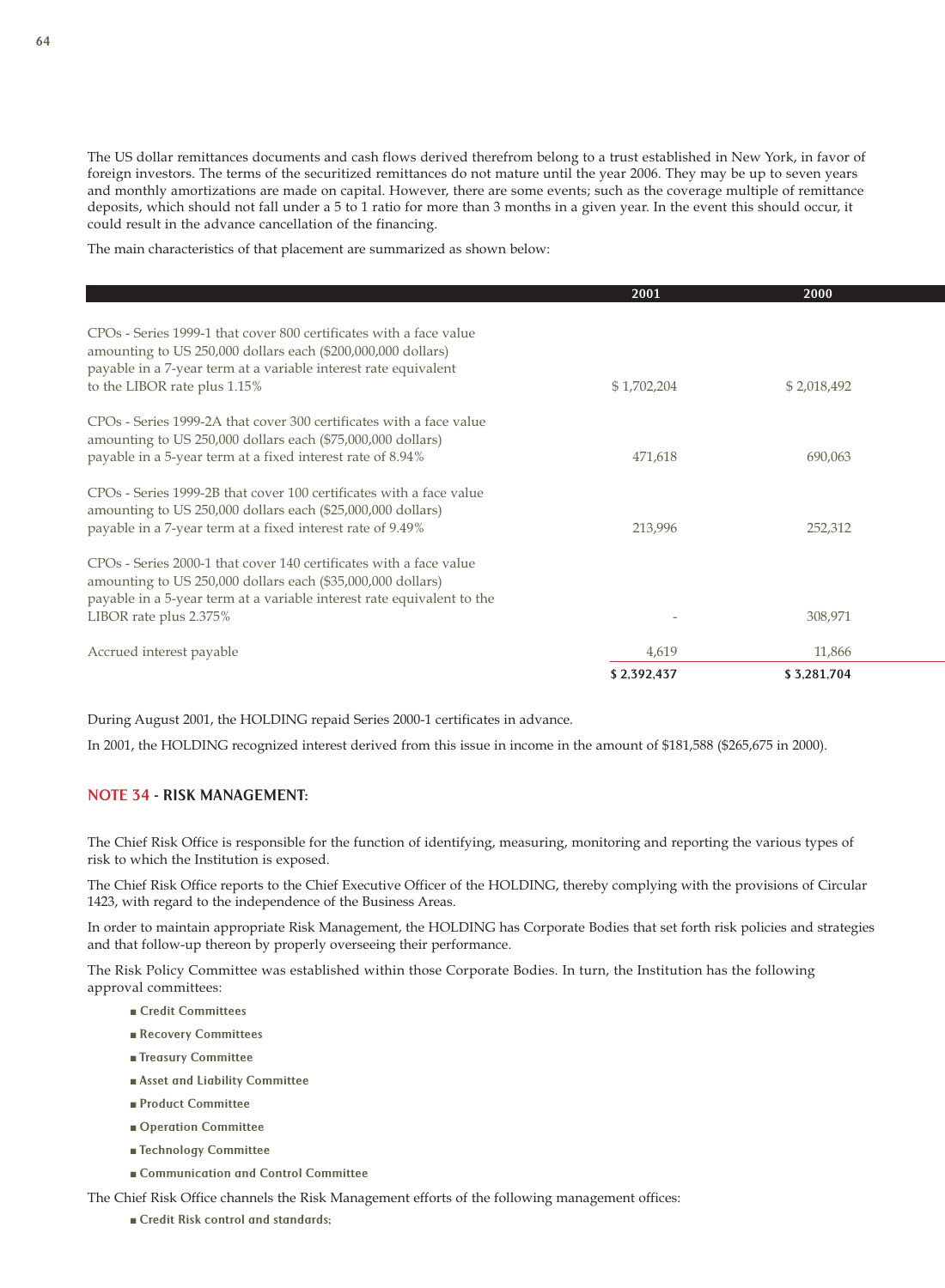The US dollar remittances documents and cash flows derived therefrom belong to a trust established in New York, in favor of foreign investors. The terms of the securitized remittances do not mature until the year 2006. They may be up to seven years and monthly amortizations are made on capital. However, there are some events; such as the coverage multiple of remittance deposits, which should not fall under a 5 to 1 ratio for more than 3 months in a given year. In the event this should occur, it could result in the advance cancellation of the financing.

The main characteristics of that placement are summarized as shown below:

| | 2001 | 2000 |
|---|---|---|
| CPOs - Series 1999-1 that cover 800 certificates with a face value amounting to US 250,000 dollars each ($200,000,000 dollars) payable in a 7-year term at a variable interest rate equivalent to the LIBOR rate plus 1.15% | $ 1,702,204 | $ 2,018,492 |
| CPOs - Series 1999-2A that cover 300 certificates with a face value amounting to US 250,000 dollars each ($75,000,000 dollars) payable in a 5-year term at a fixed interest rate of 8.94% | 471,618 | 690,063 |
| CPOs - Series 1999-2B that cover 100 certificates with a face value amounting to US 250,000 dollars each ($25,000,000 dollars) payable in a 7-year term at a fixed interest rate of 9.49% | 213,996 | 252,312 |
| CPOs - Series 2000-1 that cover 140 certificates with a face value amounting to US 250,000 dollars each ($35,000,000 dollars) payable in a 5-year term at a variable interest rate equivalent to the LIBOR rate plus 2.375% | - | 308,971 |
| Accrued interest payable | 4,619 | 11,866 |
| | **$ 2,392,437** | **$ 3,281,704** |

During August 2001, the HOLDING repaid Series 2000-1 certificates in advance.

In 2001, the HOLDING recognized interest derived from this issue in income in the amount of $181,588 ($265,675 in 2000).

## NOTE 34 - RISK MANAGEMENT:

The Chief Risk Office is responsible for the function of identifying, measuring, monitoring and reporting the various types of risk to which the Institution is exposed.

The Chief Risk Office reports to the Chief Executive Officer of the HOLDING, thereby complying with the provisions of Circular 1423, with regard to the independence of the Business Areas.

In order to maintain appropriate Risk Management, the HOLDING has Corporate Bodies that set forth risk policies and strategies and that follow-up thereon by properly overseeing their performance.

The Risk Policy Committee was established within those Corporate Bodies. In turn, the Institution has the following approval committees:

- **Credit Committees**
- **Recovery Committees**
- **Treasury Committee**
- **Asset and Liability Committee**
- **Product Committee**
- **Operation Committee**
- **Technology Committee**
- **Communication and Control Committee**

The Chief Risk Office channels the Risk Management efforts of the following management offices:

- **Credit Risk control and standards;**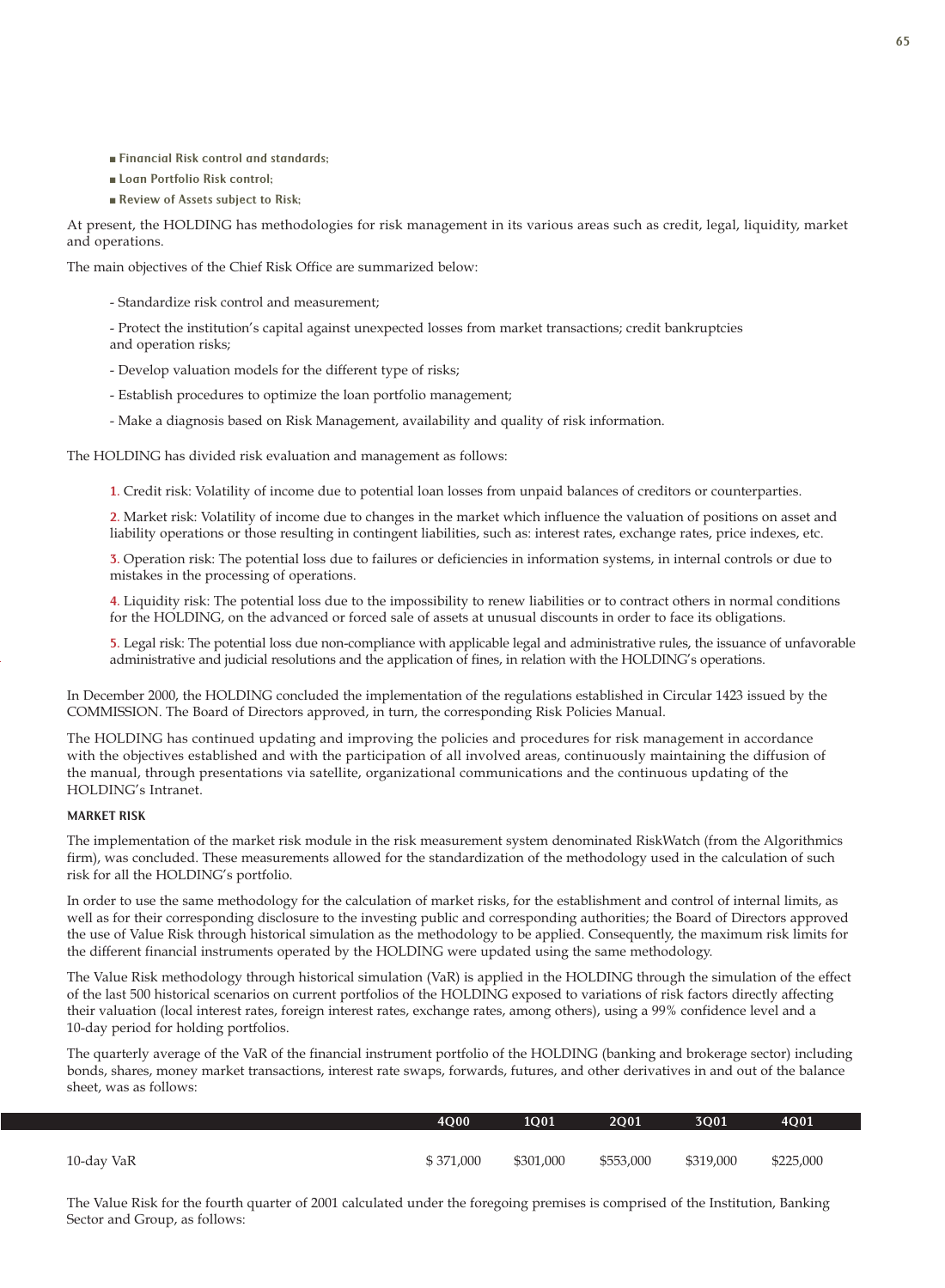- **Financial Risk control and standards;**
- **Loan Portfolio Risk control;**
- **Review of Assets subject to Risk;**

At present, the HOLDING has methodologies for risk management in its various areas such as credit, legal, liquidity, market and operations.

The main objectives of the Chief Risk Office are summarized below:

- Standardize risk control and measurement;
- Protect the institution's capital against unexpected losses from market transactions; credit bankruptcies and operation risks;
- Develop valuation models for the different type of risks;
- Establish procedures to optimize the loan portfolio management;
- Make a diagnosis based on Risk Management, availability and quality of risk information.

The HOLDING has divided risk evaluation and management as follows:

1. Credit risk: Volatility of income due to potential loan losses from unpaid balances of creditors or counterparties.
2. Market risk: Volatility of income due to changes in the market which influence the valuation of positions on asset and liability operations or those resulting in contingent liabilities, such as: interest rates, exchange rates, price indexes, etc.
3. Operation risk: The potential loss due to failures or deficiencies in information systems, in internal controls or due to mistakes in the processing of operations.
4. Liquidity risk: The potential loss due to the impossibility to renew liabilities or to contract others in normal conditions for the HOLDING, on the advanced or forced sale of assets at unusual discounts in order to face its obligations.
5. Legal risk: The potential loss due non-compliance with applicable legal and administrative rules, the issuance of unfavorable administrative and judicial resolutions and the application of fines, in relation with the HOLDING's operations.

In December 2000, the HOLDING concluded the implementation of the regulations established in Circular 1423 issued by the COMMISSION. The Board of Directors approved, in turn, the corresponding Risk Policies Manual.

The HOLDING has continued updating and improving the policies and procedures for risk management in accordance with the objectives established and with the participation of all involved areas, continuously maintaining the diffusion of the manual, through presentations via satellite, organizational communications and the continuous updating of the HOLDING's Intranet.

### MARKET RISK

The implementation of the market risk module in the risk measurement system denominated RiskWatch (from the Algorithmics firm), was concluded. These measurements allowed for the standardization of the methodology used in the calculation of such risk for all the HOLDING's portfolio.

In order to use the same methodology for the calculation of market risks, for the establishment and control of internal limits, as well as for their corresponding disclosure to the investing public and corresponding authorities; the Board of Directors approved the use of Value Risk through historical simulation as the methodology to be applied. Consequently, the maximum risk limits for the different financial instruments operated by the HOLDING were updated using the same methodology.

The Value Risk methodology through historical simulation (VaR) is applied in the HOLDING through the simulation of the effect of the last 500 historical scenarios on current portfolios of the HOLDING exposed to variations of risk factors directly affecting their valuation (local interest rates, foreign interest rates, exchange rates, among others), using a 99% confidence level and a 10-day period for holding portfolios.

The quarterly average of the VaR of the financial instrument portfolio of the HOLDING (banking and brokerage sector) including bonds, shares, money market transactions, interest rate swaps, forwards, futures, and other derivatives in and out of the balance sheet, was as follows:

| | 4Q00 | 1Q01 | 2Q01 | 3Q01 | 4Q01 |
|---|---|---|---|---|---|
| 10-day VaR | $ 371,000 | $301,000 | $553,000 | $319,000 | $225,000 |

The Value Risk for the fourth quarter of 2001 calculated under the foregoing premises is comprised of the Institution, Banking Sector and Group, as follows: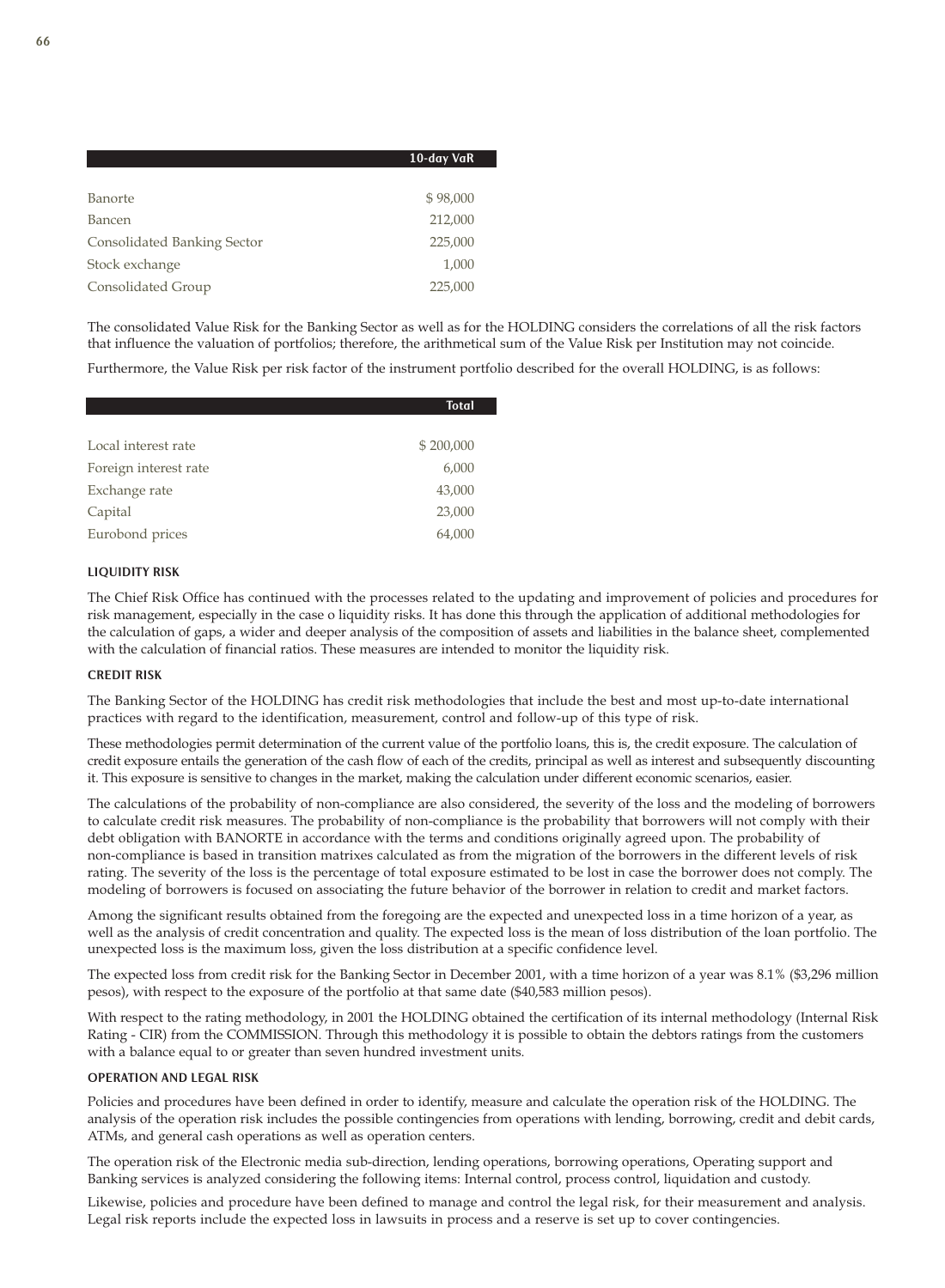| | 10-day VaR |
|---|---|
| Banorte | $ 98,000 |
| Bancen | 212,000 |
| Consolidated Banking Sector | 225,000 |
| Stock exchange | 1,000 |
| Consolidated Group | 225,000 |

The consolidated Value Risk for the Banking Sector as well as for the HOLDING considers the correlations of all the risk factors that influence the valuation of portfolios; therefore, the arithmetical sum of the Value Risk per Institution may not coincide.

Furthermore, the Value Risk per risk factor of the instrument portfolio described for the overall HOLDING, is as follows:

| | Total |
|---|---|
| Local interest rate | $ 200,000 |
| Foreign interest rate | 6,000 |
| Exchange rate | 43,000 |
| Capital | 23,000 |
| Eurobond prices | 64,000 |

#### LIQUIDITY RISK

The Chief Risk Office has continued with the processes related to the updating and improvement of policies and procedures for risk management, especially in the case o liquidity risks. It has done this through the application of additional methodologies for the calculation of gaps, a wider and deeper analysis of the composition of assets and liabilities in the balance sheet, complemented with the calculation of financial ratios. These measures are intended to monitor the liquidity risk.

#### CREDIT RISK

The Banking Sector of the HOLDING has credit risk methodologies that include the best and most up-to-date international practices with regard to the identification, measurement, control and follow-up of this type of risk.

These methodologies permit determination of the current value of the portfolio loans, this is, the credit exposure. The calculation of credit exposure entails the generation of the cash flow of each of the credits, principal as well as interest and subsequently discounting it. This exposure is sensitive to changes in the market, making the calculation under different economic scenarios, easier.

The calculations of the probability of non-compliance are also considered, the severity of the loss and the modeling of borrowers to calculate credit risk measures. The probability of non-compliance is the probability that borrowers will not comply with their debt obligation with BANORTE in accordance with the terms and conditions originally agreed upon. The probability of non-compliance is based in transition matrixes calculated as from the migration of the borrowers in the different levels of risk rating. The severity of the loss is the percentage of total exposure estimated to be lost in case the borrower does not comply. The modeling of borrowers is focused on associating the future behavior of the borrower in relation to credit and market factors.

Among the significant results obtained from the foregoing are the expected and unexpected loss in a time horizon of a year, as well as the analysis of credit concentration and quality. The expected loss is the mean of loss distribution of the loan portfolio. The unexpected loss is the maximum loss, given the loss distribution at a specific confidence level.

The expected loss from credit risk for the Banking Sector in December 2001, with a time horizon of a year was 8.1% ($3,296 million pesos), with respect to the exposure of the portfolio at that same date ($40,583 million pesos).

With respect to the rating methodology, in 2001 the HOLDING obtained the certification of its internal methodology (Internal Risk Rating - CIR) from the COMMISSION. Through this methodology it is possible to obtain the debtors ratings from the customers with a balance equal to or greater than seven hundred investment units.

#### OPERATION AND LEGAL RISK

Policies and procedures have been defined in order to identify, measure and calculate the operation risk of the HOLDING. The analysis of the operation risk includes the possible contingencies from operations with lending, borrowing, credit and debit cards, ATMs, and general cash operations as well as operation centers.

The operation risk of the Electronic media sub-direction, lending operations, borrowing operations, Operating support and Banking services is analyzed considering the following items: Internal control, process control, liquidation and custody.

Likewise, policies and procedure have been defined to manage and control the legal risk, for their measurement and analysis. Legal risk reports include the expected loss in lawsuits in process and a reserve is set up to cover contingencies.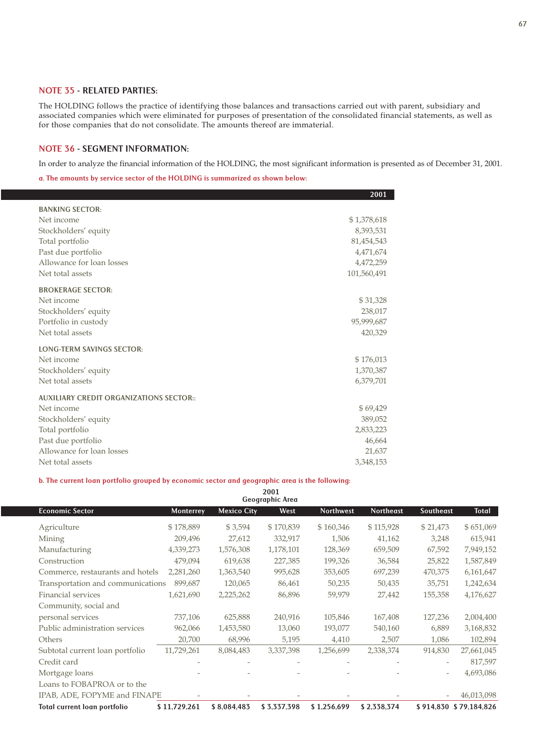## NOTE 35 - RELATED PARTIES:

The HOLDING follows the practice of identifying those balances and transactions carried out with parent, subsidiary and associated companies which were eliminated for purposes of presentation of the consolidated financial statements, as well as for those companies that do not consolidate. The amounts thereof are immaterial.

## NOTE 36 - SEGMENT INFORMATION:

In order to analyze the financial information of the HOLDING, the most significant information is presented as of December 31, 2001.

**a. The amounts by service sector of the HOLDING is summarized as shown below:**

| | 2001 |
|---|---|
| **BANKING SECTOR:** | |
| Net income | $ 1,378,618 |
| Stockholders' equity | 8,393,531 |
| Total portfolio | 81,454,543 |
| Past due portfolio | 4,471,674 |
| Allowance for loan losses | 4,472,259 |
| Net total assets | 101,560,491 |
| **BROKERAGE SECTOR:** | |
| Net income | $ 31,328 |
| Stockholders' equity | 238,017 |
| Portfolio in custody | 95,999,687 |
| Net total assets | 420,329 |
| **LONG-TERM SAVINGS SECTOR:** | |
| Net income | $ 176,013 |
| Stockholders' equity | 1,370,387 |
| Net total assets | 6,379,701 |
| **AUXILIARY CREDIT ORGANIZATIONS SECTOR::** | |
| Net income | $ 69,429 |
| Stockholders' equity | 389,052 |
| Total portfolio | 2,833,223 |
| Past due portfolio | 46,664 |
| Allowance for loan losses | 21,637 |
| Net total assets | 3,348,153 |

**b. The current loan portfolio grouped by economic sector and geographic area is the following:**

| | 2001 Geographic Area | | | | | | |
|---|---|---|---|---|---|---|---|
| Economic Sector | Monterrey | Mexico City | West | Northwest | Northeast | Southeast | Total |
| Agriculture | $ 178,889 | $ 3,594 | $ 170,839 | $ 160,346 | $ 115,928 | $ 21,473 | $ 651,069 |
| Mining | 209,496 | 27,612 | 332,917 | 1,506 | 41,162 | 3,248 | 615,941 |
| Manufacturing | 4,339,273 | 1,576,308 | 1,178,101 | 128,369 | 659,509 | 67,592 | 7,949,152 |
| Construction | 479,094 | 619,638 | 227,385 | 199,326 | 36,584 | 25,822 | 1,587,849 |
| Commerce, restaurants and hotels | 2,281,260 | 1,363,540 | 995,628 | 353,605 | 697,239 | 470,375 | 6,161,647 |
| Transportation and communications | 899,687 | 120,065 | 86,461 | 50,235 | 50,435 | 35,751 | 1,242,634 |
| Financial services | 1,621,690 | 2,225,262 | 86,896 | 59,979 | 27,442 | 155,358 | 4,176,627 |
| Community, social and personal services | 737,106 | 625,888 | 240,916 | 105,846 | 167,408 | 127,236 | 2,004,400 |
| Public administration services | 962,066 | 1,453,580 | 13,060 | 193,077 | 540,160 | 6,889 | 3,168,832 |
| Others | 20,700 | 68,996 | 5,195 | 4,410 | 2,507 | 1,086 | 102,894 |
| Subtotal current loan portfolio | 11,729,261 | 8,084,483 | 3,337,398 | 1,256,699 | 2,338,374 | 914,830 | 27,661,045 |
| Credit card | - | - | - | - | - | - | 817,597 |
| Mortgage loans | - | - | - | - | - | - | 4,693,086 |
| Loans to FOBAPROA or to the IPAB, ADE, FOPYME and FINAPE | - | - | - | - | - | - | 46,013,098 |
| **Total current loan portfolio** | **$ 11,729,261** | **$ 8,084,483** | **$ 3,337,398** | **$ 1,256,699** | **$ 2,338,374** | **$ 914,830** | **$ 79,184,826** |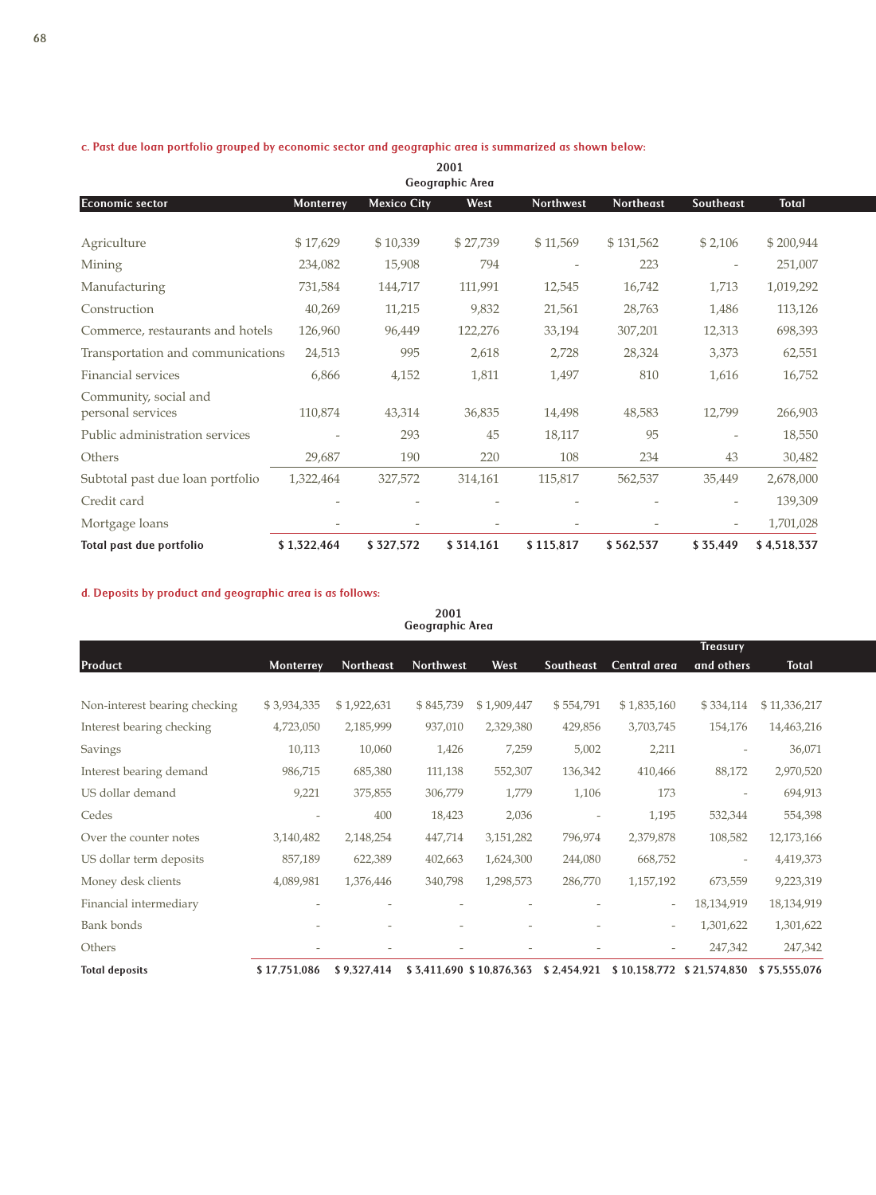c. Past due loan portfolio grouped by economic sector and geographic area is summarized as shown below:

2001
Geographic Area

| Economic sector | Monterrey | Mexico City | West | Northwest | Northeast | Southeast | Total |
|---|---|---|---|---|---|---|---|
| Agriculture | $ 17,629 | $ 10,339 | $ 27,739 | $ 11,569 | $ 131,562 | $ 2,106 | $ 200,944 |
| Mining | 234,082 | 15,908 | 794 | - | 223 | - | 251,007 |
| Manufacturing | 731,584 | 144,717 | 111,991 | 12,545 | 16,742 | 1,713 | 1,019,292 |
| Construction | 40,269 | 11,215 | 9,832 | 21,561 | 28,763 | 1,486 | 113,126 |
| Commerce, restaurants and hotels | 126,960 | 96,449 | 122,276 | 33,194 | 307,201 | 12,313 | 698,393 |
| Transportation and communications | 24,513 | 995 | 2,618 | 2,728 | 28,324 | 3,373 | 62,551 |
| Financial services | 6,866 | 4,152 | 1,811 | 1,497 | 810 | 1,616 | 16,752 |
| Community, social and personal services | 110,874 | 43,314 | 36,835 | 14,498 | 48,583 | 12,799 | 266,903 |
| Public administration services | - | 293 | 45 | 18,117 | 95 | - | 18,550 |
| Others | 29,687 | 190 | 220 | 108 | 234 | 43 | 30,482 |
| Subtotal past due loan portfolio | 1,322,464 | 327,572 | 314,161 | 115,817 | 562,537 | 35,449 | 2,678,000 |
| Credit card | - | - | - | - | - | - | 139,309 |
| Mortgage loans | - | - | - | - | - | - | 1,701,028 |
| **Total past due portfolio** | **$ 1,322,464** | **$ 327,572** | **$ 314,161** | **$ 115,817** | **$ 562,537** | **$ 35,449** | **$ 4,518,337** |

d. Deposits by product and geographic area is as follows:

2001
Geographic Area

| Product | Monterrey | Northeast | Northwest | West | Southeast | Central area | Treasury and others | Total |
|---|---|---|---|---|---|---|---|---|
| Non-interest bearing checking | $ 3,934,335 | $ 1,922,631 | $ 845,739 | $ 1,909,447 | $ 554,791 | $ 1,835,160 | $ 334,114 | $ 11,336,217 |
| Interest bearing checking | 4,723,050 | 2,185,999 | 937,010 | 2,329,380 | 429,856 | 3,703,745 | 154,176 | 14,463,216 |
| Savings | 10,113 | 10,060 | 1,426 | 7,259 | 5,002 | 2,211 | - | 36,071 |
| Interest bearing demand | 986,715 | 685,380 | 111,138 | 552,307 | 136,342 | 410,466 | 88,172 | 2,970,520 |
| US dollar demand | 9,221 | 375,855 | 306,779 | 1,779 | 1,106 | 173 | - | 694,913 |
| Cedes | - | 400 | 18,423 | 2,036 | - | 1,195 | 532,344 | 554,398 |
| Over the counter notes | 3,140,482 | 2,148,254 | 447,714 | 3,151,282 | 796,974 | 2,379,878 | 108,582 | 12,173,166 |
| US dollar term deposits | 857,189 | 622,389 | 402,663 | 1,624,300 | 244,080 | 668,752 | - | 4,419,373 |
| Money desk clients | 4,089,981 | 1,376,446 | 340,798 | 1,298,573 | 286,770 | 1,157,192 | 673,559 | 9,223,319 |
| Financial intermediary | - | - | - | - | - | - | 18,134,919 | 18,134,919 |
| Bank bonds | - | - | - | - | - | - | 1,301,622 | 1,301,622 |
| Others | - | - | - | - | - | - | 247,342 | 247,342 |
| **Total deposits** | **$ 17,751,086** | **$ 9,327,414** | **$ 3,411,690** | **$ 10,876,363** | **$ 2,454,921** | **$ 10,158,772** | **$ 21,574,830** | **$ 75,555,076** |